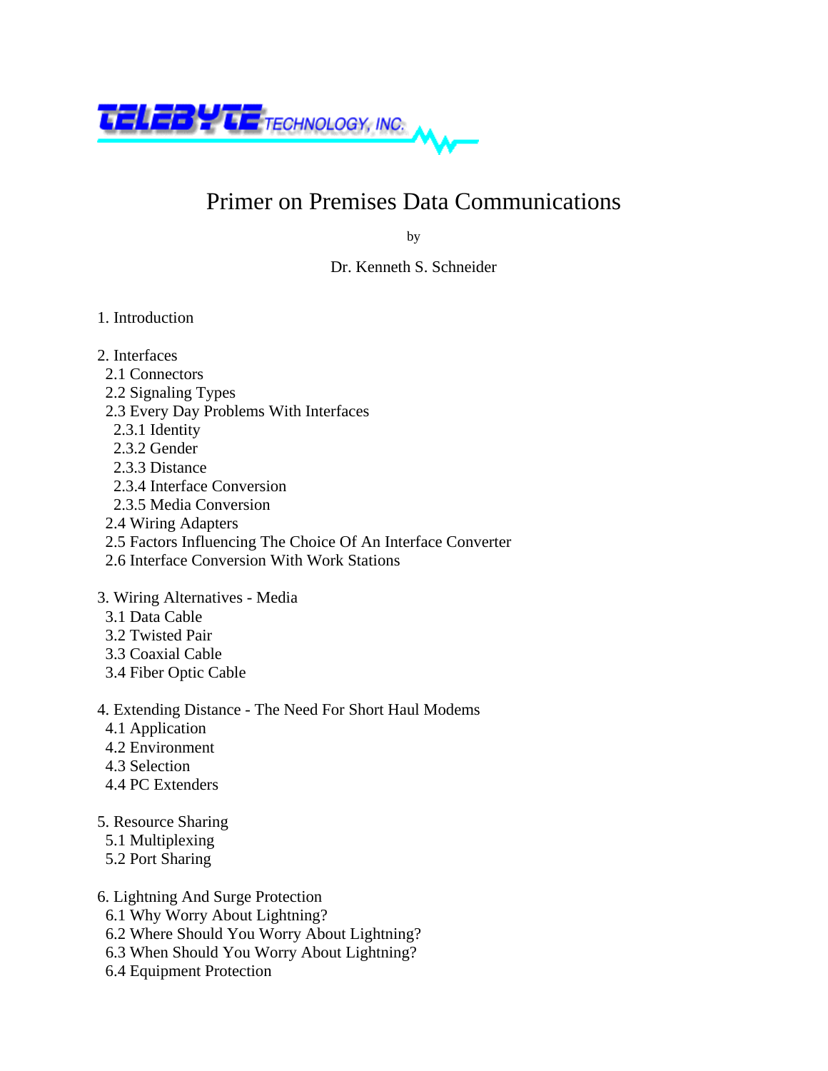TELEBYTE TECHNOLOGY, INC.

# Primer on Premises Data Communications

by

Dr. Kenneth S. Schneider

1. Introduction

2. Interfaces
   - 2.1 Connectors
   - 2.2 Signaling Types
   - 2.3 Every Day Problems With Interfaces
     - 2.3.1 Identity
     - 2.3.2 Gender
     - 2.3.3 Distance
     - 2.3.4 Interface Conversion
     - 2.3.5 Media Conversion
   - 2.4 Wiring Adapters
   - 2.5 Factors Influencing The Choice Of An Interface Converter
   - 2.6 Interface Conversion With Work Stations

3. Wiring Alternatives - Media
   - 3.1 Data Cable
   - 3.2 Twisted Pair
   - 3.3 Coaxial Cable
   - 3.4 Fiber Optic Cable

4. Extending Distance - The Need For Short Haul Modems
   - 4.1 Application
   - 4.2 Environment
   - 4.3 Selection
   - 4.4 PC Extenders

5. Resource Sharing
   - 5.1 Multiplexing
   - 5.2 Port Sharing

6. Lightning And Surge Protection
   - 6.1 Why Worry About Lightning?
   - 6.2 Where Should You Worry About Lightning?
   - 6.3 When Should You Worry About Lightning?
   - 6.4 Equipment Protection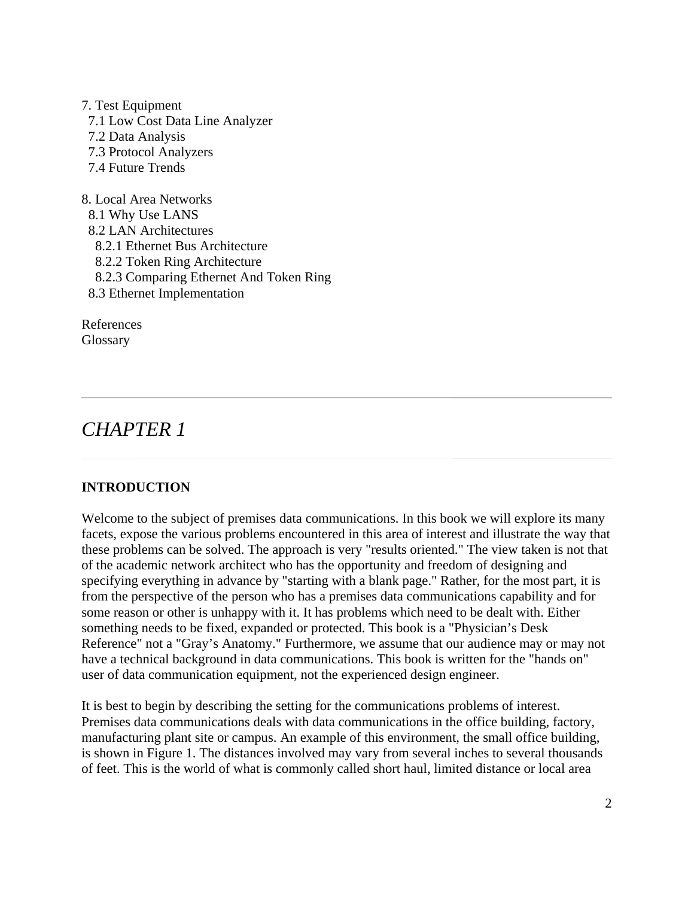7. Test Equipment
  7.1 Low Cost Data Line Analyzer
  7.2 Data Analysis
  7.3 Protocol Analyzers
  7.4 Future Trends

8. Local Area Networks
  8.1 Why Use LANS
  8.2 LAN Architectures
    8.2.1 Ethernet Bus Architecture
    8.2.2 Token Ring Architecture
    8.2.3 Comparing Ethernet And Token Ring
  8.3 Ethernet Implementation

References
Glossary

---

# *CHAPTER 1*

---

## INTRODUCTION

Welcome to the subject of premises data communications. In this book we will explore its many facets, expose the various problems encountered in this area of interest and illustrate the way that these problems can be solved. The approach is very "results oriented." The view taken is not that of the academic network architect who has the opportunity and freedom of designing and specifying everything in advance by "starting with a blank page." Rather, for the most part, it is from the perspective of the person who has a premises data communications capability and for some reason or other is unhappy with it. It has problems which need to be dealt with. Either something needs to be fixed, expanded or protected. This book is a "Physician's Desk Reference" not a "Gray's Anatomy." Furthermore, we assume that our audience may or may not have a technical background in data communications. This book is written for the "hands on" user of data communication equipment, not the experienced design engineer.

It is best to begin by describing the setting for the communications problems of interest. Premises data communications deals with data communications in the office building, factory, manufacturing plant site or campus. An example of this environment, the small office building, is shown in Figure 1. The distances involved may vary from several inches to several thousands of feet. This is the world of what is commonly called short haul, limited distance or local area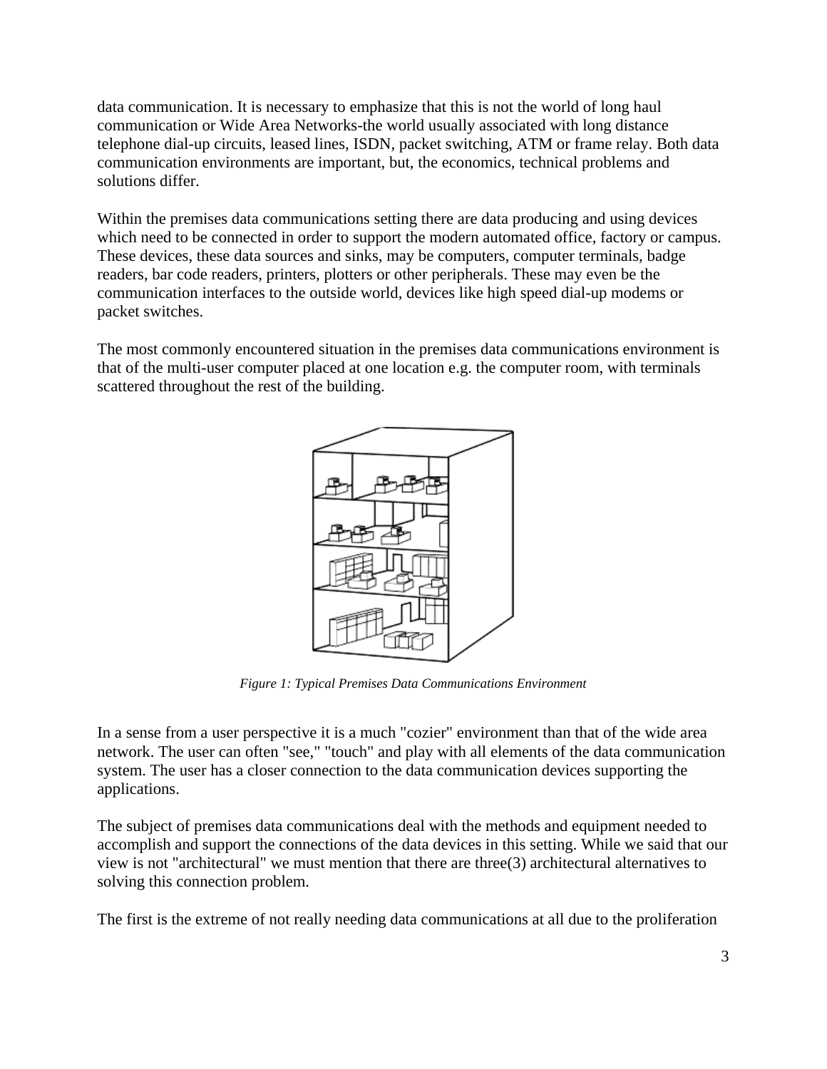data communication. It is necessary to emphasize that this is not the world of long haul communication or Wide Area Networks-the world usually associated with long distance telephone dial-up circuits, leased lines, ISDN, packet switching, ATM or frame relay. Both data communication environments are important, but, the economics, technical problems and solutions differ.

Within the premises data communications setting there are data producing and using devices which need to be connected in order to support the modern automated office, factory or campus. These devices, these data sources and sinks, may be computers, computer terminals, badge readers, bar code readers, printers, plotters or other peripherals. These may even be the communication interfaces to the outside world, devices like high speed dial-up modems or packet switches.

The most commonly encountered situation in the premises data communications environment is that of the multi-user computer placed at one location e.g. the computer room, with terminals scattered throughout the rest of the building.

*Figure 1: Typical Premises Data Communications Environment*

In a sense from a user perspective it is a much "cozier" environment than that of the wide area network. The user can often "see," "touch" and play with all elements of the data communication system. The user has a closer connection to the data communication devices supporting the applications.

The subject of premises data communications deal with the methods and equipment needed to accomplish and support the connections of the data devices in this setting. While we said that our view is not "architectural" we must mention that there are three(3) architectural alternatives to solving this connection problem.

The first is the extreme of not really needing data communications at all due to the proliferation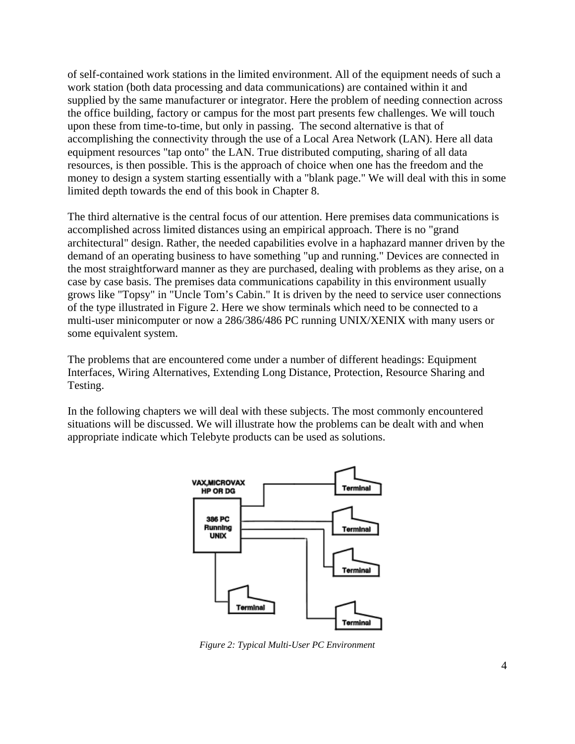of self-contained work stations in the limited environment. All of the equipment needs of such a work station (both data processing and data communications) are contained within it and supplied by the same manufacturer or integrator. Here the problem of needing connection across the office building, factory or campus for the most part presents few challenges. We will touch upon these from time-to-time, but only in passing. The second alternative is that of accomplishing the connectivity through the use of a Local Area Network (LAN). Here all data equipment resources "tap onto" the LAN. True distributed computing, sharing of all data resources, is then possible. This is the approach of choice when one has the freedom and the money to design a system starting essentially with a "blank page." We will deal with this in some limited depth towards the end of this book in Chapter 8.

The third alternative is the central focus of our attention. Here premises data communications is accomplished across limited distances using an empirical approach. There is no "grand architectural" design. Rather, the needed capabilities evolve in a haphazard manner driven by the demand of an operating business to have something "up and running." Devices are connected in the most straightforward manner as they are purchased, dealing with problems as they arise, on a case by case basis. The premises data communications capability in this environment usually grows like "Topsy" in "Uncle Tom's Cabin." It is driven by the need to service user connections of the type illustrated in Figure 2. Here we show terminals which need to be connected to a multi-user minicomputer or now a 286/386/486 PC running UNIX/XENIX with many users or some equivalent system.

The problems that are encountered come under a number of different headings: Equipment Interfaces, Wiring Alternatives, Extending Long Distance, Protection, Resource Sharing and Testing.

In the following chapters we will deal with these subjects. The most commonly encountered situations will be discussed. We will illustrate how the problems can be dealt with and when appropriate indicate which Telebyte products can be used as solutions.

*Figure 2: Typical Multi-User PC Environment*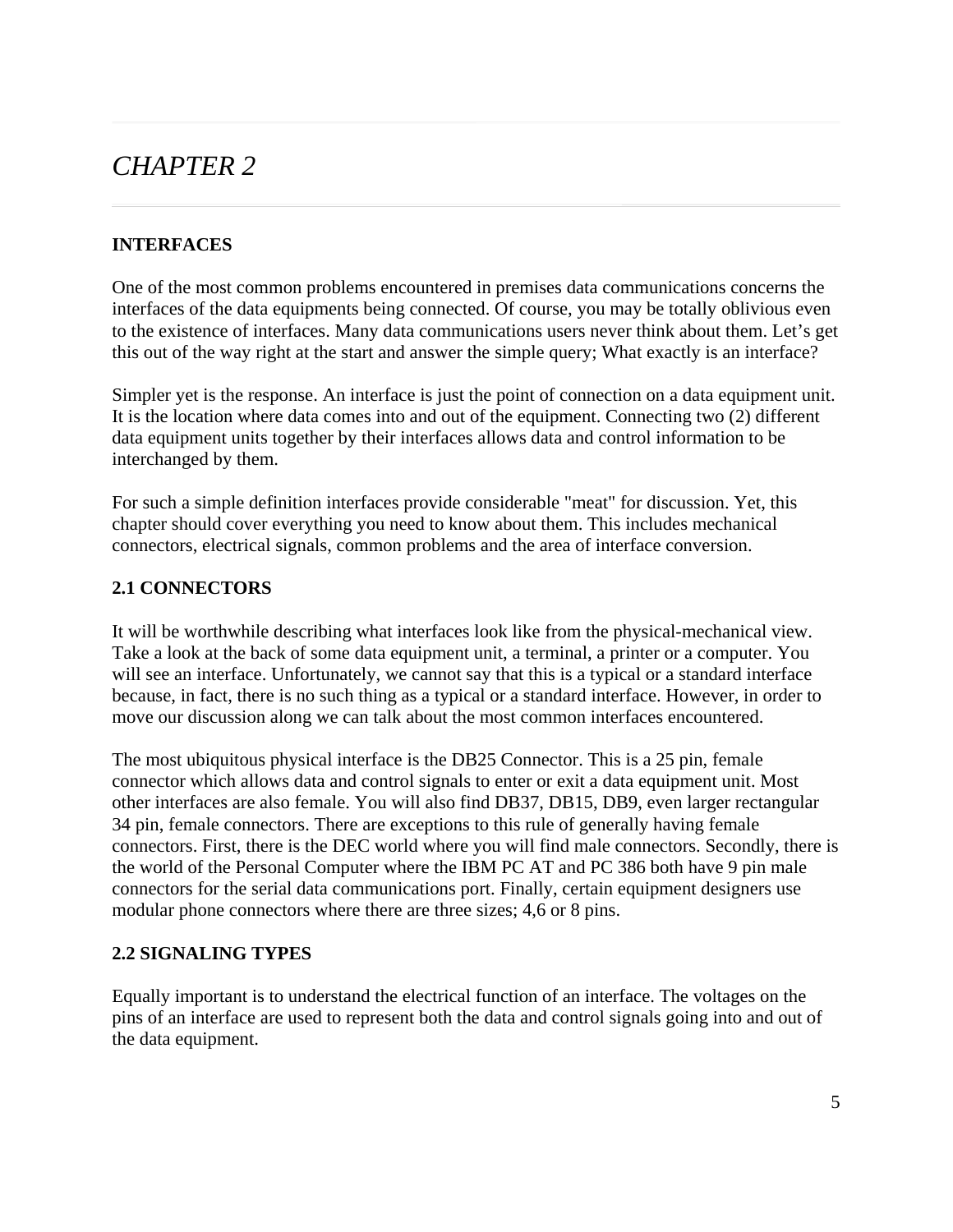# *CHAPTER 2*

## INTERFACES

One of the most common problems encountered in premises data communications concerns the interfaces of the data equipments being connected. Of course, you may be totally oblivious even to the existence of interfaces. Many data communications users never think about them. Let's get this out of the way right at the start and answer the simple query; What exactly is an interface?

Simpler yet is the response. An interface is just the point of connection on a data equipment unit. It is the location where data comes into and out of the equipment. Connecting two (2) different data equipment units together by their interfaces allows data and control information to be interchanged by them.

For such a simple definition interfaces provide considerable "meat" for discussion. Yet, this chapter should cover everything you need to know about them. This includes mechanical connectors, electrical signals, common problems and the area of interface conversion.

### 2.1 CONNECTORS

It will be worthwhile describing what interfaces look like from the physical-mechanical view. Take a look at the back of some data equipment unit, a terminal, a printer or a computer. You will see an interface. Unfortunately, we cannot say that this is a typical or a standard interface because, in fact, there is no such thing as a typical or a standard interface. However, in order to move our discussion along we can talk about the most common interfaces encountered.

The most ubiquitous physical interface is the DB25 Connector. This is a 25 pin, female connector which allows data and control signals to enter or exit a data equipment unit. Most other interfaces are also female. You will also find DB37, DB15, DB9, even larger rectangular 34 pin, female connectors. There are exceptions to this rule of generally having female connectors. First, there is the DEC world where you will find male connectors. Secondly, there is the world of the Personal Computer where the IBM PC AT and PC 386 both have 9 pin male connectors for the serial data communications port. Finally, certain equipment designers use modular phone connectors where there are three sizes; 4,6 or 8 pins.

### 2.2 SIGNALING TYPES

Equally important is to understand the electrical function of an interface. The voltages on the pins of an interface are used to represent both the data and control signals going into and out of the data equipment.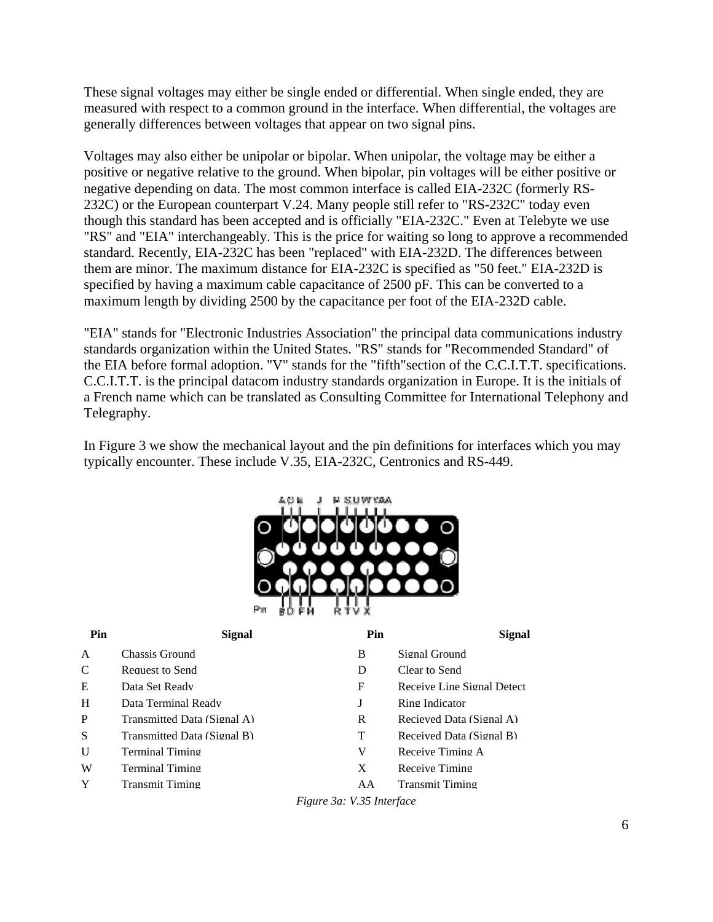These signal voltages may either be single ended or differential. When single ended, they are measured with respect to a common ground in the interface. When differential, the voltages are generally differences between voltages that appear on two signal pins.

Voltages may also either be unipolar or bipolar. When unipolar, the voltage may be either a positive or negative relative to the ground. When bipolar, pin voltages will be either positive or negative depending on data. The most common interface is called EIA-232C (formerly RS-232C) or the European counterpart V.24. Many people still refer to "RS-232C" today even though this standard has been accepted and is officially "EIA-232C." Even at Telebyte we use "RS" and "EIA" interchangeably. This is the price for waiting so long to approve a recommended standard. Recently, EIA-232C has been "replaced" with EIA-232D. The differences between them are minor. The maximum distance for EIA-232C is specified as "50 feet." EIA-232D is specified by having a maximum cable capacitance of 2500 pF. This can be converted to a maximum length by dividing 2500 by the capacitance per foot of the EIA-232D cable.

"EIA" stands for "Electronic Industries Association" the principal data communications industry standards organization within the United States. "RS" stands for "Recommended Standard" of the EIA before formal adoption. "V" stands for the "fifth"section of the C.C.I.T.T. specifications. C.C.I.T.T. is the principal datacom industry standards organization in Europe. It is the initials of a French name which can be translated as Consulting Committee for International Telephony and Telegraphy.

In Figure 3 we show the mechanical layout and the pin definitions for interfaces which you may typically encounter. These include V.35, EIA-232C, Centronics and RS-449.

| Pin | Signal | Pin | Signal |
|---|---|---|---|
| A | Chassis Ground | B | Signal Ground |
| C | Request to Send | D | Clear to Send |
| E | Data Set Ready | F | Receive Line Signal Detect |
| H | Data Terminal Ready | J | Ring Indicator |
| P | Transmitted Data (Signal A) | R | Recieved Data (Signal A) |
| S | Transmitted Data (Signal B) | T | Received Data (Signal B) |
| U | Terminal Timing | V | Receive Timing A |
| W | Terminal Timing | X | Receive Timing |
| Y | Transmit Timing | AA | Transmit Timing |

*Figure 3a: V.35 Interface*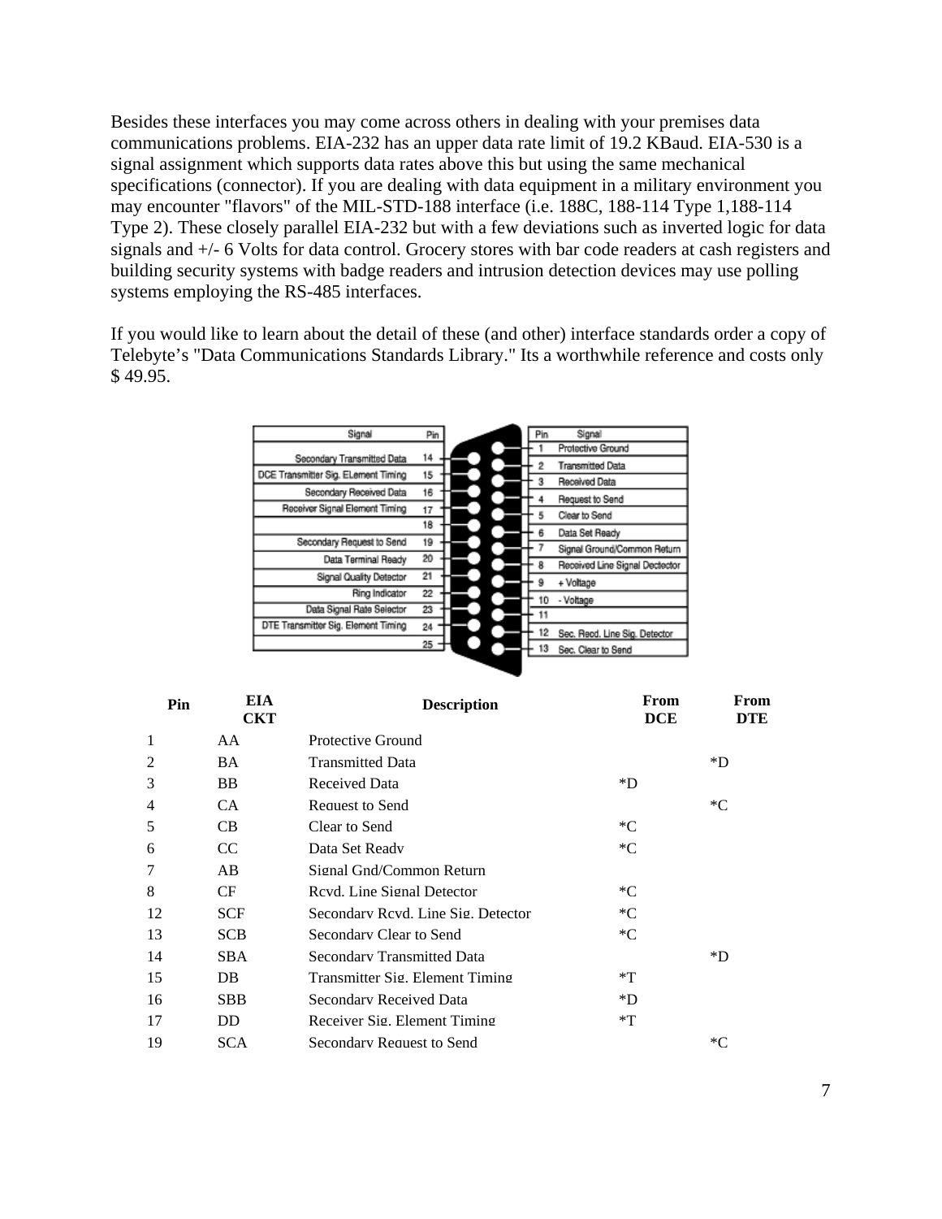Besides these interfaces you may come across others in dealing with your premises data communications problems. EIA-232 has an upper data rate limit of 19.2 KBaud. EIA-530 is a signal assignment which supports data rates above this but using the same mechanical specifications (connector). If you are dealing with data equipment in a military environment you may encounter "flavors" of the MIL-STD-188 interface (i.e. 188C, 188-114 Type 1,188-114 Type 2). These closely parallel EIA-232 but with a few deviations such as inverted logic for data signals and +/- 6 Volts for data control. Grocery stores with bar code readers at cash registers and building security systems with badge readers and intrusion detection devices may use polling systems employing the RS-485 interfaces.

If you would like to learn about the detail of these (and other) interface standards order a copy of Telebyte's "Data Communications Standards Library." Its a worthwhile reference and costs only $ 49.95.

| Signal | Pin |
|---|---|
| Secondary Transmitted Data | 14 |
| DCE Transmitter Sig. ELement Timing | 15 |
| Secondary Received Data | 16 |
| Receiver Signal Element Timing | 17 |
| | 18 |
| Secondary Request to Send | 19 |
| Data Terminal Ready | 20 |
| Signal Quality Detector | 21 |
| Ring Indicator | 22 |
| Data Signal Rate Selector | 23 |
| DTE Transmitter Sig. Element Timing | 24 |
| | 25 |

| Pin | Signal |
|---|---|
| 1 | Protective Ground |
| 2 | Transmitted Data |
| 3 | Received Data |
| 4 | Request to Send |
| 5 | Clear to Send |
| 6 | Data Set Ready |
| 7 | Signal Ground/Common Return |
| 8 | Received Line Signal Dectector |
| 9 | + Voltage |
| 10 | - Voltage |
| 11 | |
| 12 | Sec. Recd. Line Sig. Detector |
| 13 | Sec. Clear to Send |

| Pin | EIA CKT | Description | From DCE | From DTE |
|---|---|---|---|---|
| 1 | AA | Protective Ground | | |
| 2 | BA | Transmitted Data | | *D |
| 3 | BB | Received Data | *D | |
| 4 | CA | Request to Send | | *C |
| 5 | CB | Clear to Send | *C | |
| 6 | CC | Data Set Ready | *C | |
| 7 | AB | Signal Gnd/Common Return | | |
| 8 | CF | Rcvd. Line Signal Detector | *C | |
| 12 | SCF | Secondary Rcvd. Line Sig. Detector | *C | |
| 13 | SCB | Secondary Clear to Send | *C | |
| 14 | SBA | Secondary Transmitted Data | | *D |
| 15 | DB | Transmitter Sig. Element Timing | *T | |
| 16 | SBB | Secondary Received Data | *D | |
| 17 | DD | Receiver Sig. Element Timing | *T | |
| 19 | SCA | Secondary Request to Send | | *C |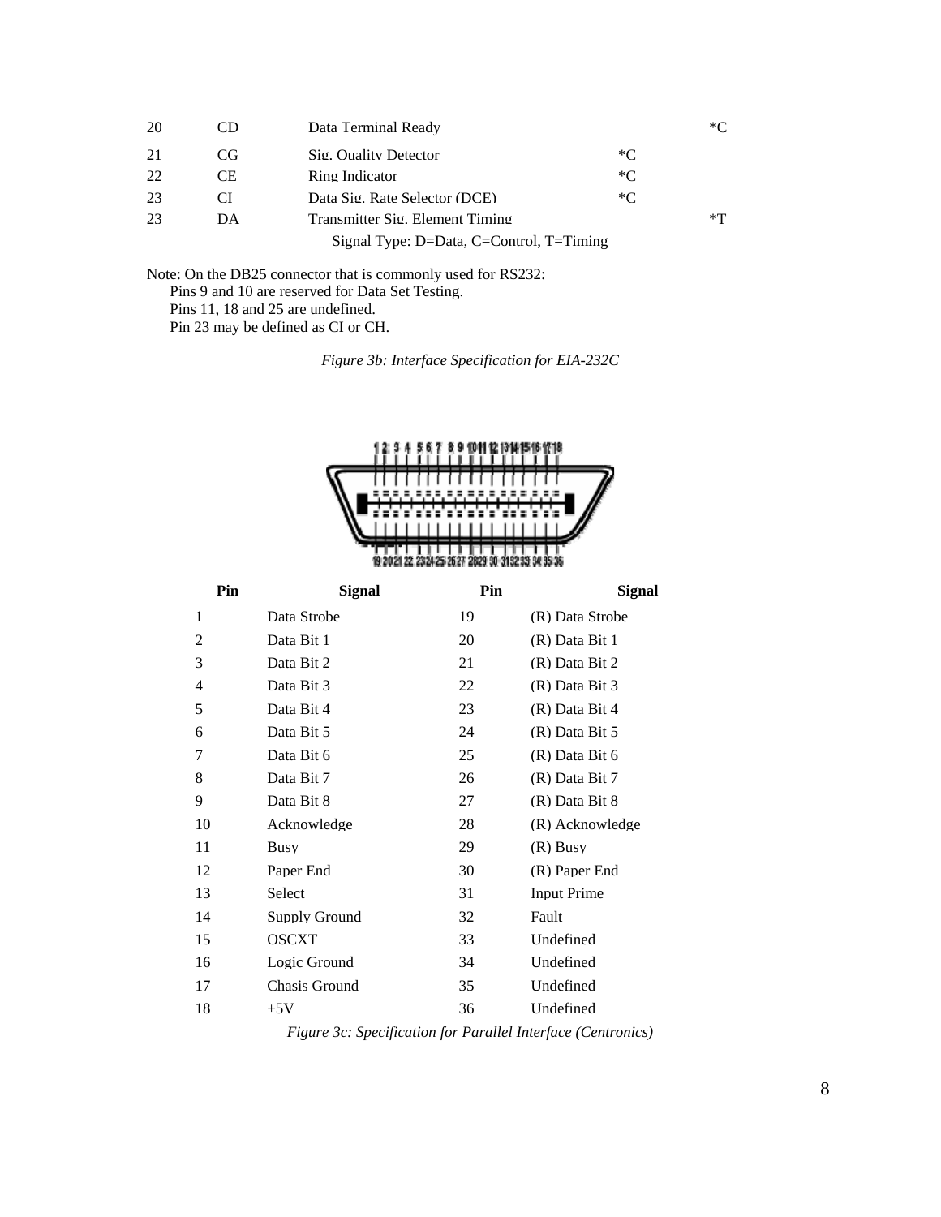| | | | | |
|---|---|---|---|---|
| 20 | CD | Data Terminal Ready | | *C |
| 21 | CG | Sig. Quality Detector | *C | |
| 22 | CE | Ring Indicator | *C | |
| 23 | CI | Data Sig. Rate Selector (DCE) | *C | |
| 23 | DA | Transmitter Sig. Element Timing | | *T |

Signal Type: D=Data, C=Control, T=Timing

Note: On the DB25 connector that is commonly used for RS232:
- Pins 9 and 10 are reserved for Data Set Testing.
- Pins 11, 18 and 25 are undefined.
- Pin 23 may be defined as CI or CH.

*Figure 3b: Interface Specification for EIA-232C*

| Pin | Signal | Pin | Signal |
|---|---|---|---|
| 1 | Data Strobe | 19 | (R) Data Strobe |
| 2 | Data Bit 1 | 20 | (R) Data Bit 1 |
| 3 | Data Bit 2 | 21 | (R) Data Bit 2 |
| 4 | Data Bit 3 | 22 | (R) Data Bit 3 |
| 5 | Data Bit 4 | 23 | (R) Data Bit 4 |
| 6 | Data Bit 5 | 24 | (R) Data Bit 5 |
| 7 | Data Bit 6 | 25 | (R) Data Bit 6 |
| 8 | Data Bit 7 | 26 | (R) Data Bit 7 |
| 9 | Data Bit 8 | 27 | (R) Data Bit 8 |
| 10 | Acknowledge | 28 | (R) Acknowledge |
| 11 | Busy | 29 | (R) Busy |
| 12 | Paper End | 30 | (R) Paper End |
| 13 | Select | 31 | Input Prime |
| 14 | Supply Ground | 32 | Fault |
| 15 | OSCXT | 33 | Undefined |
| 16 | Logic Ground | 34 | Undefined |
| 17 | Chasis Ground | 35 | Undefined |
| 18 | +5V | 36 | Undefined |

*Figure 3c: Specification for Parallel Interface (Centronics)*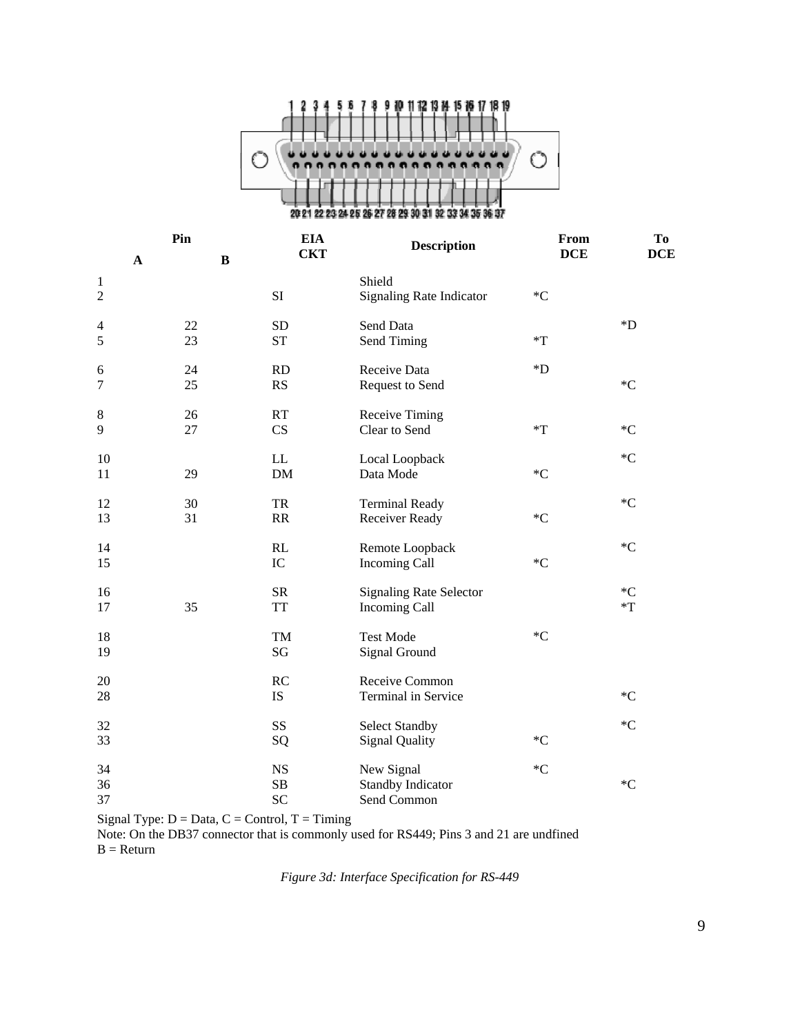| Pin A | Pin B | EIA CKT | Description | From DCE | To DCE |
|---|---|---|---|---|---|
| 1 | | | Shield | | |
| 2 | | SI | Signaling Rate Indicator | *C | |
| 4 | 22 | SD | Send Data | | *D |
| 5 | 23 | ST | Send Timing | *T | |
| 6 | 24 | RD | Receive Data | *D | |
| 7 | 25 | RS | Request to Send | | *C |
| 8 | 26 | RT | Receive Timing | | |
| 9 | 27 | CS | Clear to Send | *T | *C |
| 10 | | LL | Local Loopback | | *C |
| 11 | 29 | DM | Data Mode | *C | |
| 12 | 30 | TR | Terminal Ready | | *C |
| 13 | 31 | RR | Receiver Ready | *C | |
| 14 | | RL | Remote Loopback | | *C |
| 15 | | IC | Incoming Call | *C | |
| 16 | | SR | Signaling Rate Selector | | *C |
| 17 | 35 | TT | Incoming Call | | *T |
| 18 | | TM | Test Mode | *C | |
| 19 | | SG | Signal Ground | | |
| 20 | | RC | Receive Common | | |
| 28 | | IS | Terminal in Service | | *C |
| 32 | | SS | Select Standby | | *C |
| 33 | | SQ | Signal Quality | *C | |
| 34 | | NS | New Signal | *C | |
| 36 | | SB | Standby Indicator | | *C |
| 37 | | SC | Send Common | | |

Signal Type: D = Data, C = Control, T = Timing

Note: On the DB37 connector that is commonly used for RS449; Pins 3 and 21 are undfined

B = Return

*Figure 3d: Interface Specification for RS-449*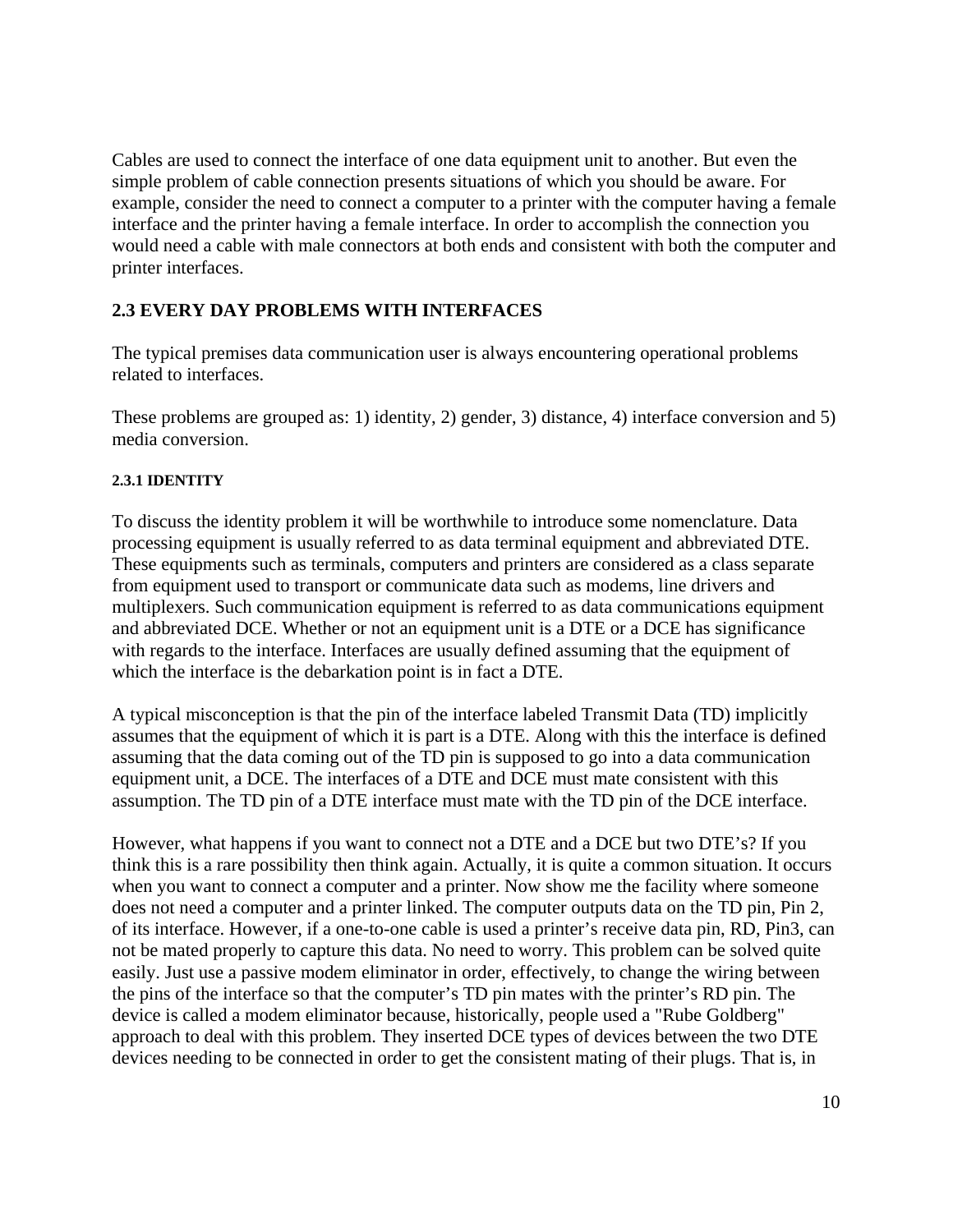Cables are used to connect the interface of one data equipment unit to another. But even the simple problem of cable connection presents situations of which you should be aware. For example, consider the need to connect a computer to a printer with the computer having a female interface and the printer having a female interface. In order to accomplish the connection you would need a cable with male connectors at both ends and consistent with both the computer and printer interfaces.

## 2.3 EVERY DAY PROBLEMS WITH INTERFACES

The typical premises data communication user is always encountering operational problems related to interfaces.

These problems are grouped as: 1) identity, 2) gender, 3) distance, 4) interface conversion and 5) media conversion.

### 2.3.1 IDENTITY

To discuss the identity problem it will be worthwhile to introduce some nomenclature. Data processing equipment is usually referred to as data terminal equipment and abbreviated DTE. These equipments such as terminals, computers and printers are considered as a class separate from equipment used to transport or communicate data such as modems, line drivers and multiplexers. Such communication equipment is referred to as data communications equipment and abbreviated DCE. Whether or not an equipment unit is a DTE or a DCE has significance with regards to the interface. Interfaces are usually defined assuming that the equipment of which the interface is the debarkation point is in fact a DTE.

A typical misconception is that the pin of the interface labeled Transmit Data (TD) implicitly assumes that the equipment of which it is part is a DTE. Along with this the interface is defined assuming that the data coming out of the TD pin is supposed to go into a data communication equipment unit, a DCE. The interfaces of a DTE and DCE must mate consistent with this assumption. The TD pin of a DTE interface must mate with the TD pin of the DCE interface.

However, what happens if you want to connect not a DTE and a DCE but two DTE's? If you think this is a rare possibility then think again. Actually, it is quite a common situation. It occurs when you want to connect a computer and a printer. Now show me the facility where someone does not need a computer and a printer linked. The computer outputs data on the TD pin, Pin 2, of its interface. However, if a one-to-one cable is used a printer's receive data pin, RD, Pin3, can not be mated properly to capture this data. No need to worry. This problem can be solved quite easily. Just use a passive modem eliminator in order, effectively, to change the wiring between the pins of the interface so that the computer's TD pin mates with the printer's RD pin. The device is called a modem eliminator because, historically, people used a "Rube Goldberg" approach to deal with this problem. They inserted DCE types of devices between the two DTE devices needing to be connected in order to get the consistent mating of their plugs. That is, in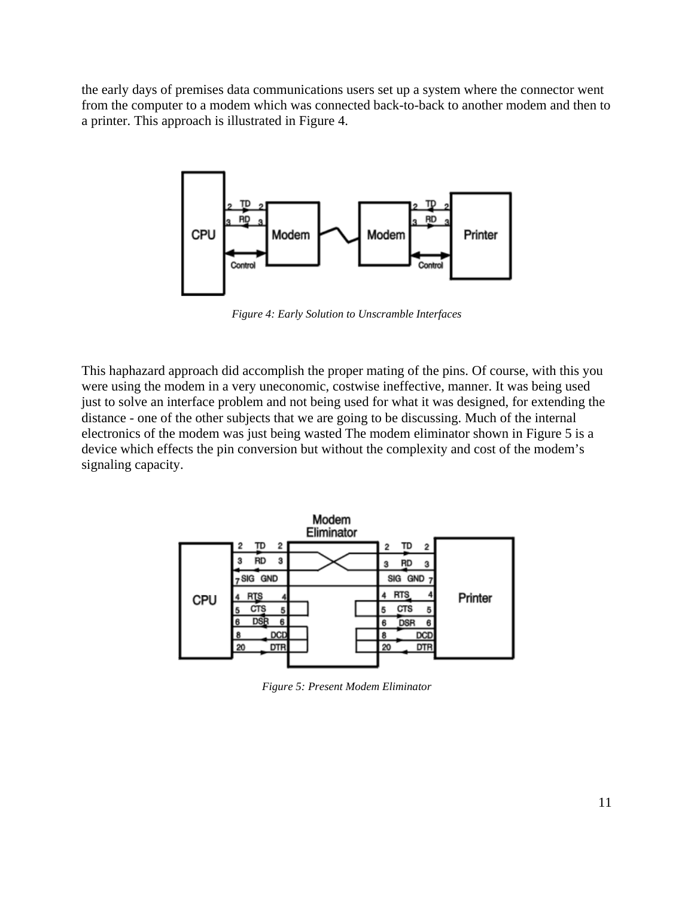the early days of premises data communications users set up a system where the connector went from the computer to a modem which was connected back-to-back to another modem and then to a printer. This approach is illustrated in Figure 4.

*Figure 4: Early Solution to Unscramble Interfaces*

This haphazard approach did accomplish the proper mating of the pins. Of course, with this you were using the modem in a very uneconomic, costwise ineffective, manner. It was being used just to solve an interface problem and not being used for what it was designed, for extending the distance - one of the other subjects that we are going to be discussing. Much of the internal electronics of the modem was just being wasted The modem eliminator shown in Figure 5 is a device which effects the pin conversion but without the complexity and cost of the modem's signaling capacity.

*Figure 5: Present Modem Eliminator*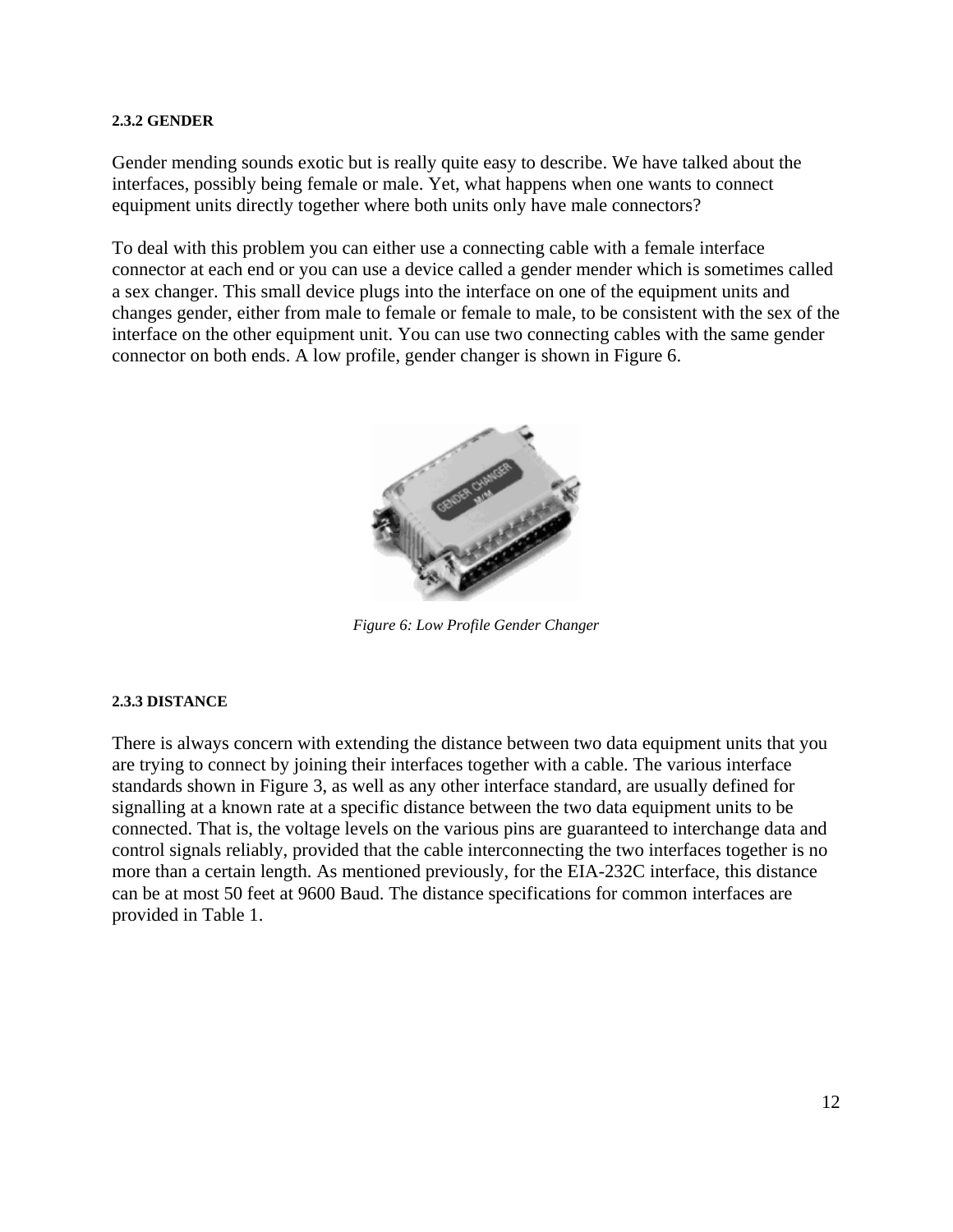#### 2.3.2 GENDER

Gender mending sounds exotic but is really quite easy to describe. We have talked about the interfaces, possibly being female or male. Yet, what happens when one wants to connect equipment units directly together where both units only have male connectors?

To deal with this problem you can either use a connecting cable with a female interface connector at each end or you can use a device called a gender mender which is sometimes called a sex changer. This small device plugs into the interface on one of the equipment units and changes gender, either from male to female or female to male, to be consistent with the sex of the interface on the other equipment unit. You can use two connecting cables with the same gender connector on both ends. A low profile, gender changer is shown in Figure 6.

*Figure 6: Low Profile Gender Changer*

#### 2.3.3 DISTANCE

There is always concern with extending the distance between two data equipment units that you are trying to connect by joining their interfaces together with a cable. The various interface standards shown in Figure 3, as well as any other interface standard, are usually defined for signalling at a known rate at a specific distance between the two data equipment units to be connected. That is, the voltage levels on the various pins are guaranteed to interchange data and control signals reliably, provided that the cable interconnecting the two interfaces together is no more than a certain length. As mentioned previously, for the EIA-232C interface, this distance can be at most 50 feet at 9600 Baud. The distance specifications for common interfaces are provided in Table 1.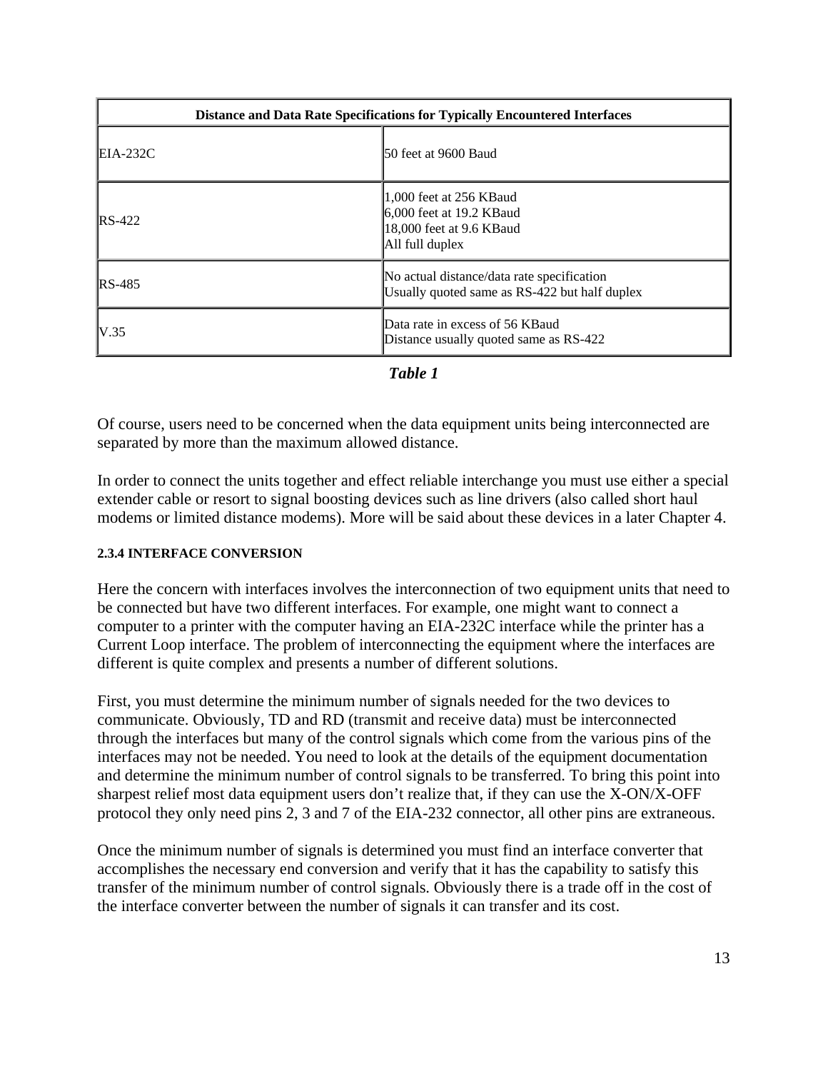| Distance and Data Rate Specifications for Typically Encountered Interfaces | |
|---|---|
| EIA-232C | 50 feet at 9600 Baud |
| RS-422 | 1,000 feet at 256 KBaud<br>6,000 feet at 19.2 KBaud<br>18,000 feet at 9.6 KBaud<br>All full duplex |
| RS-485 | No actual distance/data rate specification<br>Usually quoted same as RS-422 but half duplex |
| V.35 | Data rate in excess of 56 KBaud<br>Distance usually quoted same as RS-422 |

***Table 1***

Of course, users need to be concerned when the data equipment units being interconnected are separated by more than the maximum allowed distance.

In order to connect the units together and effect reliable interchange you must use either a special extender cable or resort to signal boosting devices such as line drivers (also called short haul modems or limited distance modems). More will be said about these devices in a later Chapter 4.

#### 2.3.4 INTERFACE CONVERSION

Here the concern with interfaces involves the interconnection of two equipment units that need to be connected but have two different interfaces. For example, one might want to connect a computer to a printer with the computer having an EIA-232C interface while the printer has a Current Loop interface. The problem of interconnecting the equipment where the interfaces are different is quite complex and presents a number of different solutions.

First, you must determine the minimum number of signals needed for the two devices to communicate. Obviously, TD and RD (transmit and receive data) must be interconnected through the interfaces but many of the control signals which come from the various pins of the interfaces may not be needed. You need to look at the details of the equipment documentation and determine the minimum number of control signals to be transferred. To bring this point into sharpest relief most data equipment users don't realize that, if they can use the X-ON/X-OFF protocol they only need pins 2, 3 and 7 of the EIA-232 connector, all other pins are extraneous.

Once the minimum number of signals is determined you must find an interface converter that accomplishes the necessary end conversion and verify that it has the capability to satisfy this transfer of the minimum number of control signals. Obviously there is a trade off in the cost of the interface converter between the number of signals it can transfer and its cost.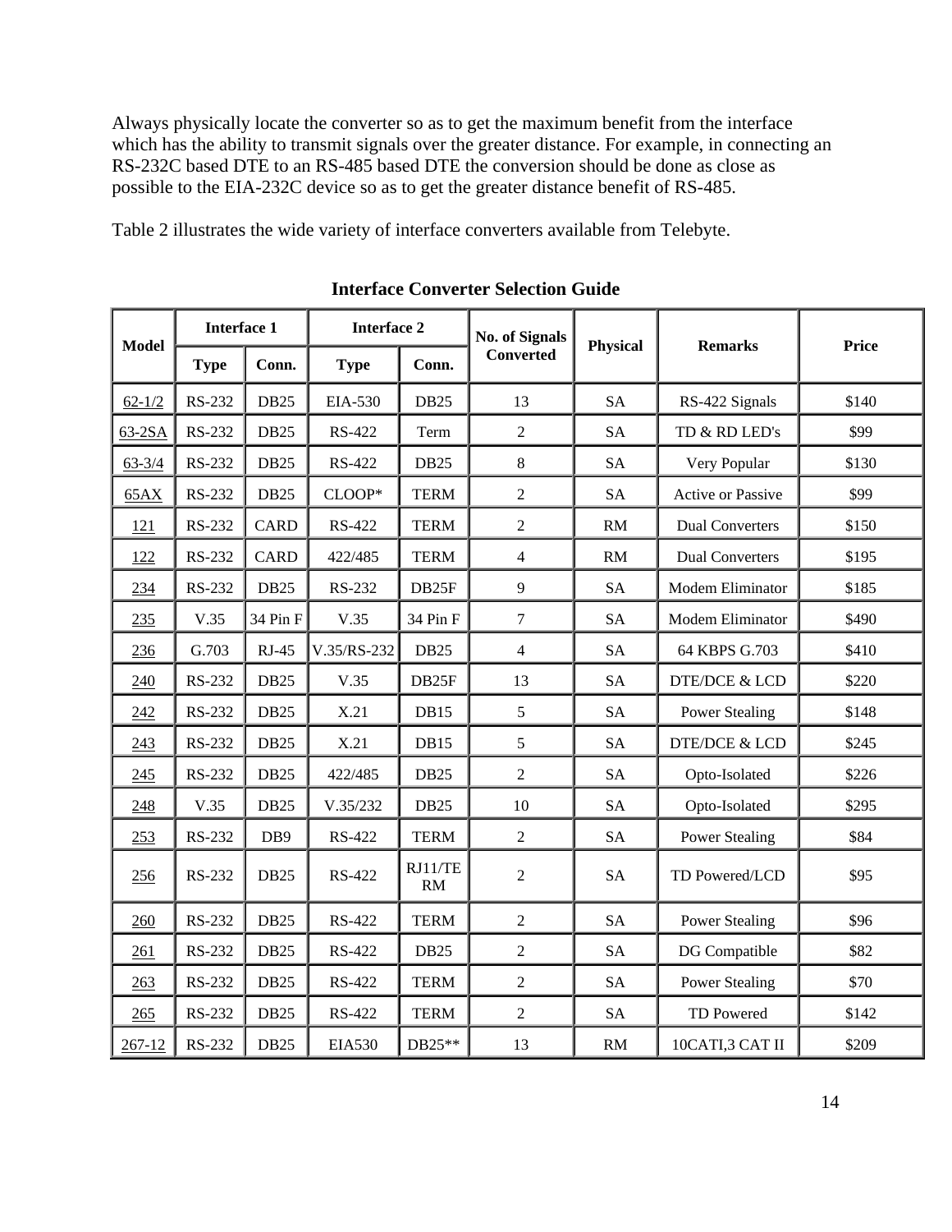Always physically locate the converter so as to get the maximum benefit from the interface which has the ability to transmit signals over the greater distance. For example, in connecting an RS-232C based DTE to an RS-485 based DTE the conversion should be done as close as possible to the EIA-232C device so as to get the greater distance benefit of RS-485.

Table 2 illustrates the wide variety of interface converters available from Telebyte.

**Interface Converter Selection Guide**

| Model | Interface 1 | | Interface 2 | | No. of Signals Converted | Physical | Remarks | Price |
|---|---|---|---|---|---|---|---|---|
| | Type | Conn. | Type | Conn. | | | | |
| 62-1/2 | RS-232 | DB25 | EIA-530 | DB25 | 13 | SA | RS-422 Signals | $140 |
| 63-2SA | RS-232 | DB25 | RS-422 | Term | 2 | SA | TD & RD LED's | $99 |
| 63-3/4 | RS-232 | DB25 | RS-422 | DB25 | 8 | SA | Very Popular | $130 |
| 65AX | RS-232 | DB25 | CLOOP* | TERM | 2 | SA | Active or Passive | $99 |
| 121 | RS-232 | CARD | RS-422 | TERM | 2 | RM | Dual Converters | $150 |
| 122 | RS-232 | CARD | 422/485 | TERM | 4 | RM | Dual Converters | $195 |
| 234 | RS-232 | DB25 | RS-232 | DB25F | 9 | SA | Modem Eliminator | $185 |
| 235 | V.35 | 34 Pin F | V.35 | 34 Pin F | 7 | SA | Modem Eliminator | $490 |
| 236 | G.703 | RJ-45 | V.35/RS-232 | DB25 | 4 | SA | 64 KBPS G.703 | $410 |
| 240 | RS-232 | DB25 | V.35 | DB25F | 13 | SA | DTE/DCE & LCD | $220 |
| 242 | RS-232 | DB25 | X.21 | DB15 | 5 | SA | Power Stealing | $148 |
| 243 | RS-232 | DB25 | X.21 | DB15 | 5 | SA | DTE/DCE & LCD | $245 |
| 245 | RS-232 | DB25 | 422/485 | DB25 | 2 | SA | Opto-Isolated | $226 |
| 248 | V.35 | DB25 | V.35/232 | DB25 | 10 | SA | Opto-Isolated | $295 |
| 253 | RS-232 | DB9 | RS-422 | TERM | 2 | SA | Power Stealing | $84 |
| 256 | RS-232 | DB25 | RS-422 | RJ11/TERM | 2 | SA | TD Powered/LCD | $95 |
| 260 | RS-232 | DB25 | RS-422 | TERM | 2 | SA | Power Stealing | $96 |
| 261 | RS-232 | DB25 | RS-422 | DB25 | 2 | SA | DG Compatible | $82 |
| 263 | RS-232 | DB25 | RS-422 | TERM | 2 | SA | Power Stealing | $70 |
| 265 | RS-232 | DB25 | RS-422 | TERM | 2 | SA | TD Powered | $142 |
| 267-12 | RS-232 | DB25 | EIA530 | DB25** | 13 | RM | 10CATI,3 CAT II | $209 |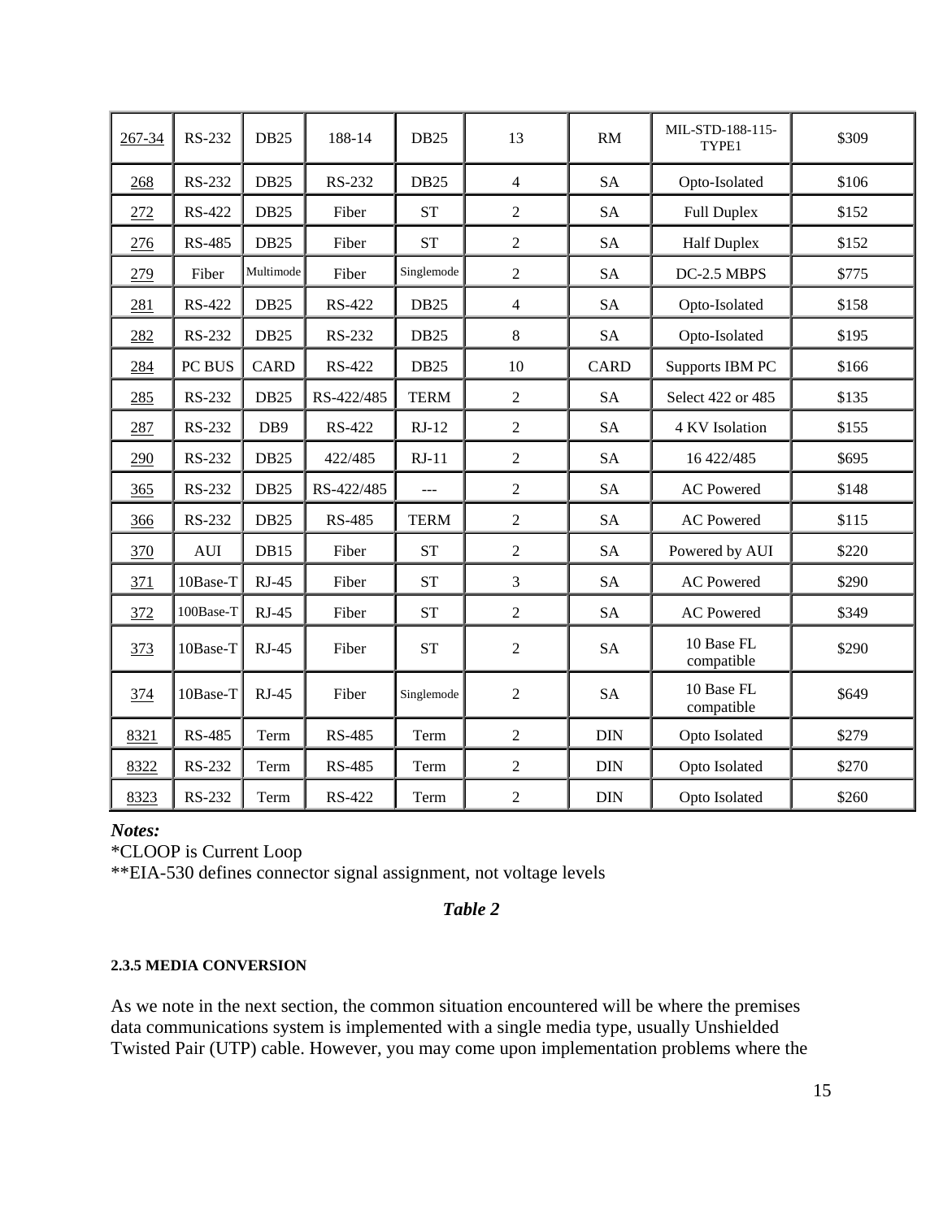| 267-34 | RS-232 | DB25 | 188-14 | DB25 | 13 | RM | MIL-STD-188-115-TYPE1 | $309 |
|---|---|---|---|---|---|---|---|---|
| 268 | RS-232 | DB25 | RS-232 | DB25 | 4 | SA | Opto-Isolated | $106 |
| 272 | RS-422 | DB25 | Fiber | ST | 2 | SA | Full Duplex | $152 |
| 276 | RS-485 | DB25 | Fiber | ST | 2 | SA | Half Duplex | $152 |
| 279 | Fiber | Multimode | Fiber | Singlemode | 2 | SA | DC-2.5 MBPS | $775 |
| 281 | RS-422 | DB25 | RS-422 | DB25 | 4 | SA | Opto-Isolated | $158 |
| 282 | RS-232 | DB25 | RS-232 | DB25 | 8 | SA | Opto-Isolated | $195 |
| 284 | PC BUS | CARD | RS-422 | DB25 | 10 | CARD | Supports IBM PC | $166 |
| 285 | RS-232 | DB25 | RS-422/485 | TERM | 2 | SA | Select 422 or 485 | $135 |
| 287 | RS-232 | DB9 | RS-422 | RJ-12 | 2 | SA | 4 KV Isolation | $155 |
| 290 | RS-232 | DB25 | 422/485 | RJ-11 | 2 | SA | 16 422/485 | $695 |
| 365 | RS-232 | DB25 | RS-422/485 | --- | 2 | SA | AC Powered | $148 |
| 366 | RS-232 | DB25 | RS-485 | TERM | 2 | SA | AC Powered | $115 |
| 370 | AUI | DB15 | Fiber | ST | 2 | SA | Powered by AUI | $220 |
| 371 | 10Base-T | RJ-45 | Fiber | ST | 3 | SA | AC Powered | $290 |
| 372 | 100Base-T | RJ-45 | Fiber | ST | 2 | SA | AC Powered | $349 |
| 373 | 10Base-T | RJ-45 | Fiber | ST | 2 | SA | 10 Base FL compatible | $290 |
| 374 | 10Base-T | RJ-45 | Fiber | Singlemode | 2 | SA | 10 Base FL compatible | $649 |
| 8321 | RS-485 | Term | RS-485 | Term | 2 | DIN | Opto Isolated | $279 |
| 8322 | RS-232 | Term | RS-485 | Term | 2 | DIN | Opto Isolated | $270 |
| 8323 | RS-232 | Term | RS-422 | Term | 2 | DIN | Opto Isolated | $260 |

***Notes:***
*CLOOP is Current Loop
**EIA-530 defines connector signal assignment, not voltage levels

***Table 2***

#### 2.3.5 MEDIA CONVERSION

As we note in the next section, the common situation encountered will be where the premises data communications system is implemented with a single media type, usually Unshielded Twisted Pair (UTP) cable. However, you may come upon implementation problems where the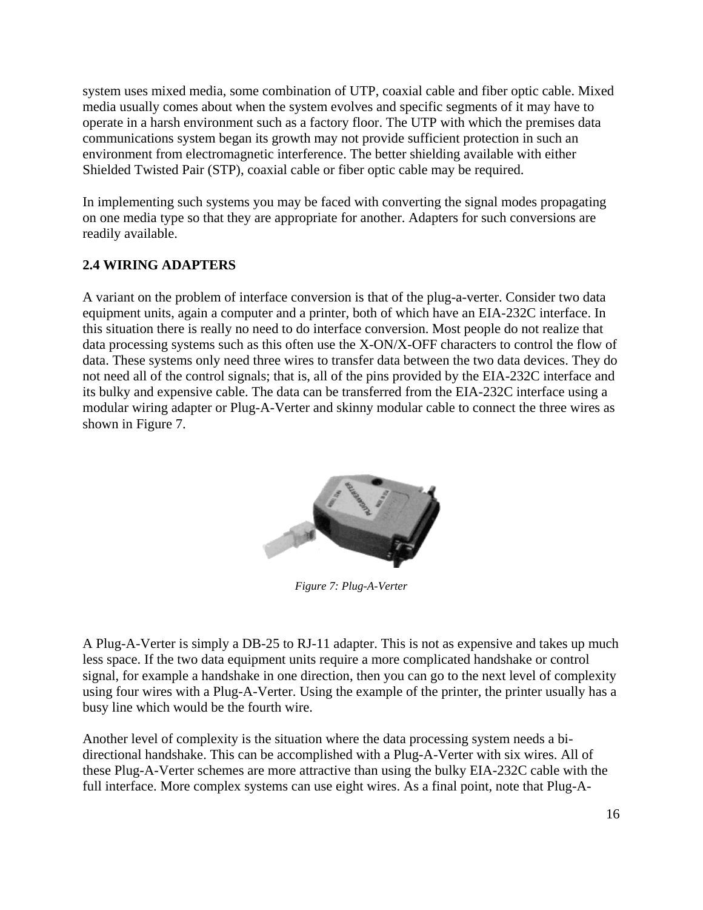system uses mixed media, some combination of UTP, coaxial cable and fiber optic cable. Mixed media usually comes about when the system evolves and specific segments of it may have to operate in a harsh environment such as a factory floor. The UTP with which the premises data communications system began its growth may not provide sufficient protection in such an environment from electromagnetic interference. The better shielding available with either Shielded Twisted Pair (STP), coaxial cable or fiber optic cable may be required.

In implementing such systems you may be faced with converting the signal modes propagating on one media type so that they are appropriate for another. Adapters for such conversions are readily available.

## 2.4 WIRING ADAPTERS

A variant on the problem of interface conversion is that of the plug-a-verter. Consider two data equipment units, again a computer and a printer, both of which have an EIA-232C interface. In this situation there is really no need to do interface conversion. Most people do not realize that data processing systems such as this often use the X-ON/X-OFF characters to control the flow of data. These systems only need three wires to transfer data between the two data devices. They do not need all of the control signals; that is, all of the pins provided by the EIA-232C interface and its bulky and expensive cable. The data can be transferred from the EIA-232C interface using a modular wiring adapter or Plug-A-Verter and skinny modular cable to connect the three wires as shown in Figure 7.

*Figure 7: Plug-A-Verter*

A Plug-A-Verter is simply a DB-25 to RJ-11 adapter. This is not as expensive and takes up much less space. If the two data equipment units require a more complicated handshake or control signal, for example a handshake in one direction, then you can go to the next level of complexity using four wires with a Plug-A-Verter. Using the example of the printer, the printer usually has a busy line which would be the fourth wire.

Another level of complexity is the situation where the data processing system needs a bi-directional handshake. This can be accomplished with a Plug-A-Verter with six wires. All of these Plug-A-Verter schemes are more attractive than using the bulky EIA-232C cable with the full interface. More complex systems can use eight wires. As a final point, note that Plug-A-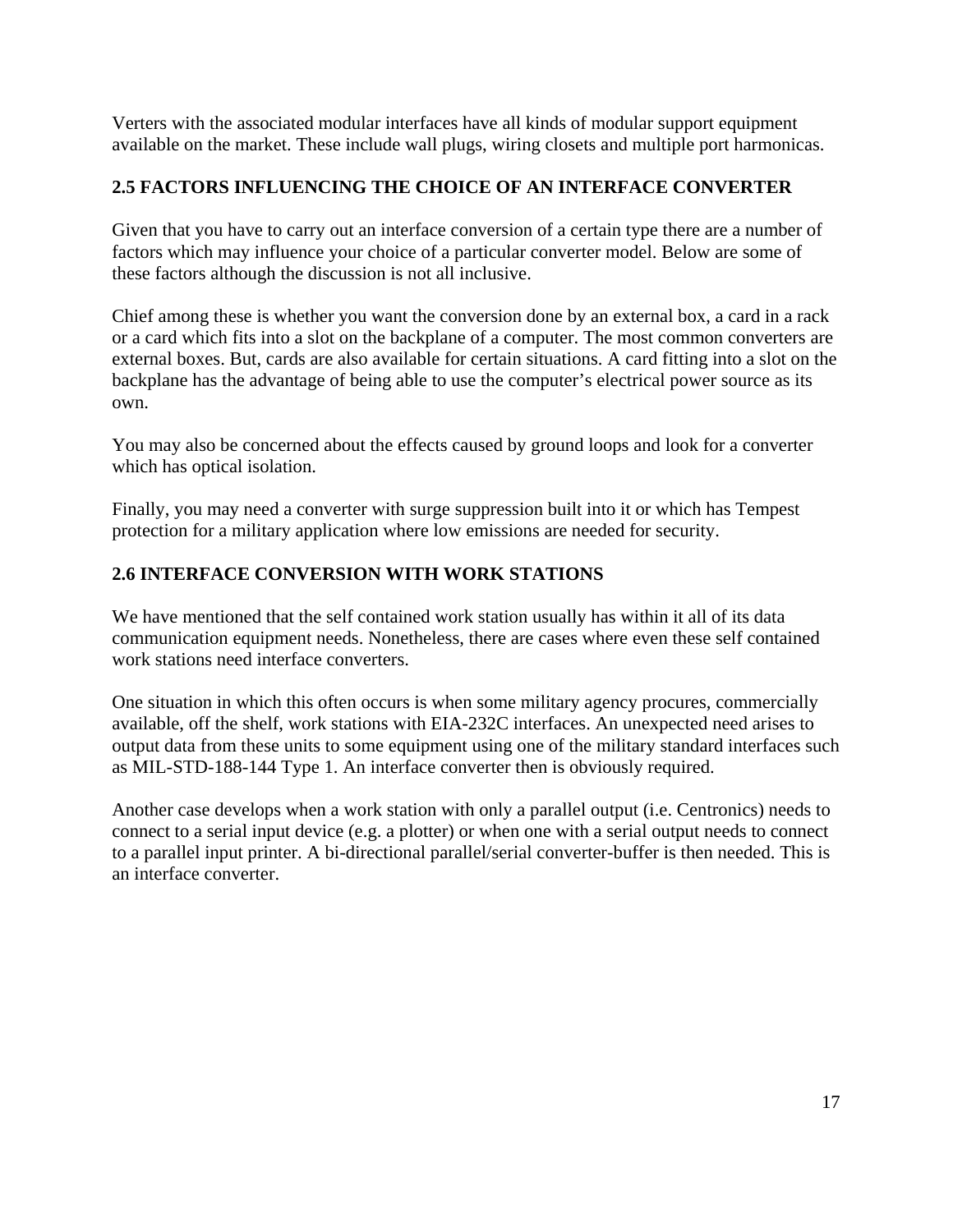Verters with the associated modular interfaces have all kinds of modular support equipment available on the market. These include wall plugs, wiring closets and multiple port harmonicas.

## 2.5 FACTORS INFLUENCING THE CHOICE OF AN INTERFACE CONVERTER

Given that you have to carry out an interface conversion of a certain type there are a number of factors which may influence your choice of a particular converter model. Below are some of these factors although the discussion is not all inclusive.

Chief among these is whether you want the conversion done by an external box, a card in a rack or a card which fits into a slot on the backplane of a computer. The most common converters are external boxes. But, cards are also available for certain situations. A card fitting into a slot on the backplane has the advantage of being able to use the computer's electrical power source as its own.

You may also be concerned about the effects caused by ground loops and look for a converter which has optical isolation.

Finally, you may need a converter with surge suppression built into it or which has Tempest protection for a military application where low emissions are needed for security.

## 2.6 INTERFACE CONVERSION WITH WORK STATIONS

We have mentioned that the self contained work station usually has within it all of its data communication equipment needs. Nonetheless, there are cases where even these self contained work stations need interface converters.

One situation in which this often occurs is when some military agency procures, commercially available, off the shelf, work stations with EIA-232C interfaces. An unexpected need arises to output data from these units to some equipment using one of the military standard interfaces such as MIL-STD-188-144 Type 1. An interface converter then is obviously required.

Another case develops when a work station with only a parallel output (i.e. Centronics) needs to connect to a serial input device (e.g. a plotter) or when one with a serial output needs to connect to a parallel input printer. A bi-directional parallel/serial converter-buffer is then needed. This is an interface converter.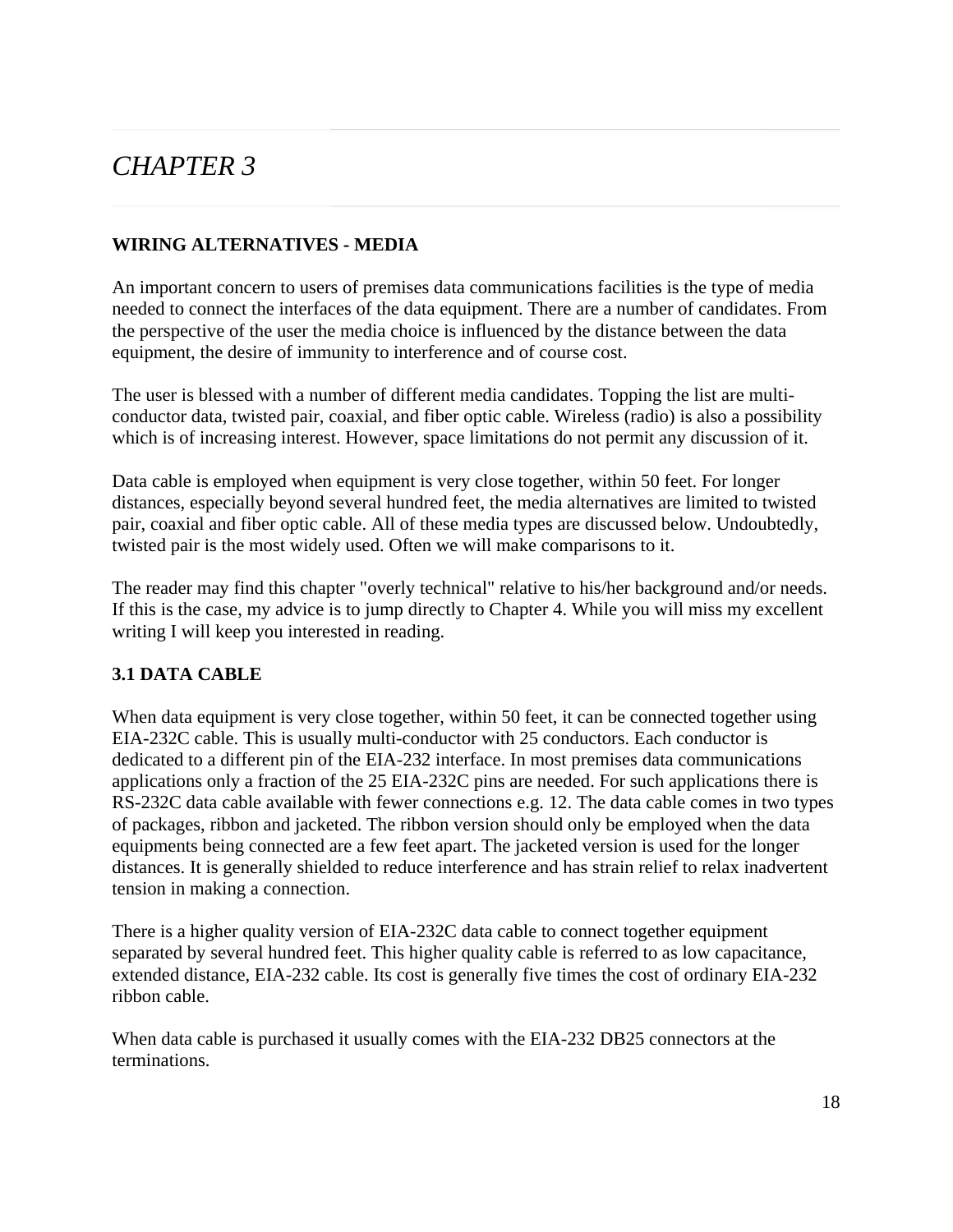# *CHAPTER 3*

**WIRING ALTERNATIVES - MEDIA**

An important concern to users of premises data communications facilities is the type of media needed to connect the interfaces of the data equipment. There are a number of candidates. From the perspective of the user the media choice is influenced by the distance between the data equipment, the desire of immunity to interference and of course cost.

The user is blessed with a number of different media candidates. Topping the list are multi-conductor data, twisted pair, coaxial, and fiber optic cable. Wireless (radio) is also a possibility which is of increasing interest. However, space limitations do not permit any discussion of it.

Data cable is employed when equipment is very close together, within 50 feet. For longer distances, especially beyond several hundred feet, the media alternatives are limited to twisted pair, coaxial and fiber optic cable. All of these media types are discussed below. Undoubtedly, twisted pair is the most widely used. Often we will make comparisons to it.

The reader may find this chapter "overly technical" relative to his/her background and/or needs. If this is the case, my advice is to jump directly to Chapter 4. While you will miss my excellent writing I will keep you interested in reading.

**3.1 DATA CABLE**

When data equipment is very close together, within 50 feet, it can be connected together using EIA-232C cable. This is usually multi-conductor with 25 conductors. Each conductor is dedicated to a different pin of the EIA-232 interface. In most premises data communications applications only a fraction of the 25 EIA-232C pins are needed. For such applications there is RS-232C data cable available with fewer connections e.g. 12. The data cable comes in two types of packages, ribbon and jacketed. The ribbon version should only be employed when the data equipments being connected are a few feet apart. The jacketed version is used for the longer distances. It is generally shielded to reduce interference and has strain relief to relax inadvertent tension in making a connection.

There is a higher quality version of EIA-232C data cable to connect together equipment separated by several hundred feet. This higher quality cable is referred to as low capacitance, extended distance, EIA-232 cable. Its cost is generally five times the cost of ordinary EIA-232 ribbon cable.

When data cable is purchased it usually comes with the EIA-232 DB25 connectors at the terminations.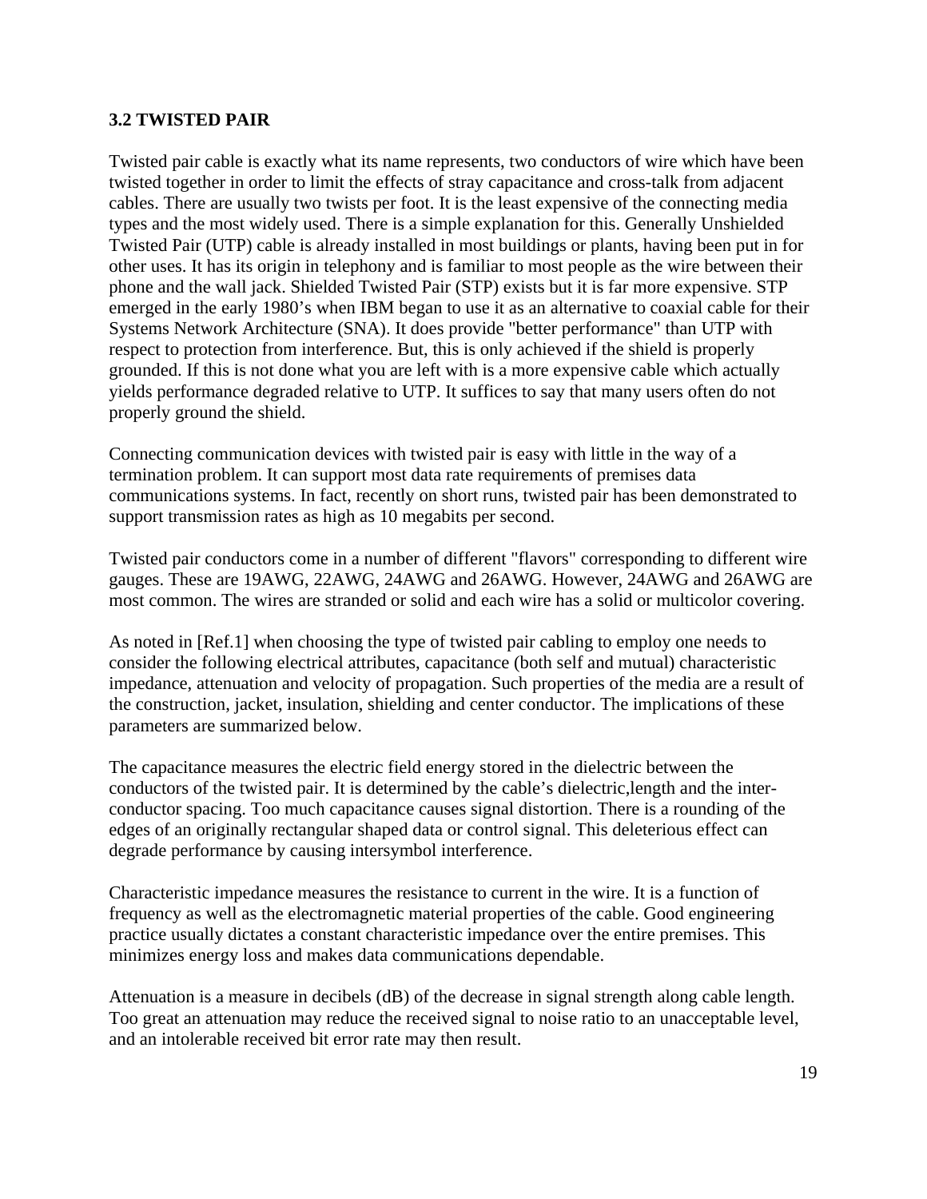### 3.2 TWISTED PAIR

Twisted pair cable is exactly what its name represents, two conductors of wire which have been twisted together in order to limit the effects of stray capacitance and cross-talk from adjacent cables. There are usually two twists per foot. It is the least expensive of the connecting media types and the most widely used. There is a simple explanation for this. Generally Unshielded Twisted Pair (UTP) cable is already installed in most buildings or plants, having been put in for other uses. It has its origin in telephony and is familiar to most people as the wire between their phone and the wall jack. Shielded Twisted Pair (STP) exists but it is far more expensive. STP emerged in the early 1980's when IBM began to use it as an alternative to coaxial cable for their Systems Network Architecture (SNA). It does provide "better performance" than UTP with respect to protection from interference. But, this is only achieved if the shield is properly grounded. If this is not done what you are left with is a more expensive cable which actually yields performance degraded relative to UTP. It suffices to say that many users often do not properly ground the shield.

Connecting communication devices with twisted pair is easy with little in the way of a termination problem. It can support most data rate requirements of premises data communications systems. In fact, recently on short runs, twisted pair has been demonstrated to support transmission rates as high as 10 megabits per second.

Twisted pair conductors come in a number of different "flavors" corresponding to different wire gauges. These are 19AWG, 22AWG, 24AWG and 26AWG. However, 24AWG and 26AWG are most common. The wires are stranded or solid and each wire has a solid or multicolor covering.

As noted in [Ref.1] when choosing the type of twisted pair cabling to employ one needs to consider the following electrical attributes, capacitance (both self and mutual) characteristic impedance, attenuation and velocity of propagation. Such properties of the media are a result of the construction, jacket, insulation, shielding and center conductor. The implications of these parameters are summarized below.

The capacitance measures the electric field energy stored in the dielectric between the conductors of the twisted pair. It is determined by the cable's dielectric,length and the inter-conductor spacing. Too much capacitance causes signal distortion. There is a rounding of the edges of an originally rectangular shaped data or control signal. This deleterious effect can degrade performance by causing intersymbol interference.

Characteristic impedance measures the resistance to current in the wire. It is a function of frequency as well as the electromagnetic material properties of the cable. Good engineering practice usually dictates a constant characteristic impedance over the entire premises. This minimizes energy loss and makes data communications dependable.

Attenuation is a measure in decibels (dB) of the decrease in signal strength along cable length. Too great an attenuation may reduce the received signal to noise ratio to an unacceptable level, and an intolerable received bit error rate may then result.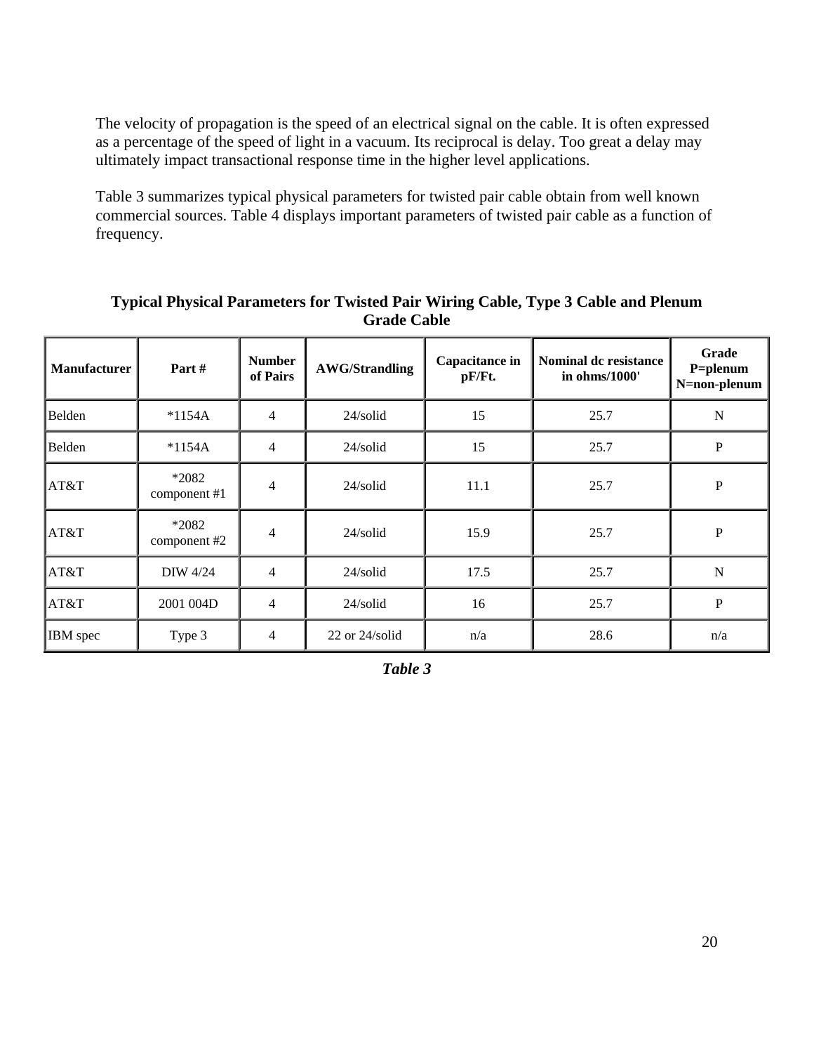The velocity of propagation is the speed of an electrical signal on the cable. It is often expressed as a percentage of the speed of light in a vacuum. Its reciprocal is delay. Too great a delay may ultimately impact transactional response time in the higher level applications.

Table 3 summarizes typical physical parameters for twisted pair cable obtain from well known commercial sources. Table 4 displays important parameters of twisted pair cable as a function of frequency.

**Typical Physical Parameters for Twisted Pair Wiring Cable, Type 3 Cable and Plenum Grade Cable**

| Manufacturer | Part # | Number of Pairs | AWG/Strandling | Capacitance in pF/Ft. | Nominal dc resistance in ohms/1000' | Grade P=plenum N=non-plenum |
|---|---|---|---|---|---|---|
| Belden | *1154A | 4 | 24/solid | 15 | 25.7 | N |
| Belden | *1154A | 4 | 24/solid | 15 | 25.7 | P |
| AT&T | *2082 component #1 | 4 | 24/solid | 11.1 | 25.7 | P |
| AT&T | *2082 component #2 | 4 | 24/solid | 15.9 | 25.7 | P |
| AT&T | DIW 4/24 | 4 | 24/solid | 17.5 | 25.7 | N |
| AT&T | 2001 004D | 4 | 24/solid | 16 | 25.7 | P |
| IBM spec | Type 3 | 4 | 22 or 24/solid | n/a | 28.6 | n/a |

***Table 3***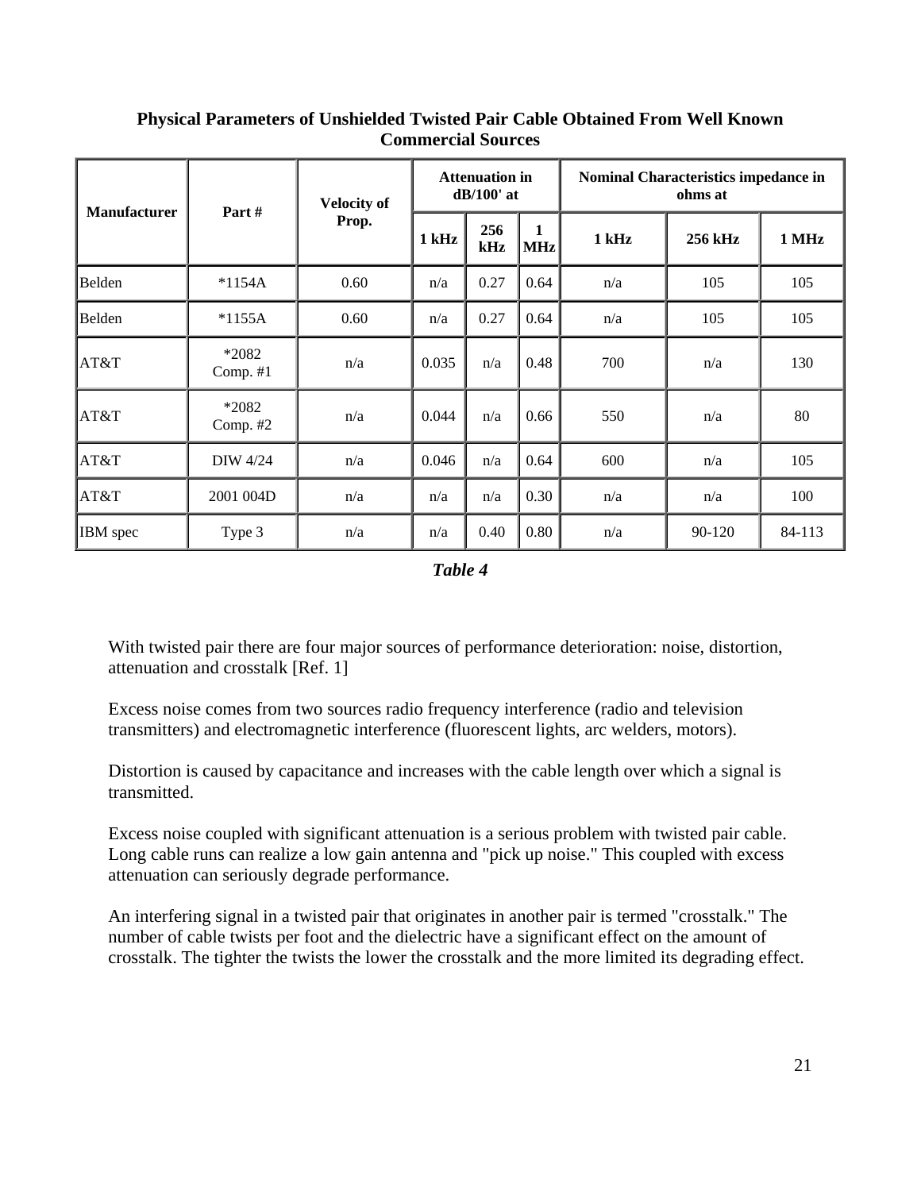**Physical Parameters of Unshielded Twisted Pair Cable Obtained From Well Known Commercial Sources**

| Manufacturer | Part # | Velocity of Prop. | Attenuation in dB/100' at | | | Nominal Characteristics impedance in ohms at | | |
|---|---|---|---|---|---|---|---|---|
| | | | 1 kHz | 256 kHz | 1 MHz | 1 kHz | 256 kHz | 1 MHz |
| Belden | *1154A | 0.60 | n/a | 0.27 | 0.64 | n/a | 105 | 105 |
| Belden | *1155A | 0.60 | n/a | 0.27 | 0.64 | n/a | 105 | 105 |
| AT&T | *2082 Comp. #1 | n/a | 0.035 | n/a | 0.48 | 700 | n/a | 130 |
| AT&T | *2082 Comp. #2 | n/a | 0.044 | n/a | 0.66 | 550 | n/a | 80 |
| AT&T | DIW 4/24 | n/a | 0.046 | n/a | 0.64 | 600 | n/a | 105 |
| AT&T | 2001 004D | n/a | n/a | n/a | 0.30 | n/a | n/a | 100 |
| IBM spec | Type 3 | n/a | n/a | 0.40 | 0.80 | n/a | 90-120 | 84-113 |

*Table 4*

With twisted pair there are four major sources of performance deterioration: noise, distortion, attenuation and crosstalk [Ref. 1]

Excess noise comes from two sources radio frequency interference (radio and television transmitters) and electromagnetic interference (fluorescent lights, arc welders, motors).

Distortion is caused by capacitance and increases with the cable length over which a signal is transmitted.

Excess noise coupled with significant attenuation is a serious problem with twisted pair cable. Long cable runs can realize a low gain antenna and "pick up noise." This coupled with excess attenuation can seriously degrade performance.

An interfering signal in a twisted pair that originates in another pair is termed "crosstalk." The number of cable twists per foot and the dielectric have a significant effect on the amount of crosstalk. The tighter the twists the lower the crosstalk and the more limited its degrading effect.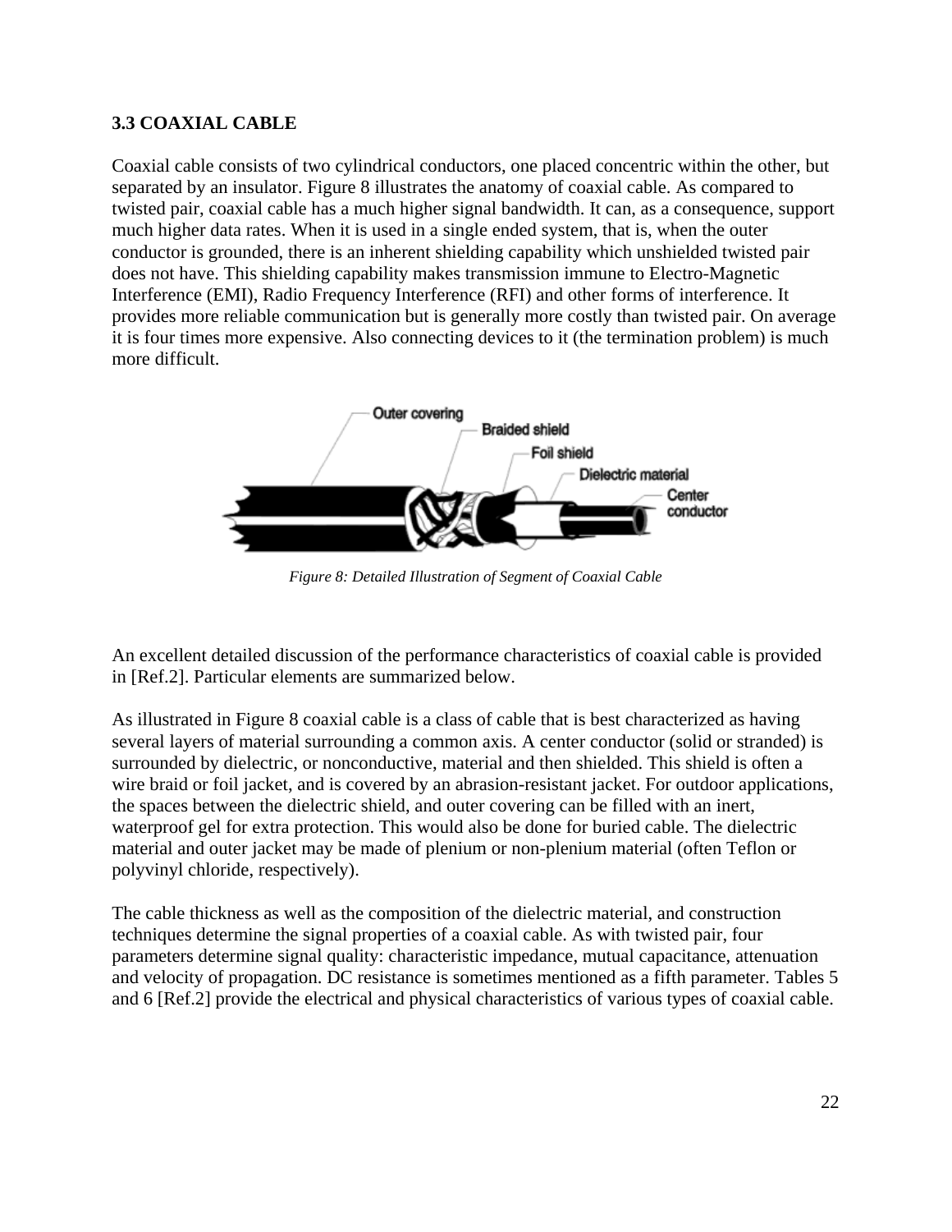### 3.3 COAXIAL CABLE

Coaxial cable consists of two cylindrical conductors, one placed concentric within the other, but separated by an insulator. Figure 8 illustrates the anatomy of coaxial cable. As compared to twisted pair, coaxial cable has a much higher signal bandwidth. It can, as a consequence, support much higher data rates. When it is used in a single ended system, that is, when the outer conductor is grounded, there is an inherent shielding capability which unshielded twisted pair does not have. This shielding capability makes transmission immune to Electro-Magnetic Interference (EMI), Radio Frequency Interference (RFI) and other forms of interference. It provides more reliable communication but is generally more costly than twisted pair. On average it is four times more expensive. Also connecting devices to it (the termination problem) is much more difficult.

*Figure 8: Detailed Illustration of Segment of Coaxial Cable*

An excellent detailed discussion of the performance characteristics of coaxial cable is provided in [Ref.2]. Particular elements are summarized below.

As illustrated in Figure 8 coaxial cable is a class of cable that is best characterized as having several layers of material surrounding a common axis. A center conductor (solid or stranded) is surrounded by dielectric, or nonconductive, material and then shielded. This shield is often a wire braid or foil jacket, and is covered by an abrasion-resistant jacket. For outdoor applications, the spaces between the dielectric shield, and outer covering can be filled with an inert, waterproof gel for extra protection. This would also be done for buried cable. The dielectric material and outer jacket may be made of plenium or non-plenium material (often Teflon or polyvinyl chloride, respectively).

The cable thickness as well as the composition of the dielectric material, and construction techniques determine the signal properties of a coaxial cable. As with twisted pair, four parameters determine signal quality: characteristic impedance, mutual capacitance, attenuation and velocity of propagation. DC resistance is sometimes mentioned as a fifth parameter. Tables 5 and 6 [Ref.2] provide the electrical and physical characteristics of various types of coaxial cable.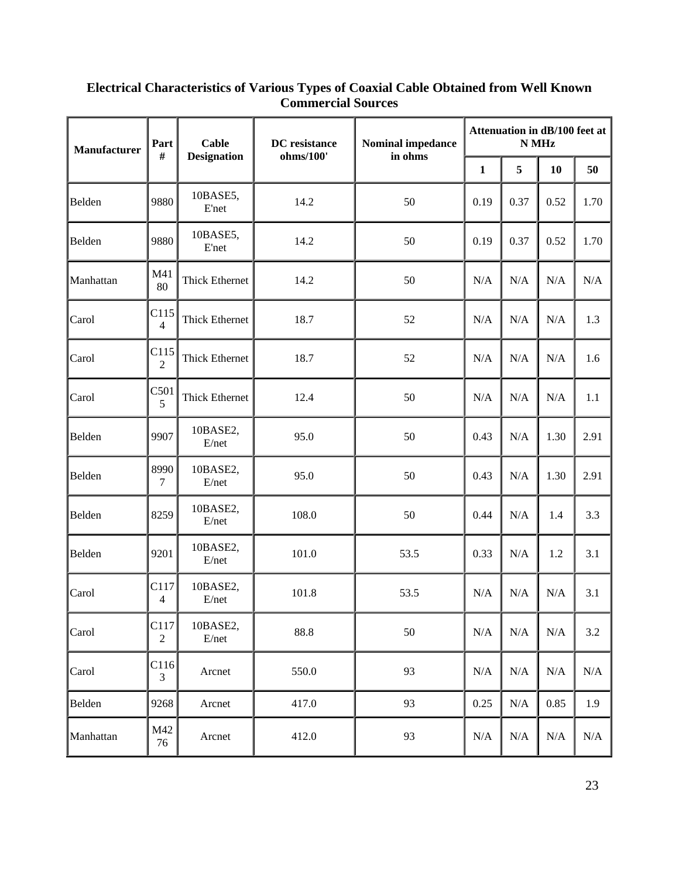**Electrical Characteristics of Various Types of Coaxial Cable Obtained from Well Known Commercial Sources**

| Manufacturer | Part # | Cable Designation | DC resistance ohms/100' | Nominal impedance in ohms | Attenuation in dB/100 feet at N MHz | | | |
|---|---|---|---|---|---|---|---|---|
| | | | | | 1 | 5 | 10 | 50 |
| Belden | 9880 | 10BASE5, E'net | 14.2 | 50 | 0.19 | 0.37 | 0.52 | 1.70 |
| Belden | 9880 | 10BASE5, E'net | 14.2 | 50 | 0.19 | 0.37 | 0.52 | 1.70 |
| Manhattan | M4180 | Thick Ethernet | 14.2 | 50 | N/A | N/A | N/A | N/A |
| Carol | C1154 | Thick Ethernet | 18.7 | 52 | N/A | N/A | N/A | 1.3 |
| Carol | C1152 | Thick Ethernet | 18.7 | 52 | N/A | N/A | N/A | 1.6 |
| Carol | C5015 | Thick Ethernet | 12.4 | 50 | N/A | N/A | N/A | 1.1 |
| Belden | 9907 | 10BASE2, E/net | 95.0 | 50 | 0.43 | N/A | 1.30 | 2.91 |
| Belden | 89907 | 10BASE2, E/net | 95.0 | 50 | 0.43 | N/A | 1.30 | 2.91 |
| Belden | 8259 | 10BASE2, E/net | 108.0 | 50 | 0.44 | N/A | 1.4 | 3.3 |
| Belden | 9201 | 10BASE2, E/net | 101.0 | 53.5 | 0.33 | N/A | 1.2 | 3.1 |
| Carol | C1174 | 10BASE2, E/net | 101.8 | 53.5 | N/A | N/A | N/A | 3.1 |
| Carol | C1172 | 10BASE2, E/net | 88.8 | 50 | N/A | N/A | N/A | 3.2 |
| Carol | C1163 | Arcnet | 550.0 | 93 | N/A | N/A | N/A | N/A |
| Belden | 9268 | Arcnet | 417.0 | 93 | 0.25 | N/A | 0.85 | 1.9 |
| Manhattan | M4276 | Arcnet | 412.0 | 93 | N/A | N/A | N/A | N/A |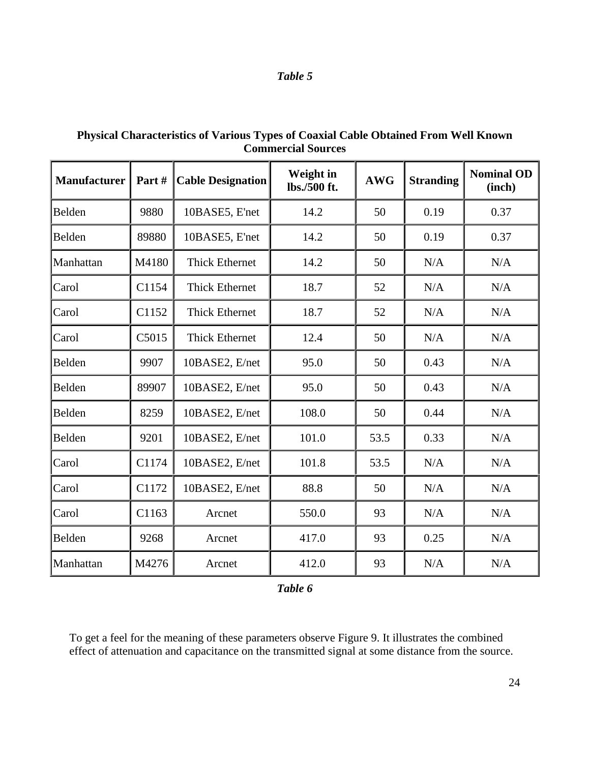*Table 5*

**Physical Characteristics of Various Types of Coaxial Cable Obtained From Well Known Commercial Sources**

| Manufacturer | Part # | Cable Designation | Weight in lbs./500 ft. | AWG | Stranding | Nominal OD (inch) |
|---|---|---|---|---|---|---|
| Belden | 9880 | 10BASE5, E'net | 14.2 | 50 | 0.19 | 0.37 |
| Belden | 89880 | 10BASE5, E'net | 14.2 | 50 | 0.19 | 0.37 |
| Manhattan | M4180 | Thick Ethernet | 14.2 | 50 | N/A | N/A |
| Carol | C1154 | Thick Ethernet | 18.7 | 52 | N/A | N/A |
| Carol | C1152 | Thick Ethernet | 18.7 | 52 | N/A | N/A |
| Carol | C5015 | Thick Ethernet | 12.4 | 50 | N/A | N/A |
| Belden | 9907 | 10BASE2, E/net | 95.0 | 50 | 0.43 | N/A |
| Belden | 89907 | 10BASE2, E/net | 95.0 | 50 | 0.43 | N/A |
| Belden | 8259 | 10BASE2, E/net | 108.0 | 50 | 0.44 | N/A |
| Belden | 9201 | 10BASE2, E/net | 101.0 | 53.5 | 0.33 | N/A |
| Carol | C1174 | 10BASE2, E/net | 101.8 | 53.5 | N/A | N/A |
| Carol | C1172 | 10BASE2, E/net | 88.8 | 50 | N/A | N/A |
| Carol | C1163 | Arcnet | 550.0 | 93 | N/A | N/A |
| Belden | 9268 | Arcnet | 417.0 | 93 | 0.25 | N/A |
| Manhattan | M4276 | Arcnet | 412.0 | 93 | N/A | N/A |

*Table 6*

To get a feel for the meaning of these parameters observe Figure 9. It illustrates the combined effect of attenuation and capacitance on the transmitted signal at some distance from the source.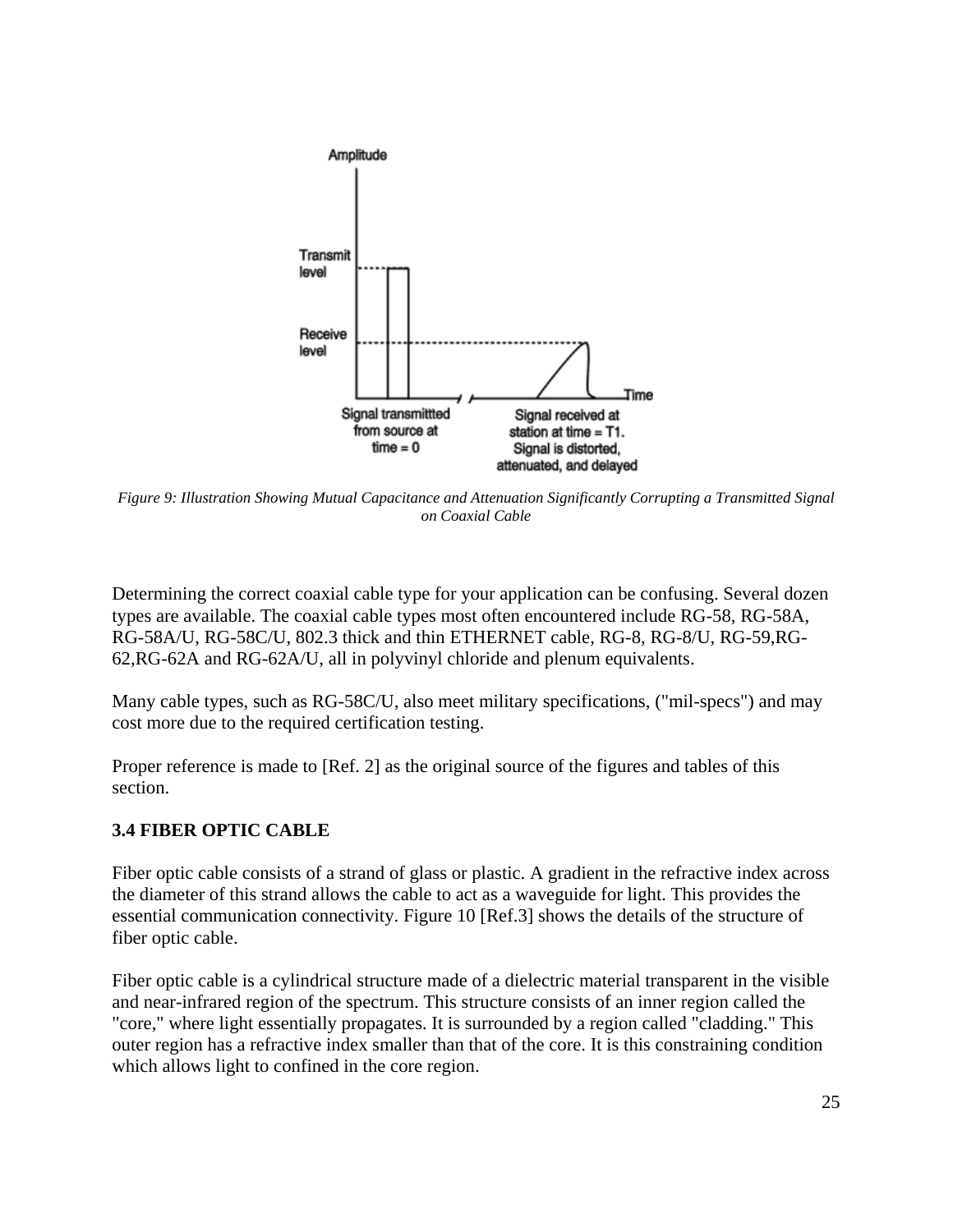*Figure 9: Illustration Showing Mutual Capacitance and Attenuation Significantly Corrupting a Transmitted Signal on Coaxial Cable*

Determining the correct coaxial cable type for your application can be confusing. Several dozen types are available. The coaxial cable types most often encountered include RG-58, RG-58A, RG-58A/U, RG-58C/U, 802.3 thick and thin ETHERNET cable, RG-8, RG-8/U, RG-59,RG-62,RG-62A and RG-62A/U, all in polyvinyl chloride and plenum equivalents.

Many cable types, such as RG-58C/U, also meet military specifications, ("mil-specs") and may cost more due to the required certification testing.

Proper reference is made to [Ref. 2] as the original source of the figures and tables of this section.

### 3.4 FIBER OPTIC CABLE

Fiber optic cable consists of a strand of glass or plastic. A gradient in the refractive index across the diameter of this strand allows the cable to act as a waveguide for light. This provides the essential communication connectivity. Figure 10 [Ref.3] shows the details of the structure of fiber optic cable.

Fiber optic cable is a cylindrical structure made of a dielectric material transparent in the visible and near-infrared region of the spectrum. This structure consists of an inner region called the "core," where light essentially propagates. It is surrounded by a region called "cladding." This outer region has a refractive index smaller than that of the core. It is this constraining condition which allows light to confined in the core region.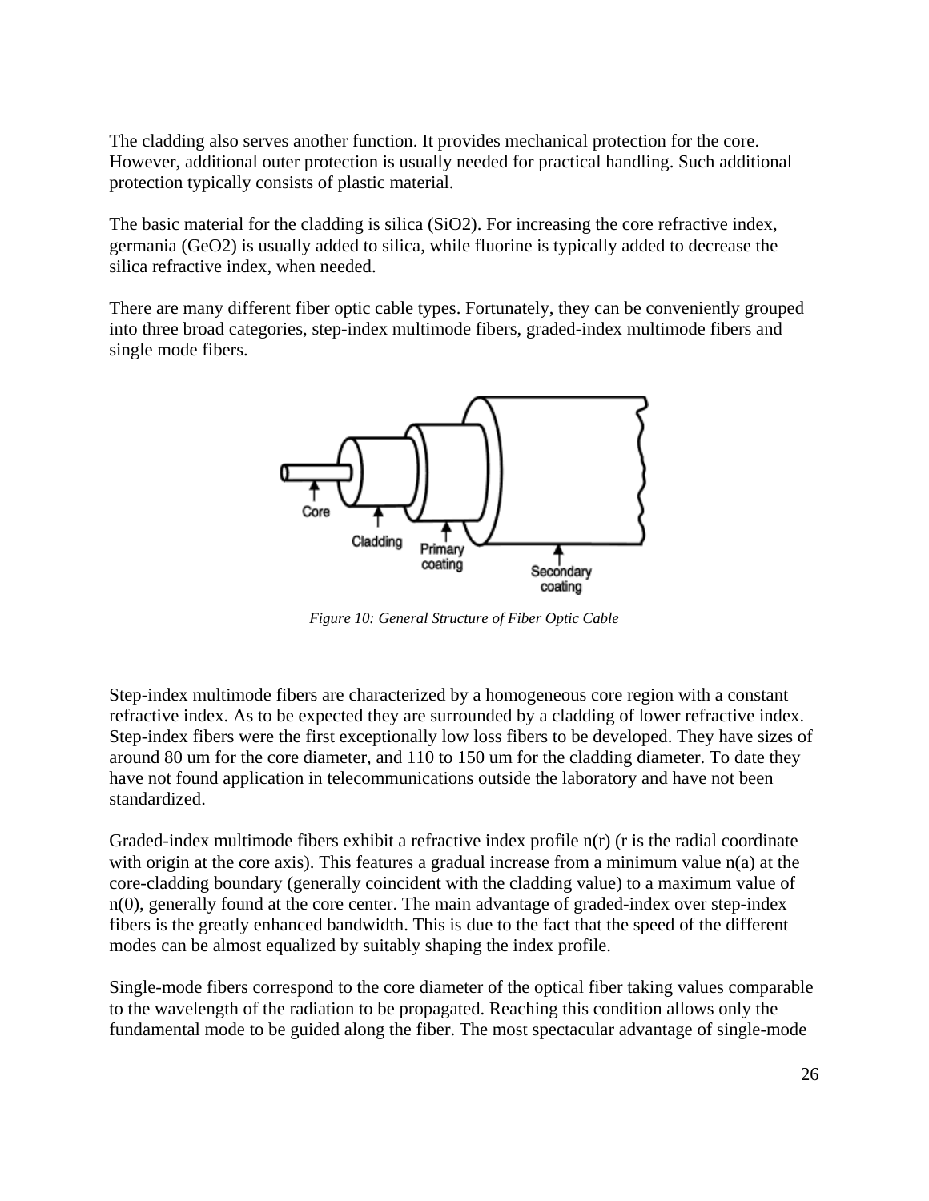The cladding also serves another function. It provides mechanical protection for the core. However, additional outer protection is usually needed for practical handling. Such additional protection typically consists of plastic material.

The basic material for the cladding is silica ($SiO_2$). For increasing the core refractive index, germania ($GeO_2$) is usually added to silica, while fluorine is typically added to decrease the silica refractive index, when needed.

There are many different fiber optic cable types. Fortunately, they can be conveniently grouped into three broad categories, step-index multimode fibers, graded-index multimode fibers and single mode fibers.

*Figure 10: General Structure of Fiber Optic Cable*

Step-index multimode fibers are characterized by a homogeneous core region with a constant refractive index. As to be expected they are surrounded by a cladding of lower refractive index. Step-index fibers were the first exceptionally low loss fibers to be developed. They have sizes of around 80 um for the core diameter, and 110 to 150 um for the cladding diameter. To date they have not found application in telecommunications outside the laboratory and have not been standardized.

Graded-index multimode fibers exhibit a refractive index profile $n(r)$ ($r$ is the radial coordinate with origin at the core axis). This features a gradual increase from a minimum value $n(a)$ at the core-cladding boundary (generally coincident with the cladding value) to a maximum value of $n(0)$, generally found at the core center. The main advantage of graded-index over step-index fibers is the greatly enhanced bandwidth. This is due to the fact that the speed of the different modes can be almost equalized by suitably shaping the index profile.

Single-mode fibers correspond to the core diameter of the optical fiber taking values comparable to the wavelength of the radiation to be propagated. Reaching this condition allows only the fundamental mode to be guided along the fiber. The most spectacular advantage of single-mode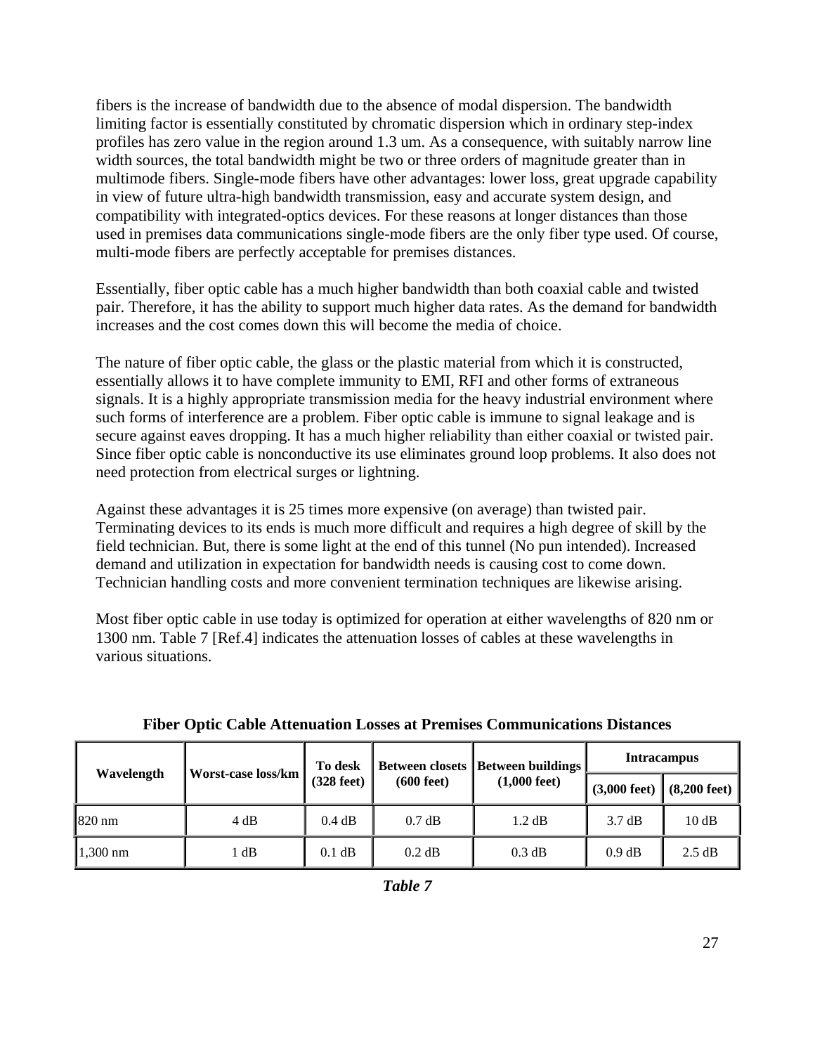fibers is the increase of bandwidth due to the absence of modal dispersion. The bandwidth limiting factor is essentially constituted by chromatic dispersion which in ordinary step-index profiles has zero value in the region around 1.3 um. As a consequence, with suitably narrow line width sources, the total bandwidth might be two or three orders of magnitude greater than in multimode fibers. Single-mode fibers have other advantages: lower loss, great upgrade capability in view of future ultra-high bandwidth transmission, easy and accurate system design, and compatibility with integrated-optics devices. For these reasons at longer distances than those used in premises data communications single-mode fibers are the only fiber type used. Of course, multi-mode fibers are perfectly acceptable for premises distances.

Essentially, fiber optic cable has a much higher bandwidth than both coaxial cable and twisted pair. Therefore, it has the ability to support much higher data rates. As the demand for bandwidth increases and the cost comes down this will become the media of choice.

The nature of fiber optic cable, the glass or the plastic material from which it is constructed, essentially allows it to have complete immunity to EMI, RFI and other forms of extraneous signals. It is a highly appropriate transmission media for the heavy industrial environment where such forms of interference are a problem. Fiber optic cable is immune to signal leakage and is secure against eaves dropping. It has a much higher reliability than either coaxial or twisted pair. Since fiber optic cable is nonconductive its use eliminates ground loop problems. It also does not need protection from electrical surges or lightning.

Against these advantages it is 25 times more expensive (on average) than twisted pair. Terminating devices to its ends is much more difficult and requires a high degree of skill by the field technician. But, there is some light at the end of this tunnel (No pun intended). Increased demand and utilization in expectation for bandwidth needs is causing cost to come down. Technician handling costs and more convenient termination techniques are likewise arising.

Most fiber optic cable in use today is optimized for operation at either wavelengths of 820 nm or 1300 nm. Table 7 [Ref.4] indicates the attenuation losses of cables at these wavelengths in various situations.

**Fiber Optic Cable Attenuation Losses at Premises Communications Distances**

| Wavelength | Worst-case loss/km | To desk (328 feet) | Between closets (600 feet) | Between buildings (1,000 feet) | Intracampus | |
|---|---|---|---|---|---|---|
| | | | | | (3,000 feet) | (8,200 feet) |
| 820 nm | 4 dB | 0.4 dB | 0.7 dB | 1.2 dB | 3.7 dB | 10 dB |
| 1,300 nm | 1 dB | 0.1 dB | 0.2 dB | 0.3 dB | 0.9 dB | 2.5 dB |

***Table 7***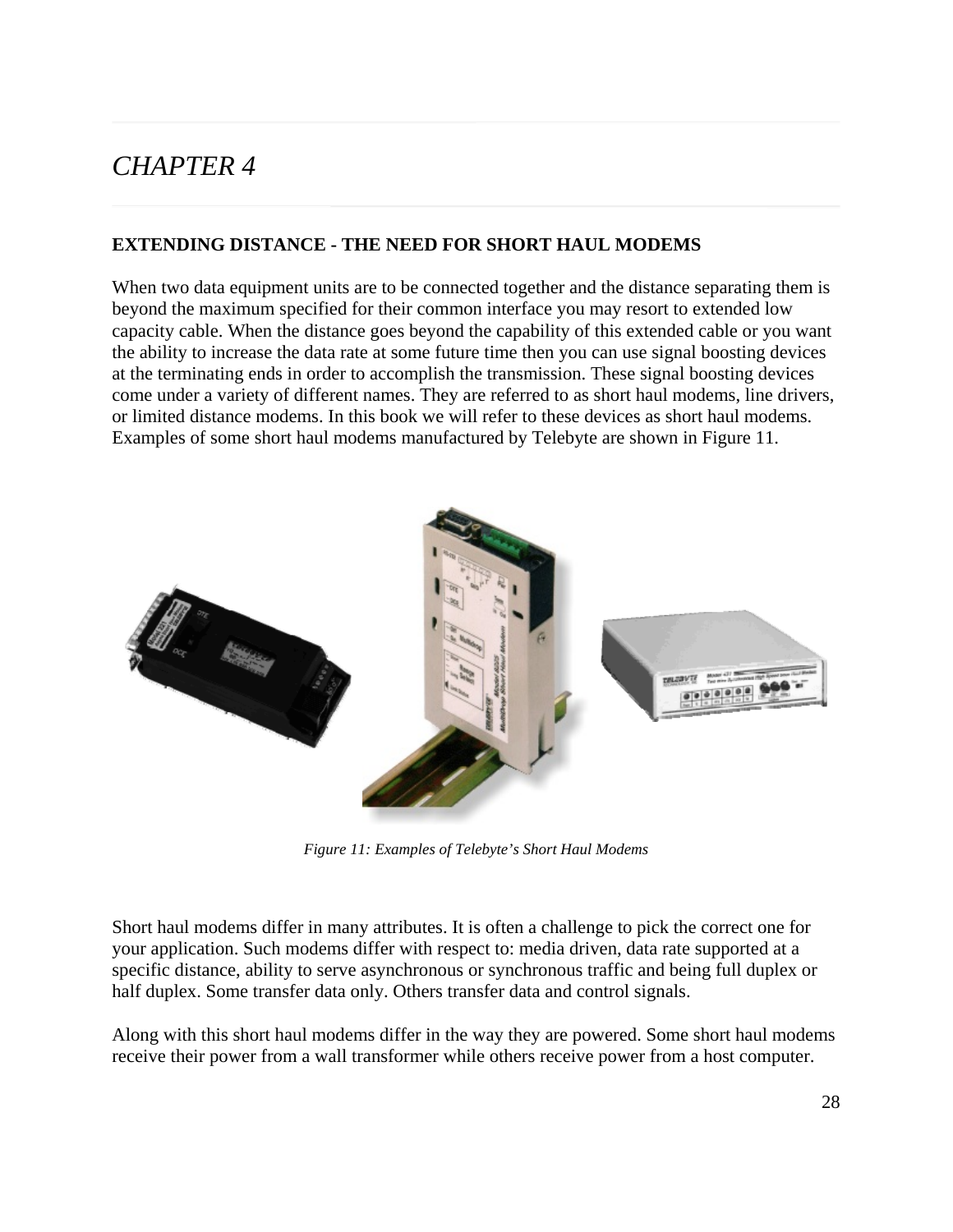# CHAPTER 4

**EXTENDING DISTANCE - THE NEED FOR SHORT HAUL MODEMS**

When two data equipment units are to be connected together and the distance separating them is beyond the maximum specified for their common interface you may resort to extended low capacity cable. When the distance goes beyond the capability of this extended cable or you want the ability to increase the data rate at some future time then you can use signal boosting devices at the terminating ends in order to accomplish the transmission. These signal boosting devices come under a variety of different names. They are referred to as short haul modems, line drivers, or limited distance modems. In this book we will refer to these devices as short haul modems. Examples of some short haul modems manufactured by Telebyte are shown in Figure 11.

*Figure 11: Examples of Telebyte's Short Haul Modems*

Short haul modems differ in many attributes. It is often a challenge to pick the correct one for your application. Such modems differ with respect to: media driven, data rate supported at a specific distance, ability to serve asynchronous or synchronous traffic and being full duplex or half duplex. Some transfer data only. Others transfer data and control signals.

Along with this short haul modems differ in the way they are powered. Some short haul modems receive their power from a wall transformer while others receive power from a host computer.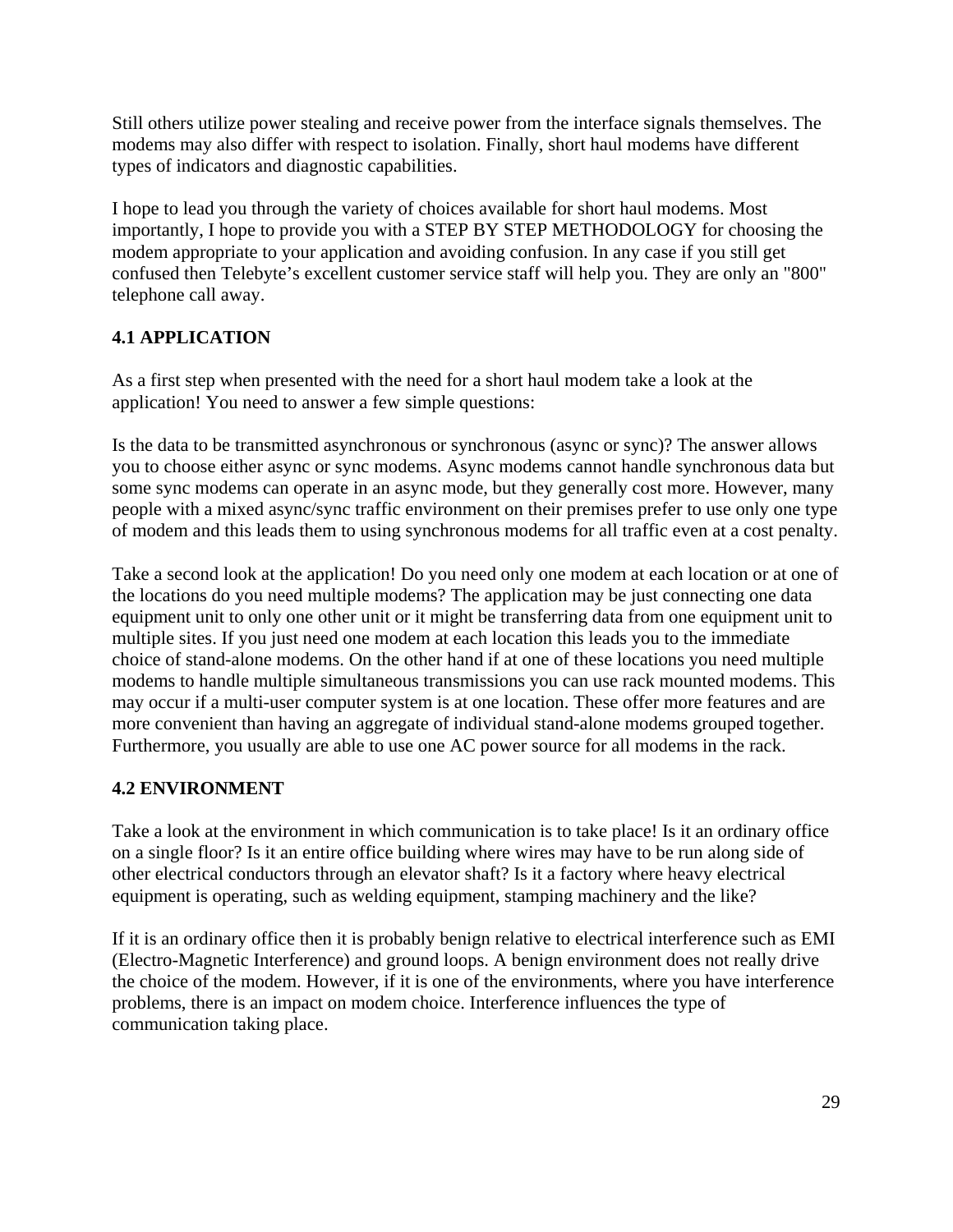Still others utilize power stealing and receive power from the interface signals themselves. The modems may also differ with respect to isolation. Finally, short haul modems have different types of indicators and diagnostic capabilities.

I hope to lead you through the variety of choices available for short haul modems. Most importantly, I hope to provide you with a STEP BY STEP METHODOLOGY for choosing the modem appropriate to your application and avoiding confusion. In any case if you still get confused then Telebyte's excellent customer service staff will help you. They are only an "800" telephone call away.

## 4.1 APPLICATION

As a first step when presented with the need for a short haul modem take a look at the application! You need to answer a few simple questions:

Is the data to be transmitted asynchronous or synchronous (async or sync)? The answer allows you to choose either async or sync modems. Async modems cannot handle synchronous data but some sync modems can operate in an async mode, but they generally cost more. However, many people with a mixed async/sync traffic environment on their premises prefer to use only one type of modem and this leads them to using synchronous modems for all traffic even at a cost penalty.

Take a second look at the application! Do you need only one modem at each location or at one of the locations do you need multiple modems? The application may be just connecting one data equipment unit to only one other unit or it might be transferring data from one equipment unit to multiple sites. If you just need one modem at each location this leads you to the immediate choice of stand-alone modems. On the other hand if at one of these locations you need multiple modems to handle multiple simultaneous transmissions you can use rack mounted modems. This may occur if a multi-user computer system is at one location. These offer more features and are more convenient than having an aggregate of individual stand-alone modems grouped together. Furthermore, you usually are able to use one AC power source for all modems in the rack.

## 4.2 ENVIRONMENT

Take a look at the environment in which communication is to take place! Is it an ordinary office on a single floor? Is it an entire office building where wires may have to be run along side of other electrical conductors through an elevator shaft? Is it a factory where heavy electrical equipment is operating, such as welding equipment, stamping machinery and the like?

If it is an ordinary office then it is probably benign relative to electrical interference such as EMI (Electro-Magnetic Interference) and ground loops. A benign environment does not really drive the choice of the modem. However, if it is one of the environments, where you have interference problems, there is an impact on modem choice. Interference influences the type of communication taking place.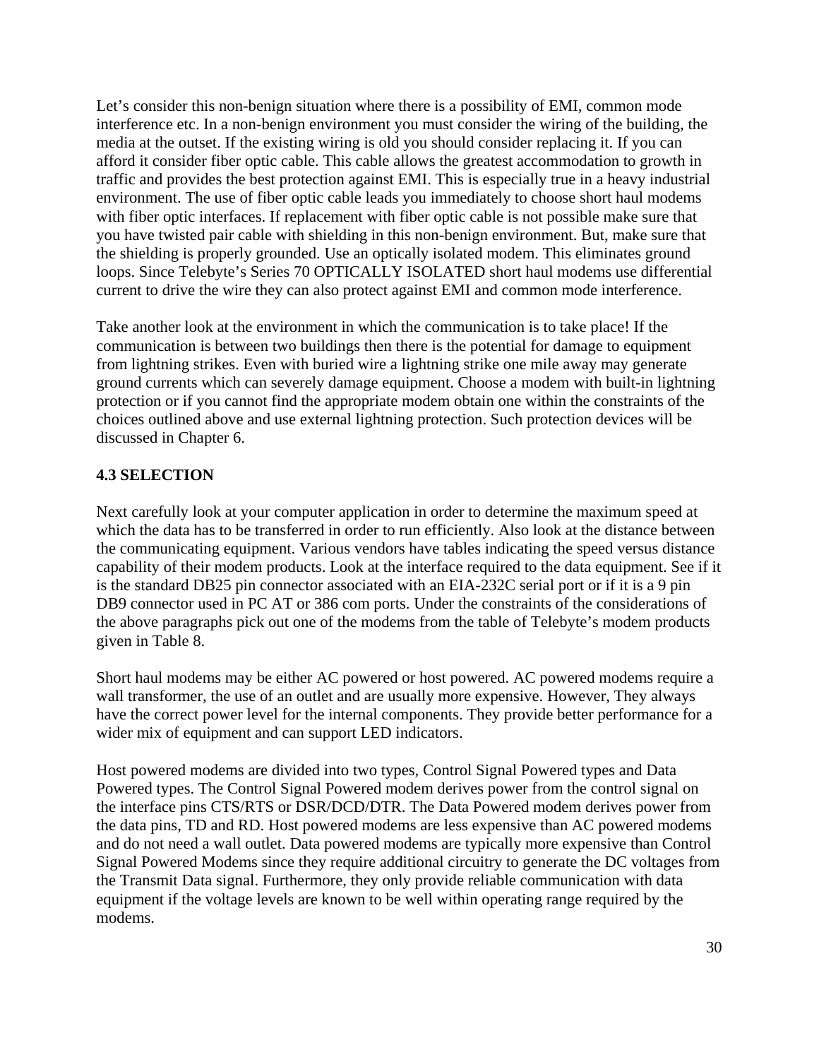Let's consider this non-benign situation where there is a possibility of EMI, common mode interference etc. In a non-benign environment you must consider the wiring of the building, the media at the outset. If the existing wiring is old you should consider replacing it. If you can afford it consider fiber optic cable. This cable allows the greatest accommodation to growth in traffic and provides the best protection against EMI. This is especially true in a heavy industrial environment. The use of fiber optic cable leads you immediately to choose short haul modems with fiber optic interfaces. If replacement with fiber optic cable is not possible make sure that you have twisted pair cable with shielding in this non-benign environment. But, make sure that the shielding is properly grounded. Use an optically isolated modem. This eliminates ground loops. Since Telebyte's Series 70 OPTICALLY ISOLATED short haul modems use differential current to drive the wire they can also protect against EMI and common mode interference.

Take another look at the environment in which the communication is to take place! If the communication is between two buildings then there is the potential for damage to equipment from lightning strikes. Even with buried wire a lightning strike one mile away may generate ground currents which can severely damage equipment. Choose a modem with built-in lightning protection or if you cannot find the appropriate modem obtain one within the constraints of the choices outlined above and use external lightning protection. Such protection devices will be discussed in Chapter 6.

## 4.3 SELECTION

Next carefully look at your computer application in order to determine the maximum speed at which the data has to be transferred in order to run efficiently. Also look at the distance between the communicating equipment. Various vendors have tables indicating the speed versus distance capability of their modem products. Look at the interface required to the data equipment. See if it is the standard DB25 pin connector associated with an EIA-232C serial port or if it is a 9 pin DB9 connector used in PC AT or 386 com ports. Under the constraints of the considerations of the above paragraphs pick out one of the modems from the table of Telebyte's modem products given in Table 8.

Short haul modems may be either AC powered or host powered. AC powered modems require a wall transformer, the use of an outlet and are usually more expensive. However, They always have the correct power level for the internal components. They provide better performance for a wider mix of equipment and can support LED indicators.

Host powered modems are divided into two types, Control Signal Powered types and Data Powered types. The Control Signal Powered modem derives power from the control signal on the interface pins CTS/RTS or DSR/DCD/DTR. The Data Powered modem derives power from the data pins, TD and RD. Host powered modems are less expensive than AC powered modems and do not need a wall outlet. Data powered modems are typically more expensive than Control Signal Powered Modems since they require additional circuitry to generate the DC voltages from the Transmit Data signal. Furthermore, they only provide reliable communication with data equipment if the voltage levels are known to be well within operating range required by the modems.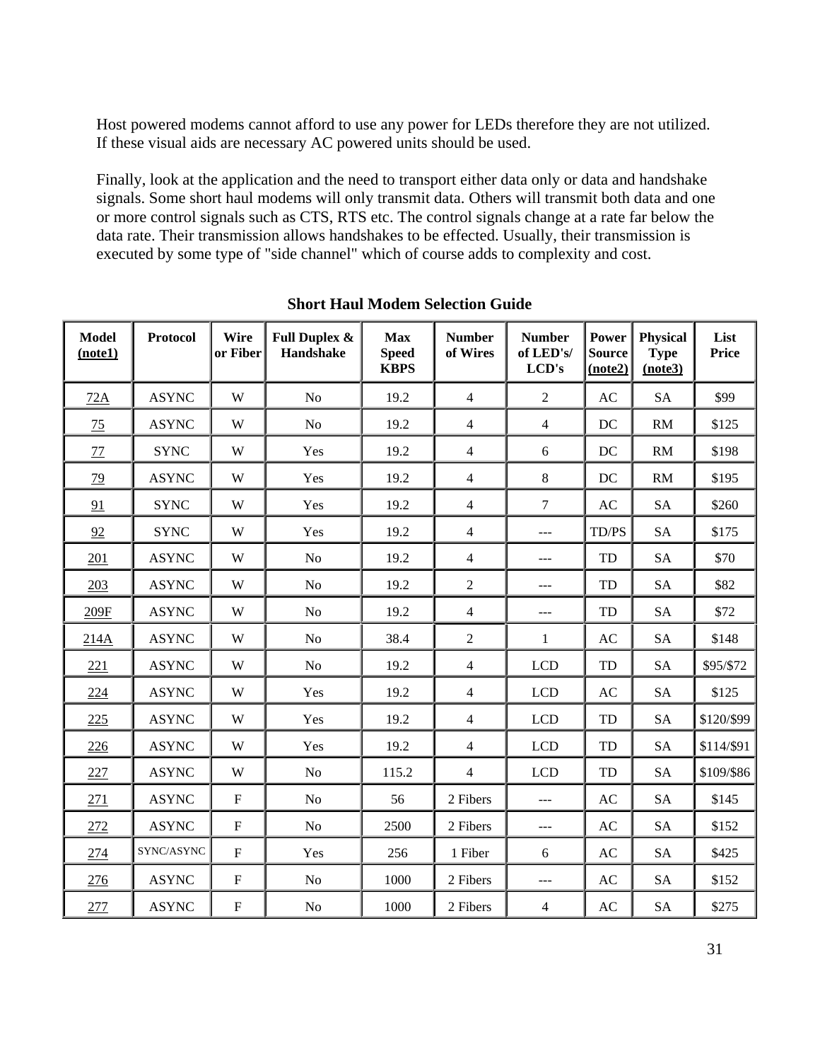Host powered modems cannot afford to use any power for LEDs therefore they are not utilized. If these visual aids are necessary AC powered units should be used.

Finally, look at the application and the need to transport either data only or data and handshake signals. Some short haul modems will only transmit data. Others will transmit both data and one or more control signals such as CTS, RTS etc. The control signals change at a rate far below the data rate. Their transmission allows handshakes to be effected. Usually, their transmission is executed by some type of "side channel" which of course adds to complexity and cost.

**Short Haul Modem Selection Guide**

| Model (note1) | Protocol | Wire or Fiber | Full Duplex & Handshake | Max Speed KBPS | Number of Wires | Number of LED's/ LCD's | Power Source (note2) | Physical Type (note3) | List Price |
|---|---|---|---|---|---|---|---|---|---|
| 72A | ASYNC | W | No | 19.2 | 4 | 2 | AC | SA | $99 |
| 75 | ASYNC | W | No | 19.2 | 4 | 4 | DC | RM | $125 |
| 77 | SYNC | W | Yes | 19.2 | 4 | 6 | DC | RM | $198 |
| 79 | ASYNC | W | Yes | 19.2 | 4 | 8 | DC | RM | $195 |
| 91 | SYNC | W | Yes | 19.2 | 4 | 7 | AC | SA | $260 |
| 92 | SYNC | W | Yes | 19.2 | 4 | --- | TD/PS | SA | $175 |
| 201 | ASYNC | W | No | 19.2 | 4 | --- | TD | SA | $70 |
| 203 | ASYNC | W | No | 19.2 | 2 | --- | TD | SA | $82 |
| 209F | ASYNC | W | No | 19.2 | 4 | --- | TD | SA | $72 |
| 214A | ASYNC | W | No | 38.4 | 2 | 1 | AC | SA | $148 |
| 221 | ASYNC | W | No | 19.2 | 4 | LCD | TD | SA | $95/$72 |
| 224 | ASYNC | W | Yes | 19.2 | 4 | LCD | AC | SA | $125 |
| 225 | ASYNC | W | Yes | 19.2 | 4 | LCD | TD | SA | $120/$99 |
| 226 | ASYNC | W | Yes | 19.2 | 4 | LCD | TD | SA | $114/$91 |
| 227 | ASYNC | W | No | 115.2 | 4 | LCD | TD | SA | $109/$86 |
| 271 | ASYNC | F | No | 56 | 2 Fibers | --- | AC | SA | $145 |
| 272 | ASYNC | F | No | 2500 | 2 Fibers | --- | AC | SA | $152 |
| 274 | SYNC/ASYNC | F | Yes | 256 | 1 Fiber | 6 | AC | SA | $425 |
| 276 | ASYNC | F | No | 1000 | 2 Fibers | --- | AC | SA | $152 |
| 277 | ASYNC | F | No | 1000 | 2 Fibers | 4 | AC | SA | $275 |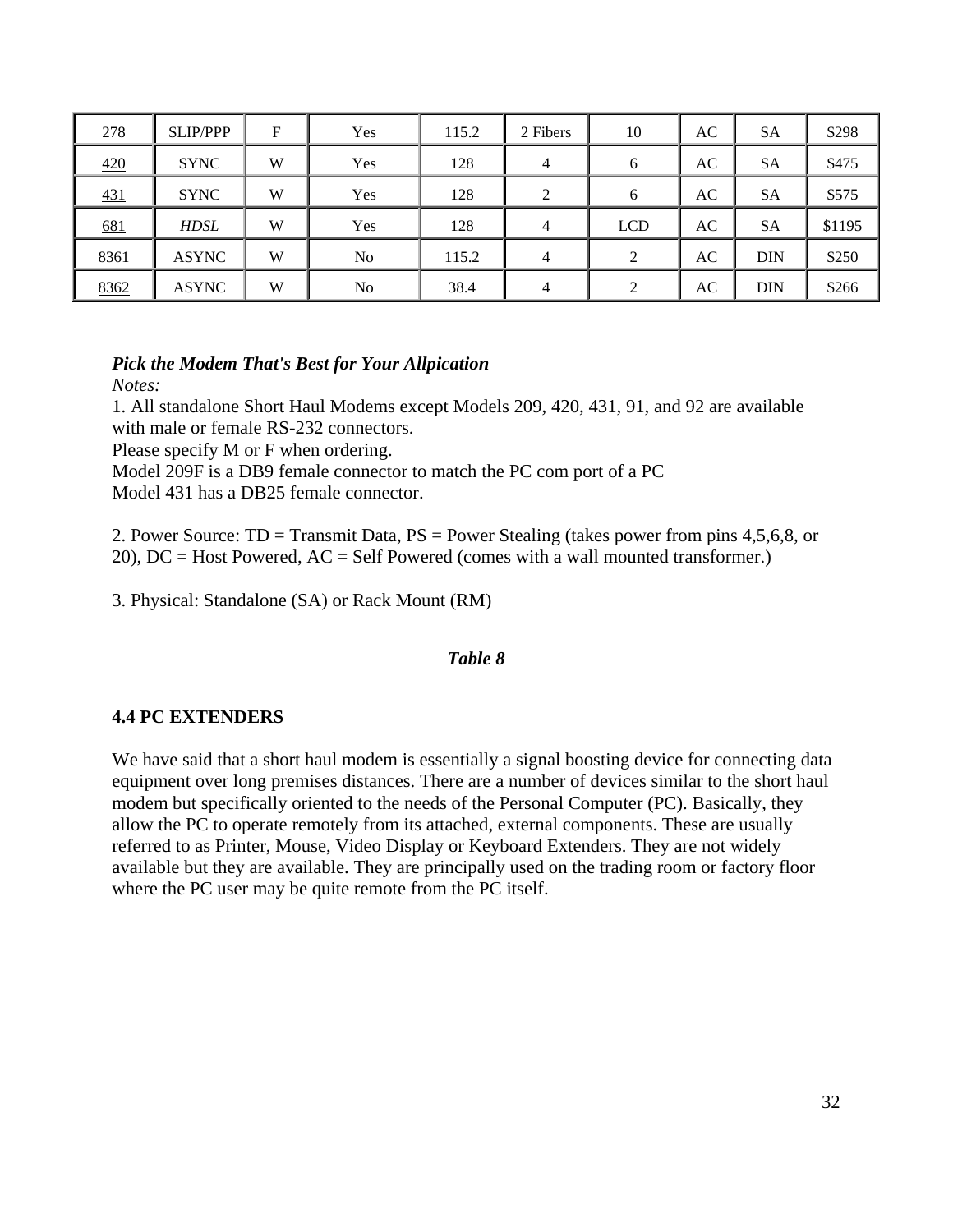| 278 | SLIP/PPP | F | Yes | 115.2 | 2 Fibers | 10 | AC | SA | $298 |
|---|---|---|---|---|---|---|---|---|---|
| 420 | SYNC | W | Yes | 128 | 4 | 6 | AC | SA | $475 |
| 431 | SYNC | W | Yes | 128 | 2 | 6 | AC | SA | $575 |
| 681 | *HDSL* | W | Yes | 128 | 4 | LCD | AC | SA | $1195 |
| 8361 | ASYNC | W | No | 115.2 | 4 | 2 | AC | DIN | $250 |
| 8362 | ASYNC | W | No | 38.4 | 4 | 2 | AC | DIN | $266 |

***Pick the Modem That's Best for Your Allpication***

*Notes:*

1. All standalone Short Haul Modems except Models 209, 420, 431, 91, and 92 are available with male or female RS-232 connectors.
Please specify M or F when ordering.
Model 209F is a DB9 female connector to match the PC com port of a PC
Model 431 has a DB25 female connector.

2. Power Source: TD = Transmit Data, PS = Power Stealing (takes power from pins 4,5,6,8, or 20), DC = Host Powered, AC = Self Powered (comes with a wall mounted transformer.)

3. Physical: Standalone (SA) or Rack Mount (RM)

***Table 8***

## 4.4 PC EXTENDERS

We have said that a short haul modem is essentially a signal boosting device for connecting data equipment over long premises distances. There are a number of devices similar to the short haul modem but specifically oriented to the needs of the Personal Computer (PC). Basically, they allow the PC to operate remotely from its attached, external components. These are usually referred to as Printer, Mouse, Video Display or Keyboard Extenders. They are not widely available but they are available. They are principally used on the trading room or factory floor where the PC user may be quite remote from the PC itself.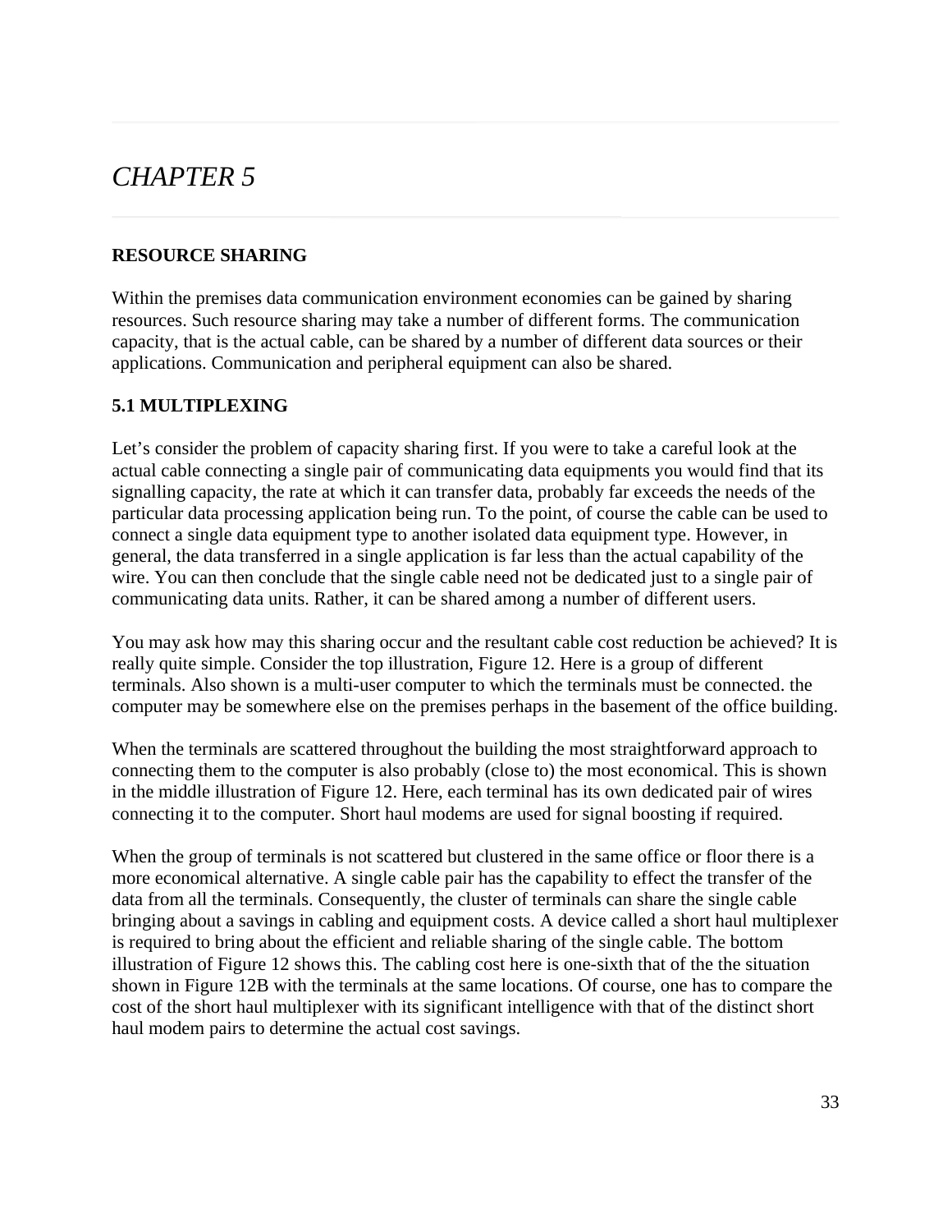# *CHAPTER 5*

**RESOURCE SHARING**

Within the premises data communication environment economies can be gained by sharing resources. Such resource sharing may take a number of different forms. The communication capacity, that is the actual cable, can be shared by a number of different data sources or their applications. Communication and peripheral equipment can also be shared.

**5.1 MULTIPLEXING**

Let's consider the problem of capacity sharing first. If you were to take a careful look at the actual cable connecting a single pair of communicating data equipments you would find that its signalling capacity, the rate at which it can transfer data, probably far exceeds the needs of the particular data processing application being run. To the point, of course the cable can be used to connect a single data equipment type to another isolated data equipment type. However, in general, the data transferred in a single application is far less than the actual capability of the wire. You can then conclude that the single cable need not be dedicated just to a single pair of communicating data units. Rather, it can be shared among a number of different users.

You may ask how may this sharing occur and the resultant cable cost reduction be achieved? It is really quite simple. Consider the top illustration, Figure 12. Here is a group of different terminals. Also shown is a multi-user computer to which the terminals must be connected. the computer may be somewhere else on the premises perhaps in the basement of the office building.

When the terminals are scattered throughout the building the most straightforward approach to connecting them to the computer is also probably (close to) the most economical. This is shown in the middle illustration of Figure 12. Here, each terminal has its own dedicated pair of wires connecting it to the computer. Short haul modems are used for signal boosting if required.

When the group of terminals is not scattered but clustered in the same office or floor there is a more economical alternative. A single cable pair has the capability to effect the transfer of the data from all the terminals. Consequently, the cluster of terminals can share the single cable bringing about a savings in cabling and equipment costs. A device called a short haul multiplexer is required to bring about the efficient and reliable sharing of the single cable. The bottom illustration of Figure 12 shows this. The cabling cost here is one-sixth that of the the situation shown in Figure 12B with the terminals at the same locations. Of course, one has to compare the cost of the short haul multiplexer with its significant intelligence with that of the distinct short haul modem pairs to determine the actual cost savings.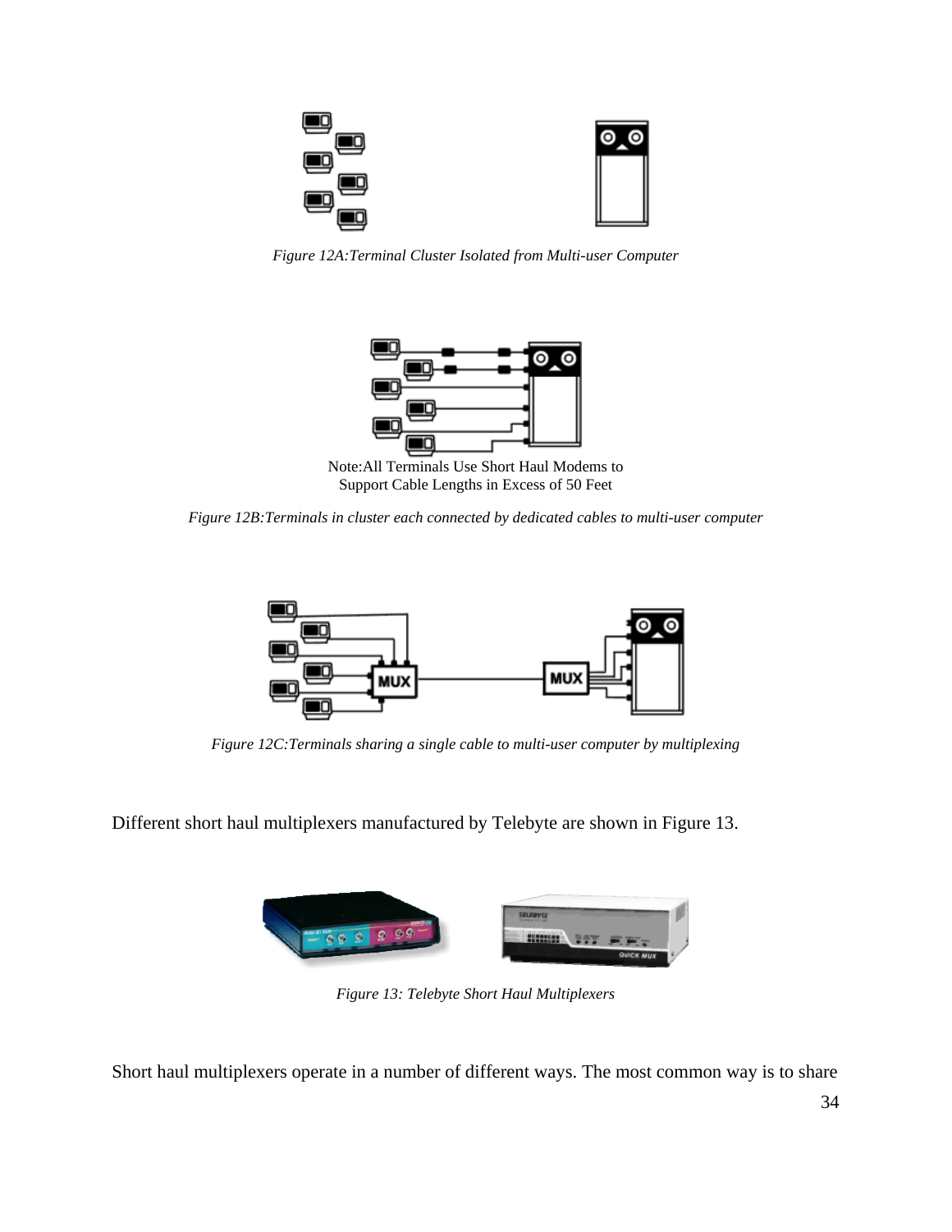*Figure 12A:Terminal Cluster Isolated from Multi-user Computer*

Note:All Terminals Use Short Haul Modems to Support Cable Lengths in Excess of 50 Feet

*Figure 12B:Terminals in cluster each connected by dedicated cables to multi-user computer*

*Figure 12C:Terminals sharing a single cable to multi-user computer by multiplexing*

Different short haul multiplexers manufactured by Telebyte are shown in Figure 13.

*Figure 13: Telebyte Short Haul Multiplexers*

Short haul multiplexers operate in a number of different ways. The most common way is to share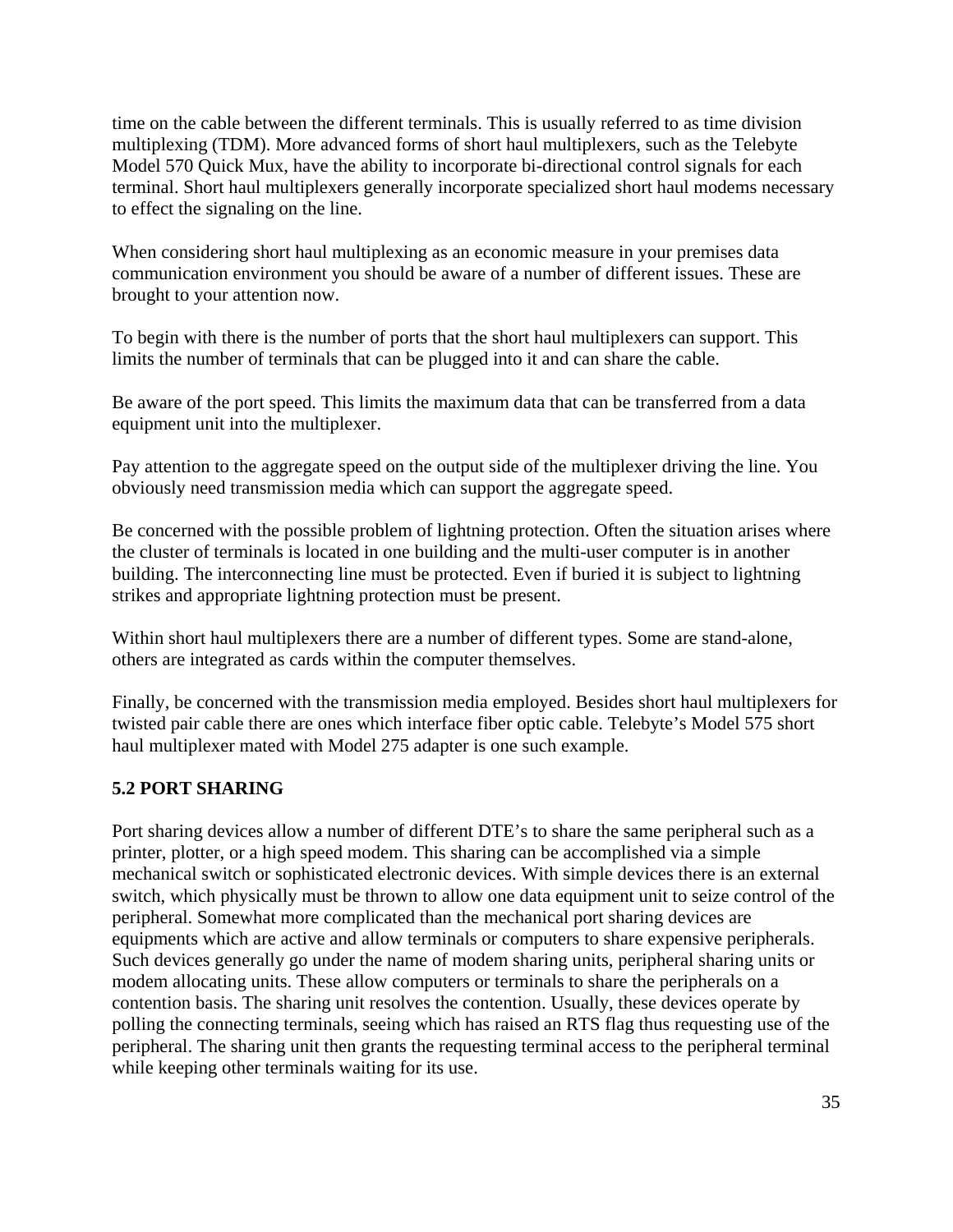time on the cable between the different terminals. This is usually referred to as time division multiplexing (TDM). More advanced forms of short haul multiplexers, such as the Telebyte Model 570 Quick Mux, have the ability to incorporate bi-directional control signals for each terminal. Short haul multiplexers generally incorporate specialized short haul modems necessary to effect the signaling on the line.

When considering short haul multiplexing as an economic measure in your premises data communication environment you should be aware of a number of different issues. These are brought to your attention now.

To begin with there is the number of ports that the short haul multiplexers can support. This limits the number of terminals that can be plugged into it and can share the cable.

Be aware of the port speed. This limits the maximum data that can be transferred from a data equipment unit into the multiplexer.

Pay attention to the aggregate speed on the output side of the multiplexer driving the line. You obviously need transmission media which can support the aggregate speed.

Be concerned with the possible problem of lightning protection. Often the situation arises where the cluster of terminals is located in one building and the multi-user computer is in another building. The interconnecting line must be protected. Even if buried it is subject to lightning strikes and appropriate lightning protection must be present.

Within short haul multiplexers there are a number of different types. Some are stand-alone, others are integrated as cards within the computer themselves.

Finally, be concerned with the transmission media employed. Besides short haul multiplexers for twisted pair cable there are ones which interface fiber optic cable. Telebyte's Model 575 short haul multiplexer mated with Model 275 adapter is one such example.

## 5.2 PORT SHARING

Port sharing devices allow a number of different DTE's to share the same peripheral such as a printer, plotter, or a high speed modem. This sharing can be accomplished via a simple mechanical switch or sophisticated electronic devices. With simple devices there is an external switch, which physically must be thrown to allow one data equipment unit to seize control of the peripheral. Somewhat more complicated than the mechanical port sharing devices are equipments which are active and allow terminals or computers to share expensive peripherals. Such devices generally go under the name of modem sharing units, peripheral sharing units or modem allocating units. These allow computers or terminals to share the peripherals on a contention basis. The sharing unit resolves the contention. Usually, these devices operate by polling the connecting terminals, seeing which has raised an RTS flag thus requesting use of the peripheral. The sharing unit then grants the requesting terminal access to the peripheral terminal while keeping other terminals waiting for its use.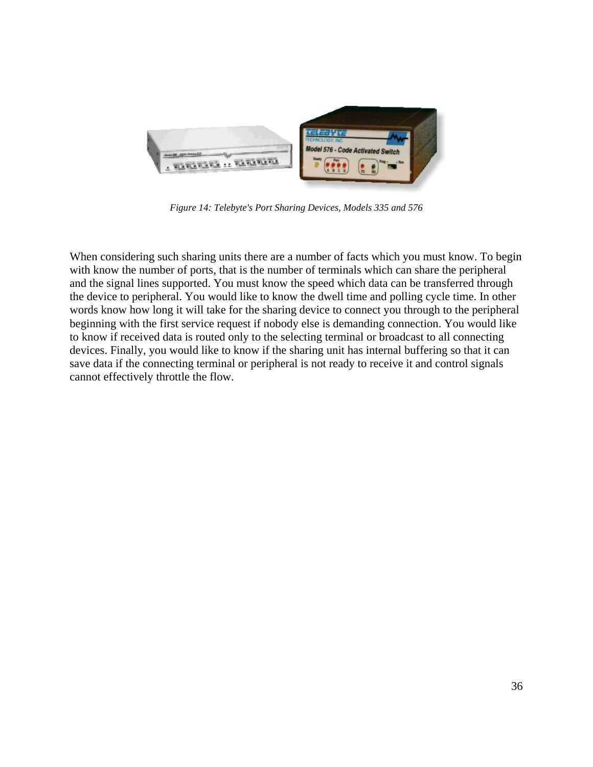*Figure 14: Telebyte's Port Sharing Devices, Models 335 and 576*

When considering such sharing units there are a number of facts which you must know. To begin with know the number of ports, that is the number of terminals which can share the peripheral and the signal lines supported. You must know the speed which data can be transferred through the device to peripheral. You would like to know the dwell time and polling cycle time. In other words know how long it will take for the sharing device to connect you through to the peripheral beginning with the first service request if nobody else is demanding connection. You would like to know if received data is routed only to the selecting terminal or broadcast to all connecting devices. Finally, you would like to know if the sharing unit has internal buffering so that it can save data if the connecting terminal or peripheral is not ready to receive it and control signals cannot effectively throttle the flow.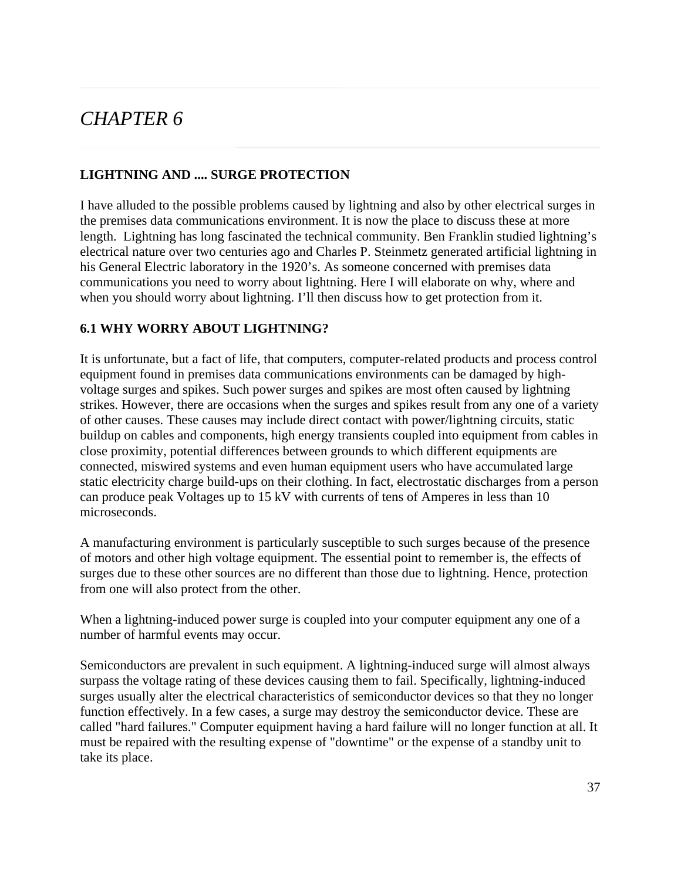# *CHAPTER 6*

**LIGHTNING AND .... SURGE PROTECTION**

I have alluded to the possible problems caused by lightning and also by other electrical surges in the premises data communications environment. It is now the place to discuss these at more length. Lightning has long fascinated the technical community. Ben Franklin studied lightning's electrical nature over two centuries ago and Charles P. Steinmetz generated artificial lightning in his General Electric laboratory in the 1920's. As someone concerned with premises data communications you need to worry about lightning. Here I will elaborate on why, where and when you should worry about lightning. I'll then discuss how to get protection from it.

## 6.1 WHY WORRY ABOUT LIGHTNING?

It is unfortunate, but a fact of life, that computers, computer-related products and process control equipment found in premises data communications environments can be damaged by high-voltage surges and spikes. Such power surges and spikes are most often caused by lightning strikes. However, there are occasions when the surges and spikes result from any one of a variety of other causes. These causes may include direct contact with power/lightning circuits, static buildup on cables and components, high energy transients coupled into equipment from cables in close proximity, potential differences between grounds to which different equipments are connected, miswired systems and even human equipment users who have accumulated large static electricity charge build-ups on their clothing. In fact, electrostatic discharges from a person can produce peak Voltages up to 15 kV with currents of tens of Amperes in less than 10 microseconds.

A manufacturing environment is particularly susceptible to such surges because of the presence of motors and other high voltage equipment. The essential point to remember is, the effects of surges due to these other sources are no different than those due to lightning. Hence, protection from one will also protect from the other.

When a lightning-induced power surge is coupled into your computer equipment any one of a number of harmful events may occur.

Semiconductors are prevalent in such equipment. A lightning-induced surge will almost always surpass the voltage rating of these devices causing them to fail. Specifically, lightning-induced surges usually alter the electrical characteristics of semiconductor devices so that they no longer function effectively. In a few cases, a surge may destroy the semiconductor device. These are called "hard failures." Computer equipment having a hard failure will no longer function at all. It must be repaired with the resulting expense of "downtime" or the expense of a standby unit to take its place.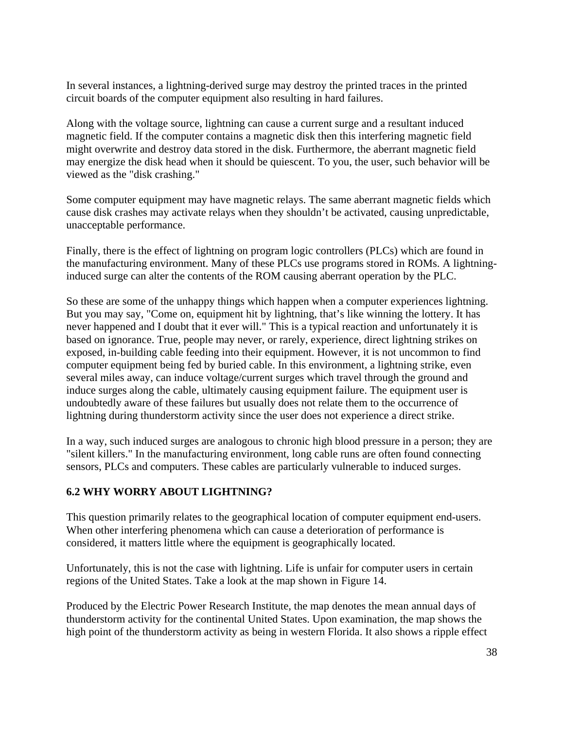In several instances, a lightning-derived surge may destroy the printed traces in the printed circuit boards of the computer equipment also resulting in hard failures.

Along with the voltage source, lightning can cause a current surge and a resultant induced magnetic field. If the computer contains a magnetic disk then this interfering magnetic field might overwrite and destroy data stored in the disk. Furthermore, the aberrant magnetic field may energize the disk head when it should be quiescent. To you, the user, such behavior will be viewed as the "disk crashing."

Some computer equipment may have magnetic relays. The same aberrant magnetic fields which cause disk crashes may activate relays when they shouldn't be activated, causing unpredictable, unacceptable performance.

Finally, there is the effect of lightning on program logic controllers (PLCs) which are found in the manufacturing environment. Many of these PLCs use programs stored in ROMs. A lightning-induced surge can alter the contents of the ROM causing aberrant operation by the PLC.

So these are some of the unhappy things which happen when a computer experiences lightning. But you may say, "Come on, equipment hit by lightning, that's like winning the lottery. It has never happened and I doubt that it ever will." This is a typical reaction and unfortunately it is based on ignorance. True, people may never, or rarely, experience, direct lightning strikes on exposed, in-building cable feeding into their equipment. However, it is not uncommon to find computer equipment being fed by buried cable. In this environment, a lightning strike, even several miles away, can induce voltage/current surges which travel through the ground and induce surges along the cable, ultimately causing equipment failure. The equipment user is undoubtedly aware of these failures but usually does not relate them to the occurrence of lightning during thunderstorm activity since the user does not experience a direct strike.

In a way, such induced surges are analogous to chronic high blood pressure in a person; they are "silent killers." In the manufacturing environment, long cable runs are often found connecting sensors, PLCs and computers. These cables are particularly vulnerable to induced surges.

## 6.2 WHY WORRY ABOUT LIGHTNING?

This question primarily relates to the geographical location of computer equipment end-users. When other interfering phenomena which can cause a deterioration of performance is considered, it matters little where the equipment is geographically located.

Unfortunately, this is not the case with lightning. Life is unfair for computer users in certain regions of the United States. Take a look at the map shown in Figure 14.

Produced by the Electric Power Research Institute, the map denotes the mean annual days of thunderstorm activity for the continental United States. Upon examination, the map shows the high point of the thunderstorm activity as being in western Florida. It also shows a ripple effect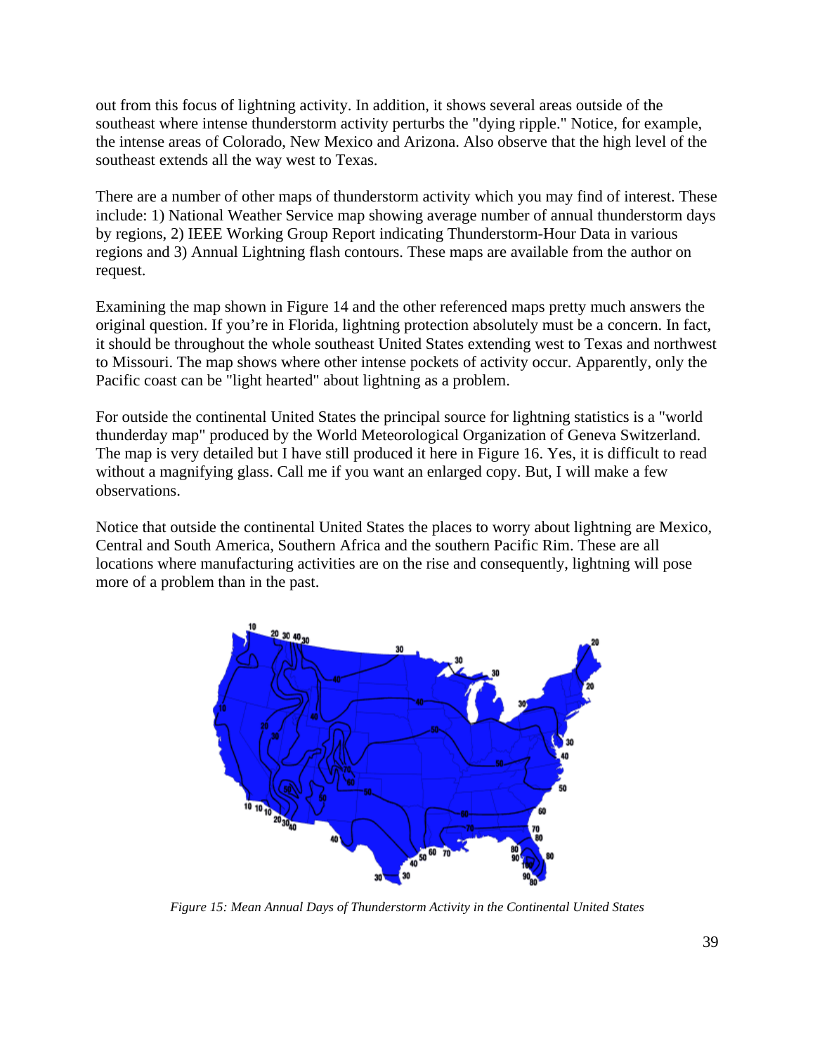out from this focus of lightning activity. In addition, it shows several areas outside of the southeast where intense thunderstorm activity perturbs the "dying ripple." Notice, for example, the intense areas of Colorado, New Mexico and Arizona. Also observe that the high level of the southeast extends all the way west to Texas.

There are a number of other maps of thunderstorm activity which you may find of interest. These include: 1) National Weather Service map showing average number of annual thunderstorm days by regions, 2) IEEE Working Group Report indicating Thunderstorm-Hour Data in various regions and 3) Annual Lightning flash contours. These maps are available from the author on request.

Examining the map shown in Figure 14 and the other referenced maps pretty much answers the original question. If you're in Florida, lightning protection absolutely must be a concern. In fact, it should be throughout the whole southeast United States extending west to Texas and northwest to Missouri. The map shows where other intense pockets of activity occur. Apparently, only the Pacific coast can be "light hearted" about lightning as a problem.

For outside the continental United States the principal source for lightning statistics is a "world thunderday map" produced by the World Meteorological Organization of Geneva Switzerland. The map is very detailed but I have still produced it here in Figure 16. Yes, it is difficult to read without a magnifying glass. Call me if you want an enlarged copy. But, I will make a few observations.

Notice that outside the continental United States the places to worry about lightning are Mexico, Central and South America, Southern Africa and the southern Pacific Rim. These are all locations where manufacturing activities are on the rise and consequently, lightning will pose more of a problem than in the past.

*Figure 15: Mean Annual Days of Thunderstorm Activity in the Continental United States*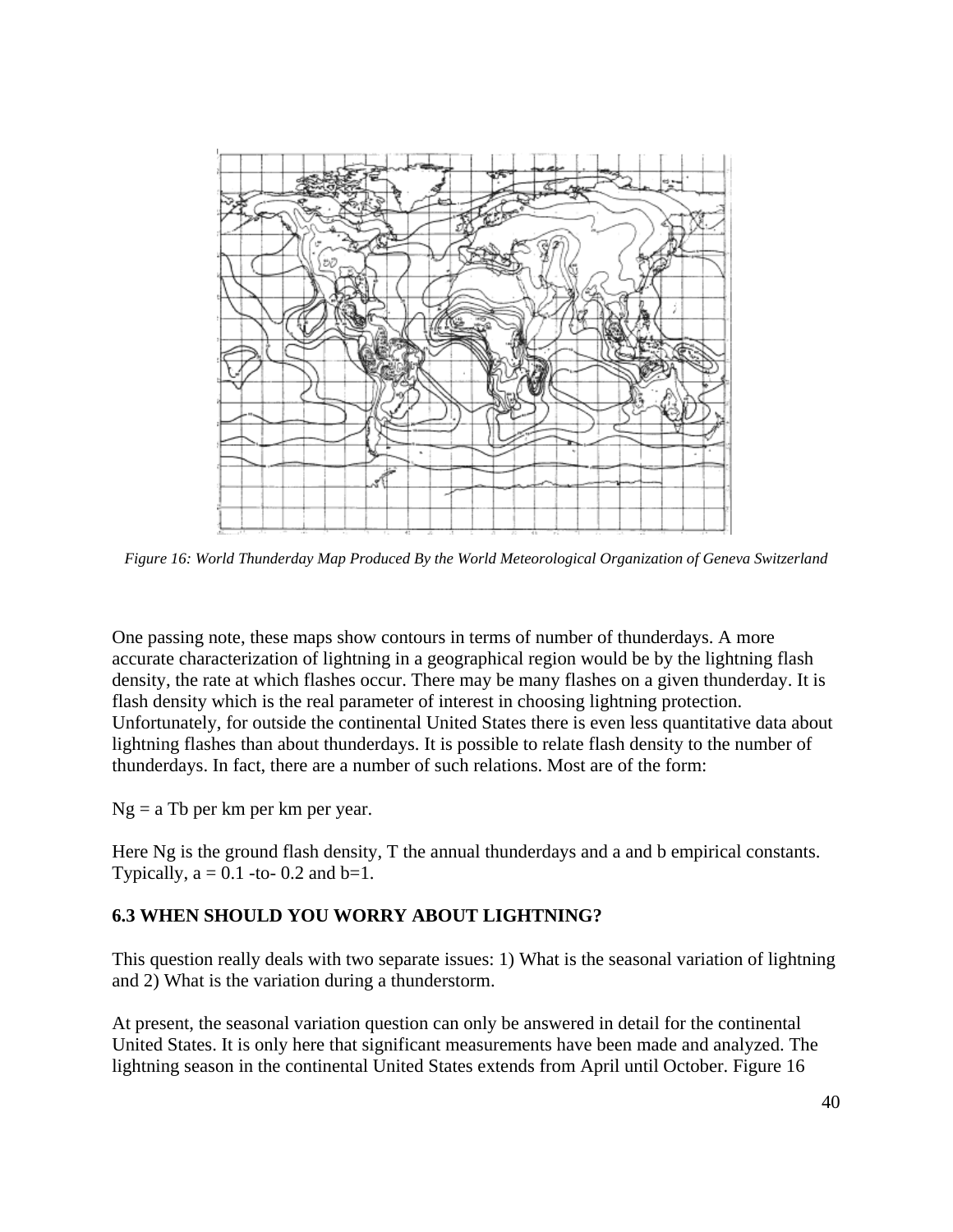*Figure 16: World Thunderday Map Produced By the World Meteorological Organization of Geneva Switzerland*

One passing note, these maps show contours in terms of number of thunderdays. A more accurate characterization of lightning in a geographical region would be by the lightning flash density, the rate at which flashes occur. There may be many flashes on a given thunderday. It is flash density which is the real parameter of interest in choosing lightning protection. Unfortunately, for outside the continental United States there is even less quantitative data about lightning flashes than about thunderdays. It is possible to relate flash density to the number of thunderdays. In fact, there are a number of such relations. Most are of the form:

$N_g = a T^b$ per km per km per year.

Here $N_g$ is the ground flash density, T the annual thunderdays and a and b empirical constants. Typically, $a = 0.1$ -to- $0.2$ and $b=1$.

### 6.3 WHEN SHOULD YOU WORRY ABOUT LIGHTNING?

This question really deals with two separate issues: 1) What is the seasonal variation of lightning and 2) What is the variation during a thunderstorm.

At present, the seasonal variation question can only be answered in detail for the continental United States. It is only here that significant measurements have been made and analyzed. The lightning season in the continental United States extends from April until October. Figure 16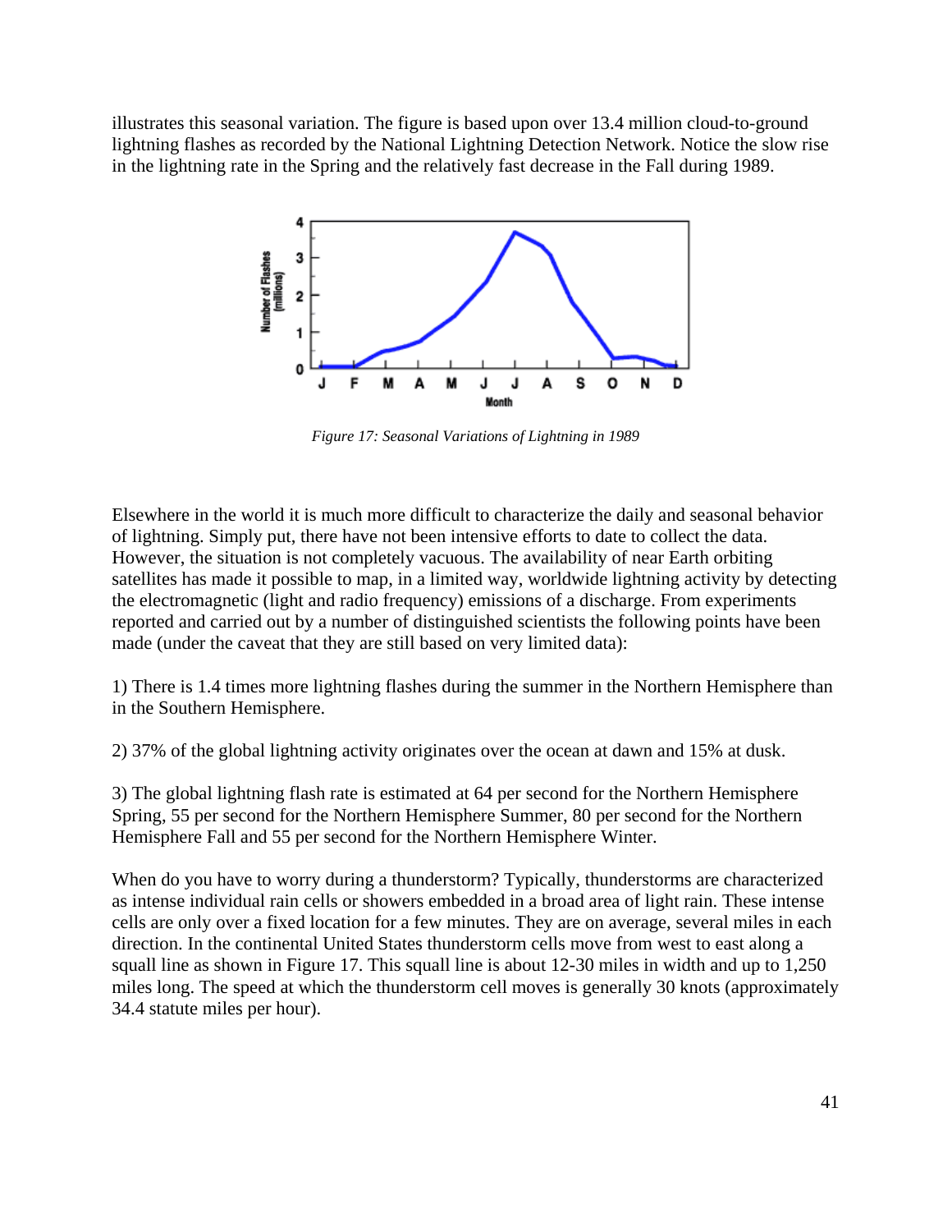illustrates this seasonal variation. The figure is based upon over 13.4 million cloud-to-ground lightning flashes as recorded by the National Lightning Detection Network. Notice the slow rise in the lightning rate in the Spring and the relatively fast decrease in the Fall during 1989.

*Figure 17: Seasonal Variations of Lightning in 1989*

Elsewhere in the world it is much more difficult to characterize the daily and seasonal behavior of lightning. Simply put, there have not been intensive efforts to date to collect the data. However, the situation is not completely vacuous. The availability of near Earth orbiting satellites has made it possible to map, in a limited way, worldwide lightning activity by detecting the electromagnetic (light and radio frequency) emissions of a discharge. From experiments reported and carried out by a number of distinguished scientists the following points have been made (under the caveat that they are still based on very limited data):

1) There is 1.4 times more lightning flashes during the summer in the Northern Hemisphere than in the Southern Hemisphere.

2) 37% of the global lightning activity originates over the ocean at dawn and 15% at dusk.

3) The global lightning flash rate is estimated at 64 per second for the Northern Hemisphere Spring, 55 per second for the Northern Hemisphere Summer, 80 per second for the Northern Hemisphere Fall and 55 per second for the Northern Hemisphere Winter.

When do you have to worry during a thunderstorm? Typically, thunderstorms are characterized as intense individual rain cells or showers embedded in a broad area of light rain. These intense cells are only over a fixed location for a few minutes. They are on average, several miles in each direction. In the continental United States thunderstorm cells move from west to east along a squall line as shown in Figure 17. This squall line is about 12-30 miles in width and up to 1,250 miles long. The speed at which the thunderstorm cell moves is generally 30 knots (approximately 34.4 statute miles per hour).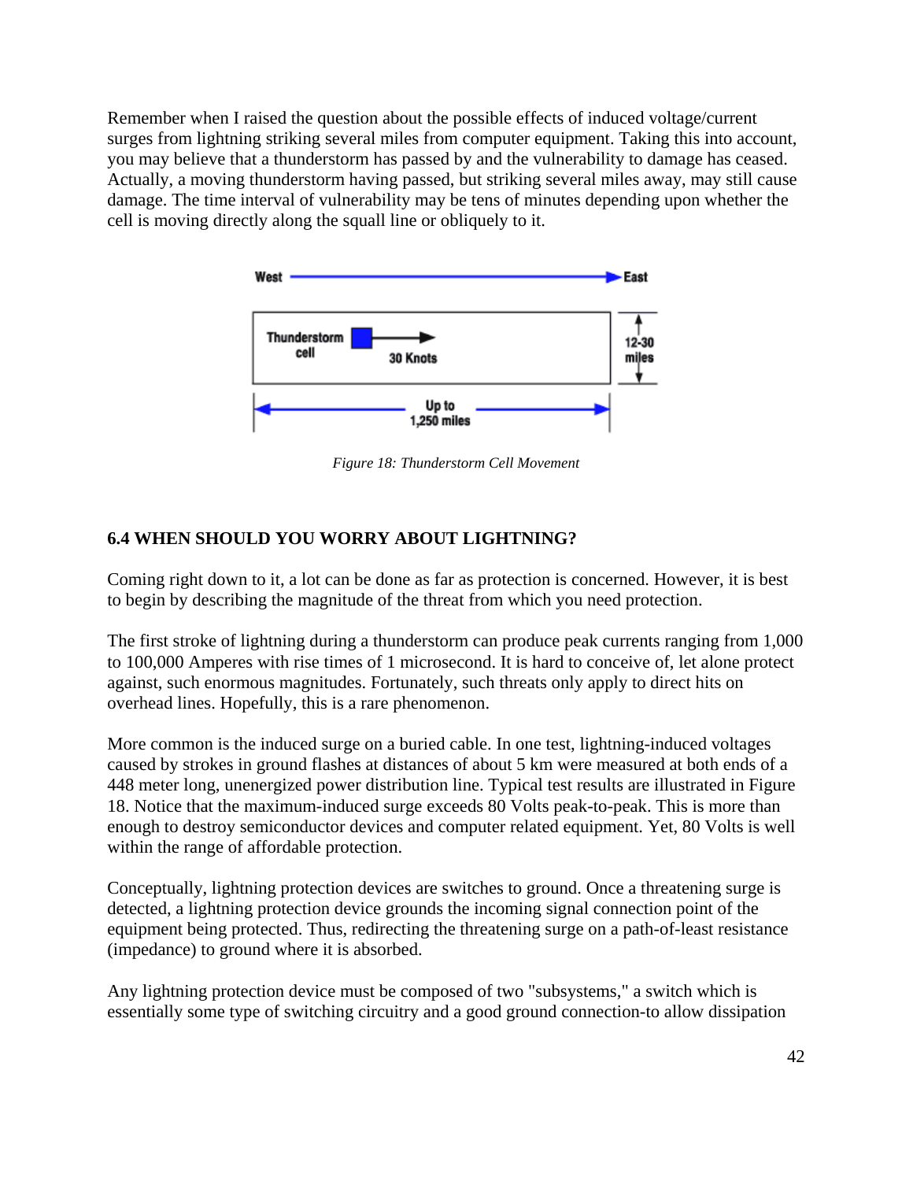Remember when I raised the question about the possible effects of induced voltage/current surges from lightning striking several miles from computer equipment. Taking this into account, you may believe that a thunderstorm has passed by and the vulnerability to damage has ceased. Actually, a moving thunderstorm having passed, but striking several miles away, may still cause damage. The time interval of vulnerability may be tens of minutes depending upon whether the cell is moving directly along the squall line or obliquely to it.

*Figure 18: Thunderstorm Cell Movement*

### 6.4 WHEN SHOULD YOU WORRY ABOUT LIGHTNING?

Coming right down to it, a lot can be done as far as protection is concerned. However, it is best to begin by describing the magnitude of the threat from which you need protection.

The first stroke of lightning during a thunderstorm can produce peak currents ranging from 1,000 to 100,000 Amperes with rise times of 1 microsecond. It is hard to conceive of, let alone protect against, such enormous magnitudes. Fortunately, such threats only apply to direct hits on overhead lines. Hopefully, this is a rare phenomenon.

More common is the induced surge on a buried cable. In one test, lightning-induced voltages caused by strokes in ground flashes at distances of about 5 km were measured at both ends of a 448 meter long, unenergized power distribution line. Typical test results are illustrated in Figure 18. Notice that the maximum-induced surge exceeds 80 Volts peak-to-peak. This is more than enough to destroy semiconductor devices and computer related equipment. Yet, 80 Volts is well within the range of affordable protection.

Conceptually, lightning protection devices are switches to ground. Once a threatening surge is detected, a lightning protection device grounds the incoming signal connection point of the equipment being protected. Thus, redirecting the threatening surge on a path-of-least resistance (impedance) to ground where it is absorbed.

Any lightning protection device must be composed of two "subsystems," a switch which is essentially some type of switching circuitry and a good ground connection-to allow dissipation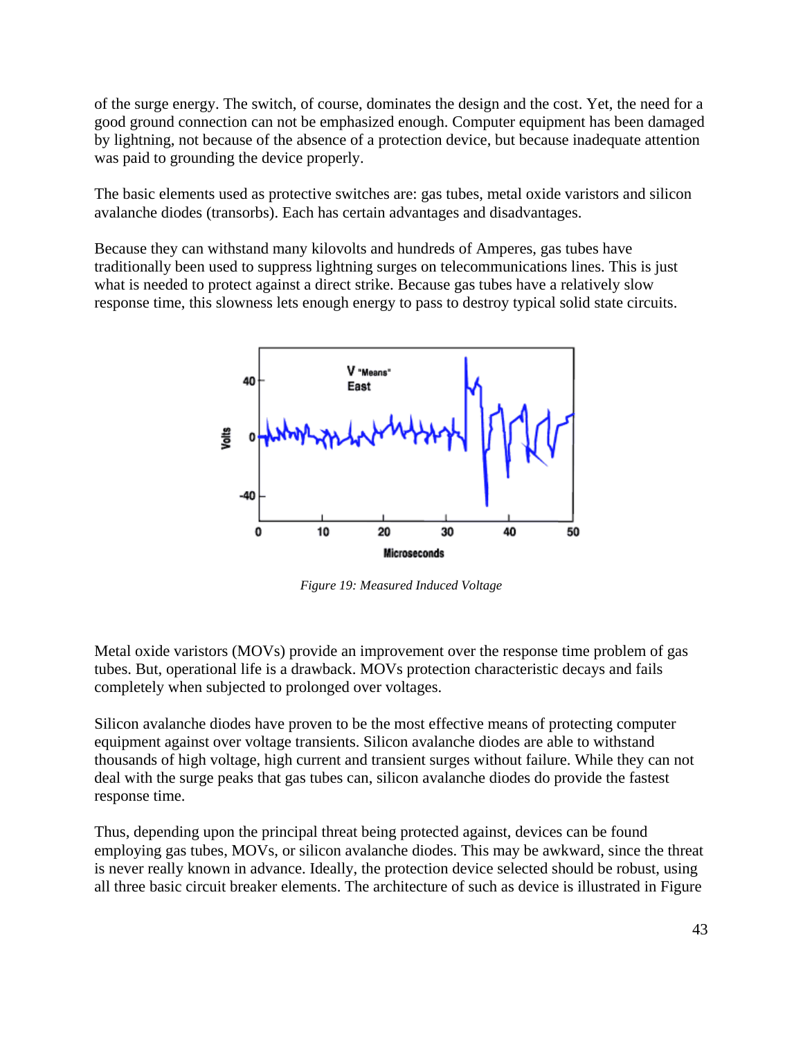of the surge energy. The switch, of course, dominates the design and the cost. Yet, the need for a good ground connection can not be emphasized enough. Computer equipment has been damaged by lightning, not because of the absence of a protection device, but because inadequate attention was paid to grounding the device properly.

The basic elements used as protective switches are: gas tubes, metal oxide varistors and silicon avalanche diodes (transorbs). Each has certain advantages and disadvantages.

Because they can withstand many kilovolts and hundreds of Amperes, gas tubes have traditionally been used to suppress lightning surges on telecommunications lines. This is just what is needed to protect against a direct strike. Because gas tubes have a relatively slow response time, this slowness lets enough energy to pass to destroy typical solid state circuits.

*Figure 19: Measured Induced Voltage*

Metal oxide varistors (MOVs) provide an improvement over the response time problem of gas tubes. But, operational life is a drawback. MOVs protection characteristic decays and fails completely when subjected to prolonged over voltages.

Silicon avalanche diodes have proven to be the most effective means of protecting computer equipment against over voltage transients. Silicon avalanche diodes are able to withstand thousands of high voltage, high current and transient surges without failure. While they can not deal with the surge peaks that gas tubes can, silicon avalanche diodes do provide the fastest response time.

Thus, depending upon the principal threat being protected against, devices can be found employing gas tubes, MOVs, or silicon avalanche diodes. This may be awkward, since the threat is never really known in advance. Ideally, the protection device selected should be robust, using all three basic circuit breaker elements. The architecture of such as device is illustrated in Figure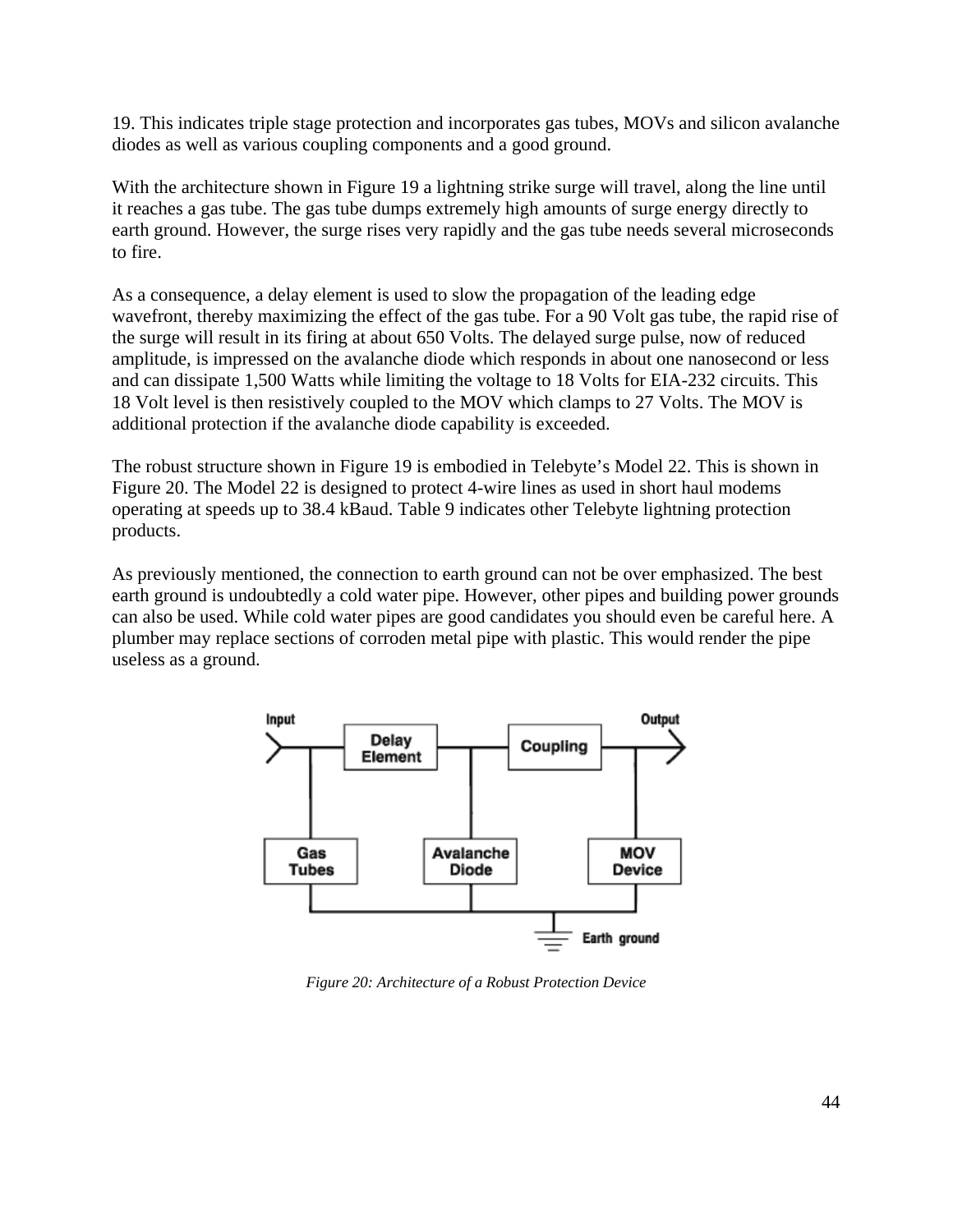19. This indicates triple stage protection and incorporates gas tubes, MOVs and silicon avalanche diodes as well as various coupling components and a good ground.

With the architecture shown in Figure 19 a lightning strike surge will travel, along the line until it reaches a gas tube. The gas tube dumps extremely high amounts of surge energy directly to earth ground. However, the surge rises very rapidly and the gas tube needs several microseconds to fire.

As a consequence, a delay element is used to slow the propagation of the leading edge wavefront, thereby maximizing the effect of the gas tube. For a 90 Volt gas tube, the rapid rise of the surge will result in its firing at about 650 Volts. The delayed surge pulse, now of reduced amplitude, is impressed on the avalanche diode which responds in about one nanosecond or less and can dissipate 1,500 Watts while limiting the voltage to 18 Volts for EIA-232 circuits. This 18 Volt level is then resistively coupled to the MOV which clamps to 27 Volts. The MOV is additional protection if the avalanche diode capability is exceeded.

The robust structure shown in Figure 19 is embodied in Telebyte's Model 22. This is shown in Figure 20. The Model 22 is designed to protect 4-wire lines as used in short haul modems operating at speeds up to 38.4 kBaud. Table 9 indicates other Telebyte lightning protection products.

As previously mentioned, the connection to earth ground can not be over emphasized. The best earth ground is undoubtedly a cold water pipe. However, other pipes and building power grounds can also be used. While cold water pipes are good candidates you should even be careful here. A plumber may replace sections of corroden metal pipe with plastic. This would render the pipe useless as a ground.

Input | Delay Element | Coupling | Output

Gas Tubes | Avalanche Diode | MOV Device

Earth ground

*Figure 20: Architecture of a Robust Protection Device*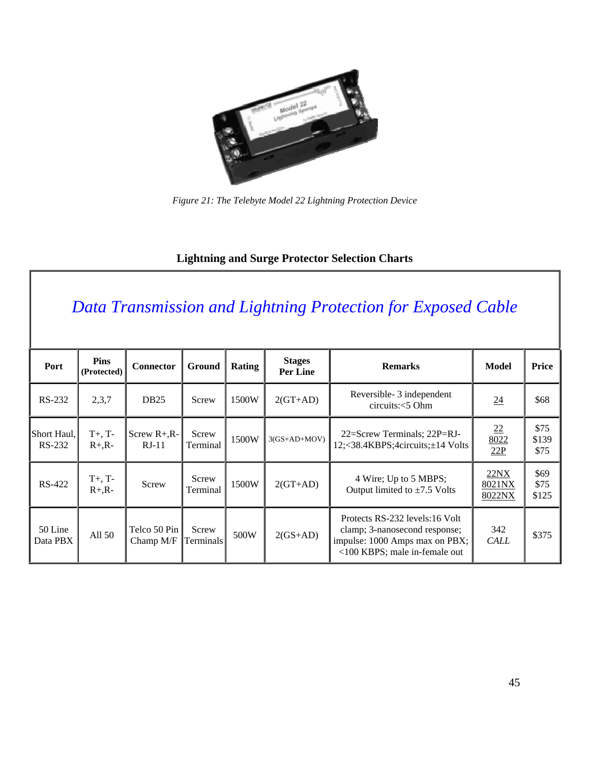*Figure 21: The Telebyte Model 22 Lightning Protection Device*

**Lightning and Surge Protector Selection Charts**

| *Data Transmission and Lightning Protection for Exposed Cable* | | | | | | | | |
|---|---|---|---|---|---|---|---|---|
| **Port** | **Pins (Protected)** | **Connector** | **Ground** | **Rating** | **Stages Per Line** | **Remarks** | **Model** | **Price** |
| RS-232 | 2,3,7 | DB25 | Screw | 1500W | 2(GT+AD) | Reversible- 3 independent circuits:<5 Ohm | 24 | $68 |
| Short Haul, RS-232 | T+, T- R+,R- | Screw R+,R- RJ-11 | Screw Terminal | 1500W | 3(GS+AD+MOV) | 22=Screw Terminals; 22P=RJ-12;<38.4KBPS;4circuits;±14 Volts | 22<br>8022<br>22P | $75<br>$139<br>$75 |
| RS-422 | T+, T- R+,R- | Screw | Screw Terminal | 1500W | 2(GT+AD) | 4 Wire; Up to 5 MBPS; Output limited to ±7.5 Volts | 22NX<br>8021NX<br>8022NX | $69<br>$75<br>$125 |
| 50 Line Data PBX | All 50 | Telco 50 Pin Champ M/F | Screw Terminals | 500W | 2(GS+AD) | Protects RS-232 levels:16 Volt clamp; 3-nanosecond response; impulse: 1000 Amps max on PBX; <100 KBPS; male in-female out | 342<br>*CALL* | $375 |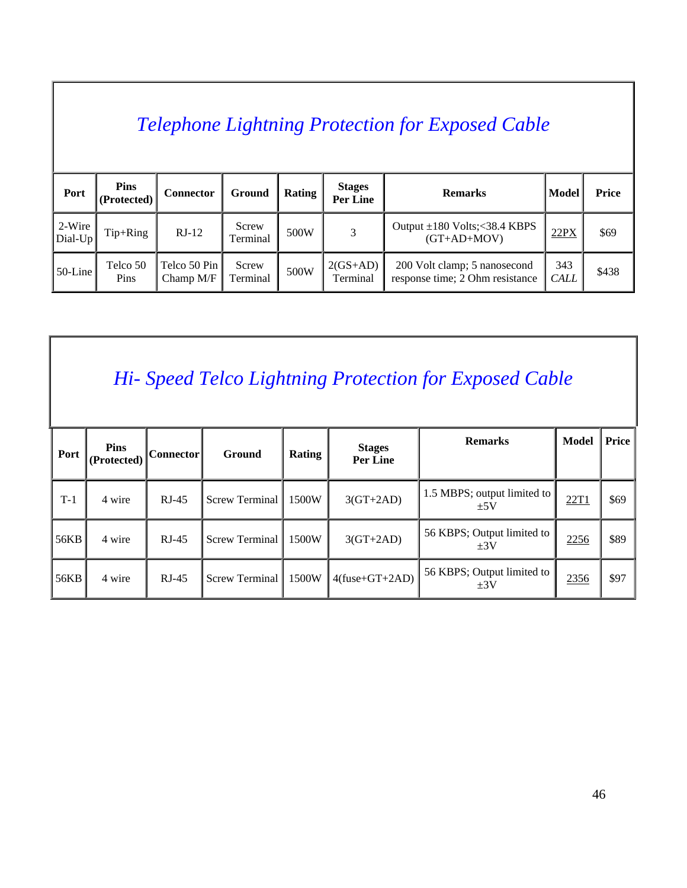## *Telephone Lightning Protection for Exposed Cable*

| Port | Pins (Protected) | Connector | Ground | Rating | Stages Per Line | Remarks | Model | Price |
|---|---|---|---|---|---|---|---|---|
| 2-Wire Dial-Up | Tip+Ring | RJ-12 | Screw Terminal | 500W | 3 | Output ±180 Volts;<38.4 KBPS (GT+AD+MOV) | 22PX | $69 |
| 50-Line | Telco 50 Pins | Telco 50 Pin Champ M/F | Screw Terminal | 500W | 2(GS+AD) Terminal | 200 Volt clamp; 5 nanosecond response time; 2 Ohm resistance | 343 *CALL* | $438 |

## *Hi- Speed Telco Lightning Protection for Exposed Cable*

| Port | Pins (Protected) | Connector | Ground | Rating | Stages Per Line | Remarks | Model | Price |
|---|---|---|---|---|---|---|---|---|
| T-1 | 4 wire | RJ-45 | Screw Terminal | 1500W | 3(GT+2AD) | 1.5 MBPS; output limited to ±5V | 22T1 | $69 |
| 56KB | 4 wire | RJ-45 | Screw Terminal | 1500W | 3(GT+2AD) | 56 KBPS; Output limited to ±3V | 2256 | $89 |
| 56KB | 4 wire | RJ-45 | Screw Terminal | 1500W | 4(fuse+GT+2AD) | 56 KBPS; Output limited to ±3V | 2356 | $97 |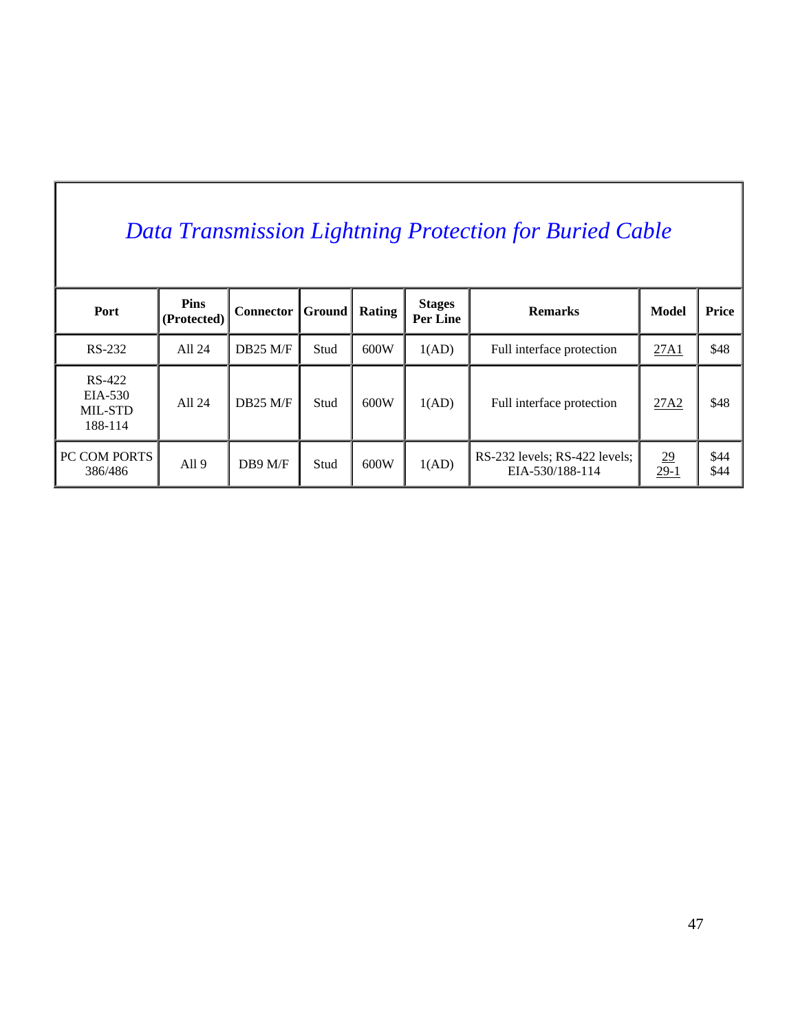## *Data Transmission Lightning Protection for Buried Cable*

| Port | Pins (Protected) | Connector | Ground | Rating | Stages Per Line | Remarks | Model | Price |
|---|---|---|---|---|---|---|---|---|
| RS-232 | All 24 | DB25 M/F | Stud | 600W | 1(AD) | Full interface protection | 27A1 | $48 |
| RS-422 EIA-530 MIL-STD 188-114 | All 24 | DB25 M/F | Stud | 600W | 1(AD) | Full interface protection | 27A2 | $48 |
| PC COM PORTS 386/486 | All 9 | DB9 M/F | Stud | 600W | 1(AD) | RS-232 levels; RS-422 levels; EIA-530/188-114 | 29<br>29-1 | $44<br>$44 |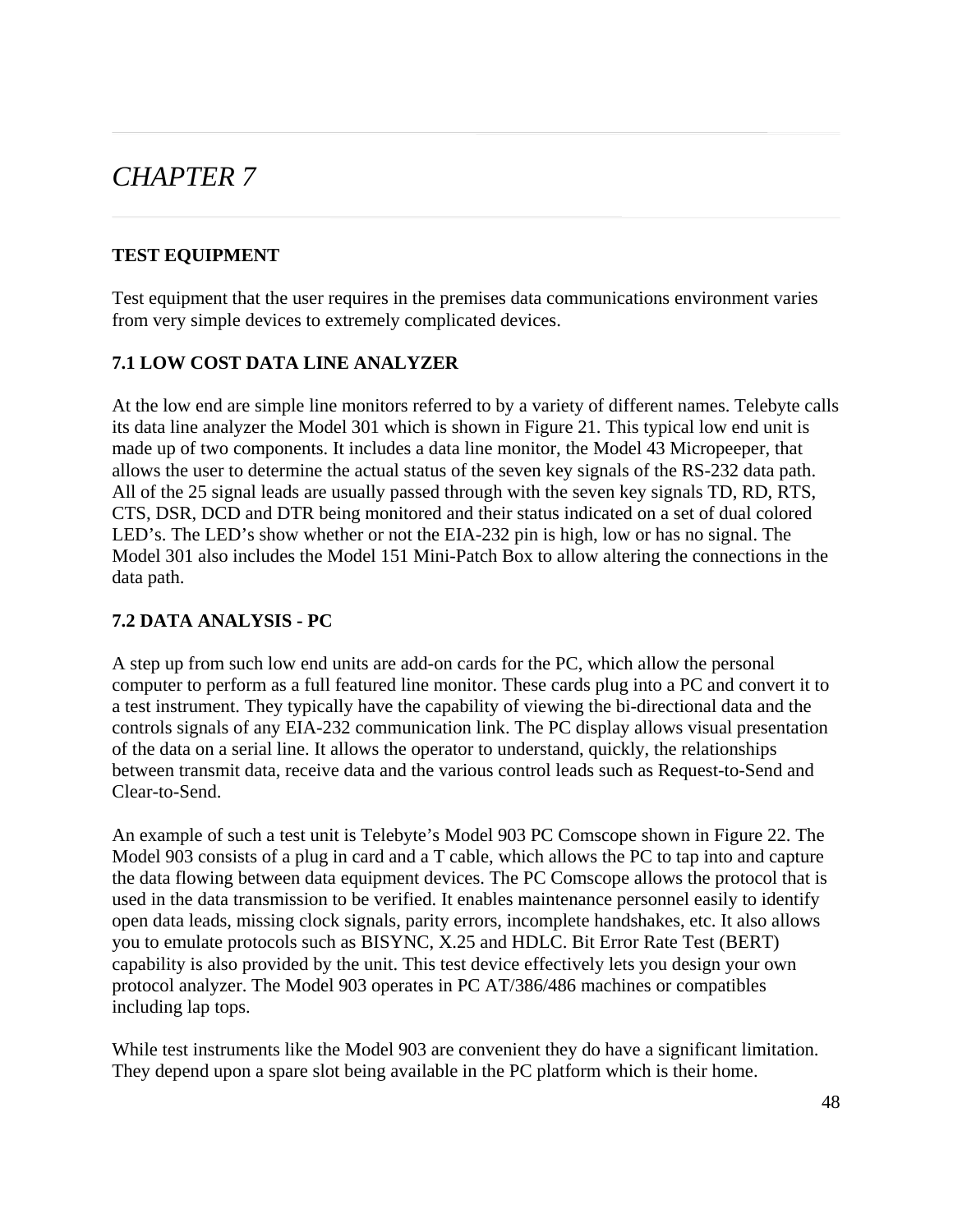# *CHAPTER 7*

## TEST EQUIPMENT

Test equipment that the user requires in the premises data communications environment varies from very simple devices to extremely complicated devices.

### 7.1 LOW COST DATA LINE ANALYZER

At the low end are simple line monitors referred to by a variety of different names. Telebyte calls its data line analyzer the Model 301 which is shown in Figure 21. This typical low end unit is made up of two components. It includes a data line monitor, the Model 43 Micropeeper, that allows the user to determine the actual status of the seven key signals of the RS-232 data path. All of the 25 signal leads are usually passed through with the seven key signals TD, RD, RTS, CTS, DSR, DCD and DTR being monitored and their status indicated on a set of dual colored LED's. The LED's show whether or not the EIA-232 pin is high, low or has no signal. The Model 301 also includes the Model 151 Mini-Patch Box to allow altering the connections in the data path.

### 7.2 DATA ANALYSIS - PC

A step up from such low end units are add-on cards for the PC, which allow the personal computer to perform as a full featured line monitor. These cards plug into a PC and convert it to a test instrument. They typically have the capability of viewing the bi-directional data and the controls signals of any EIA-232 communication link. The PC display allows visual presentation of the data on a serial line. It allows the operator to understand, quickly, the relationships between transmit data, receive data and the various control leads such as Request-to-Send and Clear-to-Send.

An example of such a test unit is Telebyte's Model 903 PC Comscope shown in Figure 22. The Model 903 consists of a plug in card and a T cable, which allows the PC to tap into and capture the data flowing between data equipment devices. The PC Comscope allows the protocol that is used in the data transmission to be verified. It enables maintenance personnel easily to identify open data leads, missing clock signals, parity errors, incomplete handshakes, etc. It also allows you to emulate protocols such as BISYNC, X.25 and HDLC. Bit Error Rate Test (BERT) capability is also provided by the unit. This test device effectively lets you design your own protocol analyzer. The Model 903 operates in PC AT/386/486 machines or compatibles including lap tops.

While test instruments like the Model 903 are convenient they do have a significant limitation. They depend upon a spare slot being available in the PC platform which is their home.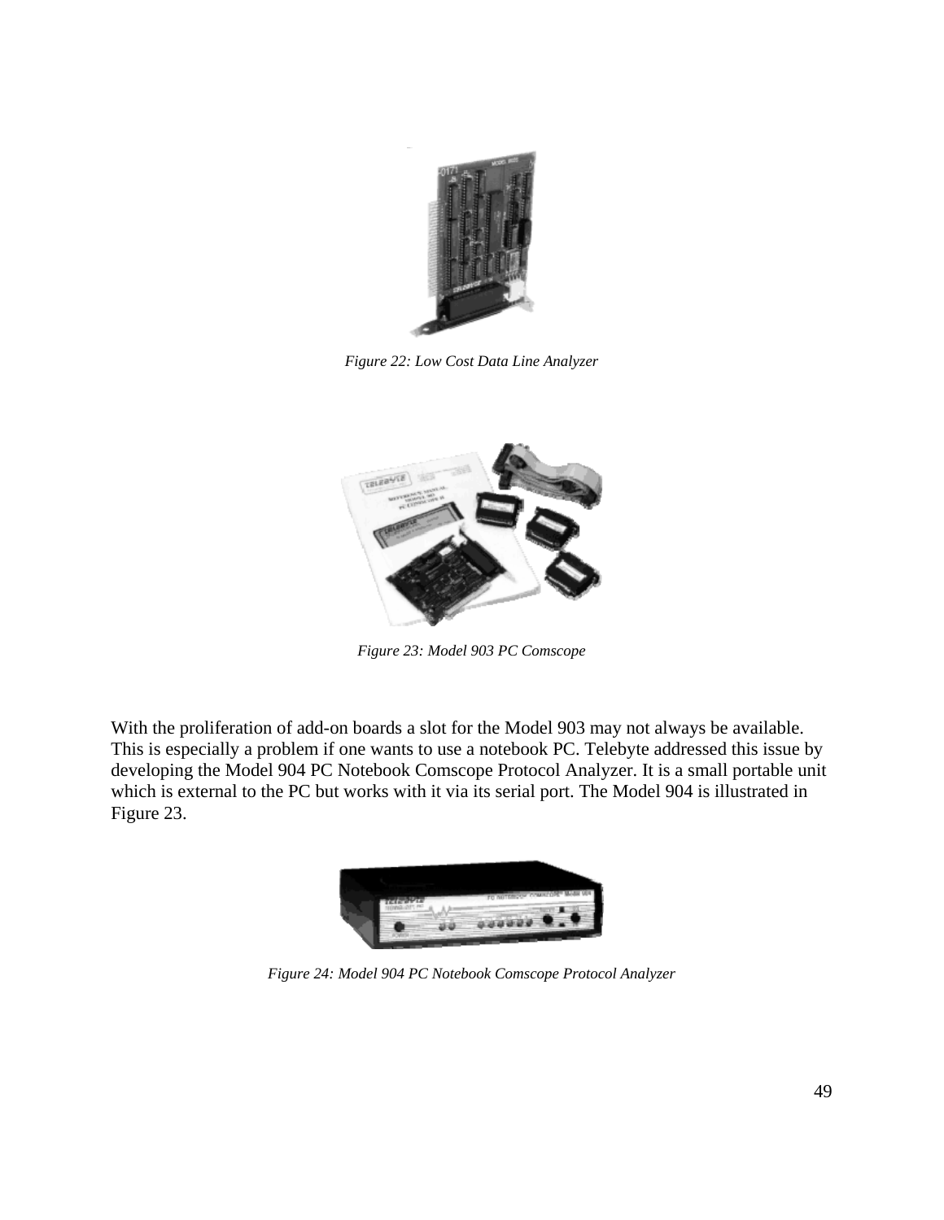*Figure 22: Low Cost Data Line Analyzer*

*Figure 23: Model 903 PC Comscope*

With the proliferation of add-on boards a slot for the Model 903 may not always be available. This is especially a problem if one wants to use a notebook PC. Telebyte addressed this issue by developing the Model 904 PC Notebook Comscope Protocol Analyzer. It is a small portable unit which is external to the PC but works with it via its serial port. The Model 904 is illustrated in Figure 23.

*Figure 24: Model 904 PC Notebook Comscope Protocol Analyzer*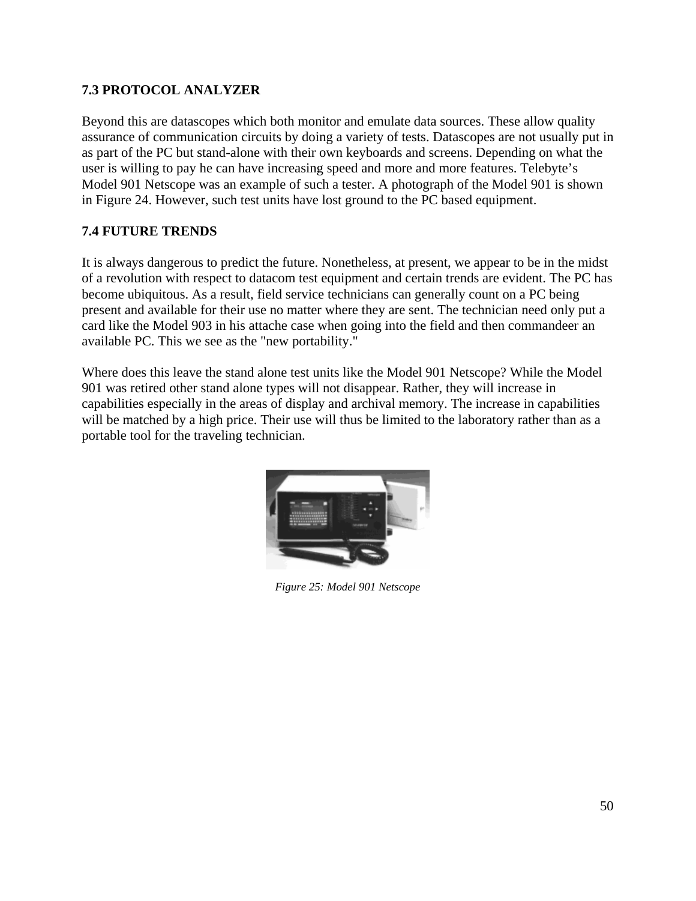### 7.3 PROTOCOL ANALYZER

Beyond this are datascopes which both monitor and emulate data sources. These allow quality assurance of communication circuits by doing a variety of tests. Datascopes are not usually put in as part of the PC but stand-alone with their own keyboards and screens. Depending on what the user is willing to pay he can have increasing speed and more and more features. Telebyte's Model 901 Netscope was an example of such a tester. A photograph of the Model 901 is shown in Figure 24. However, such test units have lost ground to the PC based equipment.

### 7.4 FUTURE TRENDS

It is always dangerous to predict the future. Nonetheless, at present, we appear to be in the midst of a revolution with respect to datacom test equipment and certain trends are evident. The PC has become ubiquitous. As a result, field service technicians can generally count on a PC being present and available for their use no matter where they are sent. The technician need only put a card like the Model 903 in his attache case when going into the field and then commandeer an available PC. This we see as the "new portability."

Where does this leave the stand alone test units like the Model 901 Netscope? While the Model 901 was retired other stand alone types will not disappear. Rather, they will increase in capabilities especially in the areas of display and archival memory. The increase in capabilities will be matched by a high price. Their use will thus be limited to the laboratory rather than as a portable tool for the traveling technician.

*Figure 25: Model 901 Netscope*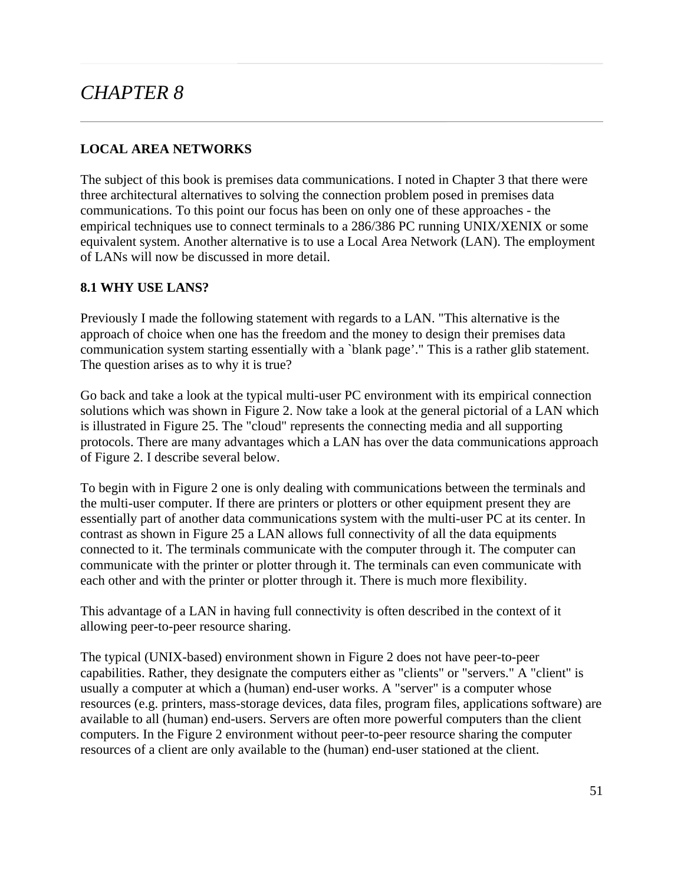# *CHAPTER 8*

---

## LOCAL AREA NETWORKS

The subject of this book is premises data communications. I noted in Chapter 3 that there were three architectural alternatives to solving the connection problem posed in premises data communications. To this point our focus has been on only one of these approaches - the empirical techniques use to connect terminals to a 286/386 PC running UNIX/XENIX or some equivalent system. Another alternative is to use a Local Area Network (LAN). The employment of LANs will now be discussed in more detail.

### 8.1 WHY USE LANS?

Previously I made the following statement with regards to a LAN. "This alternative is the approach of choice when one has the freedom and the money to design their premises data communication system starting essentially with a `blank page’." This is a rather glib statement. The question arises as to why it is true?

Go back and take a look at the typical multi-user PC environment with its empirical connection solutions which was shown in Figure 2. Now take a look at the general pictorial of a LAN which is illustrated in Figure 25. The "cloud" represents the connecting media and all supporting protocols. There are many advantages which a LAN has over the data communications approach of Figure 2. I describe several below.

To begin with in Figure 2 one is only dealing with communications between the terminals and the multi-user computer. If there are printers or plotters or other equipment present they are essentially part of another data communications system with the multi-user PC at its center. In contrast as shown in Figure 25 a LAN allows full connectivity of all the data equipments connected to it. The terminals communicate with the computer through it. The computer can communicate with the printer or plotter through it. The terminals can even communicate with each other and with the printer or plotter through it. There is much more flexibility.

This advantage of a LAN in having full connectivity is often described in the context of it allowing peer-to-peer resource sharing.

The typical (UNIX-based) environment shown in Figure 2 does not have peer-to-peer capabilities. Rather, they designate the computers either as "clients" or "servers." A "client" is usually a computer at which a (human) end-user works. A "server" is a computer whose resources (e.g. printers, mass-storage devices, data files, program files, applications software) are available to all (human) end-users. Servers are often more powerful computers than the client computers. In the Figure 2 environment without peer-to-peer resource sharing the computer resources of a client are only available to the (human) end-user stationed at the client.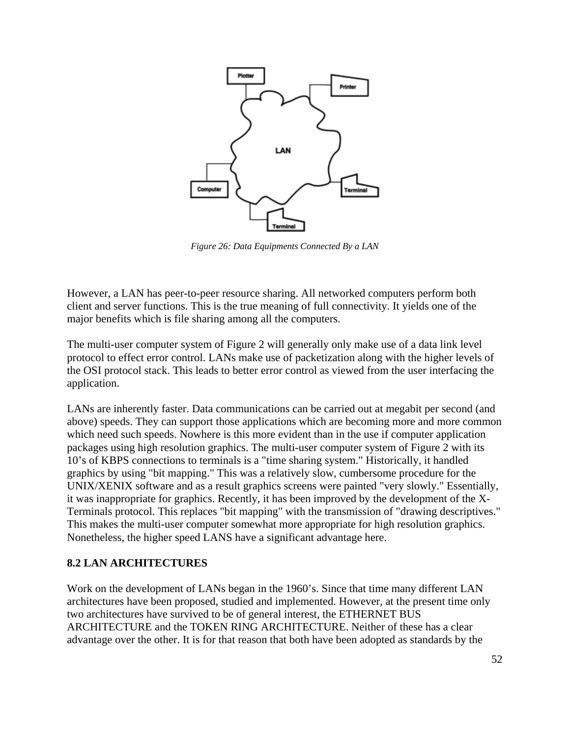*Figure 26: Data Equipments Connected By a LAN*

However, a LAN has peer-to-peer resource sharing. All networked computers perform both client and server functions. This is the true meaning of full connectivity. It yields one of the major benefits which is file sharing among all the computers.

The multi-user computer system of Figure 2 will generally only make use of a data link level protocol to effect error control. LANs make use of packetization along with the higher levels of the OSI protocol stack. This leads to better error control as viewed from the user interfacing the application.

LANs are inherently faster. Data communications can be carried out at megabit per second (and above) speeds. They can support those applications which are becoming more and more common which need such speeds. Nowhere is this more evident than in the use if computer application packages using high resolution graphics. The multi-user computer system of Figure 2 with its 10's of KBPS connections to terminals is a "time sharing system." Historically, it handled graphics by using "bit mapping." This was a relatively slow, cumbersome procedure for the UNIX/XENIX software and as a result graphics screens were painted "very slowly." Essentially, it was inappropriate for graphics. Recently, it has been improved by the development of the X-Terminals protocol. This replaces "bit mapping" with the transmission of "drawing descriptives." This makes the multi-user computer somewhat more appropriate for high resolution graphics. Nonetheless, the higher speed LANS have a significant advantage here.

## 8.2 LAN ARCHITECTURES

Work on the development of LANs began in the 1960's. Since that time many different LAN architectures have been proposed, studied and implemented. However, at the present time only two architectures have survived to be of general interest, the ETHERNET BUS ARCHITECTURE and the TOKEN RING ARCHITECTURE. Neither of these has a clear advantage over the other. It is for that reason that both have been adopted as standards by the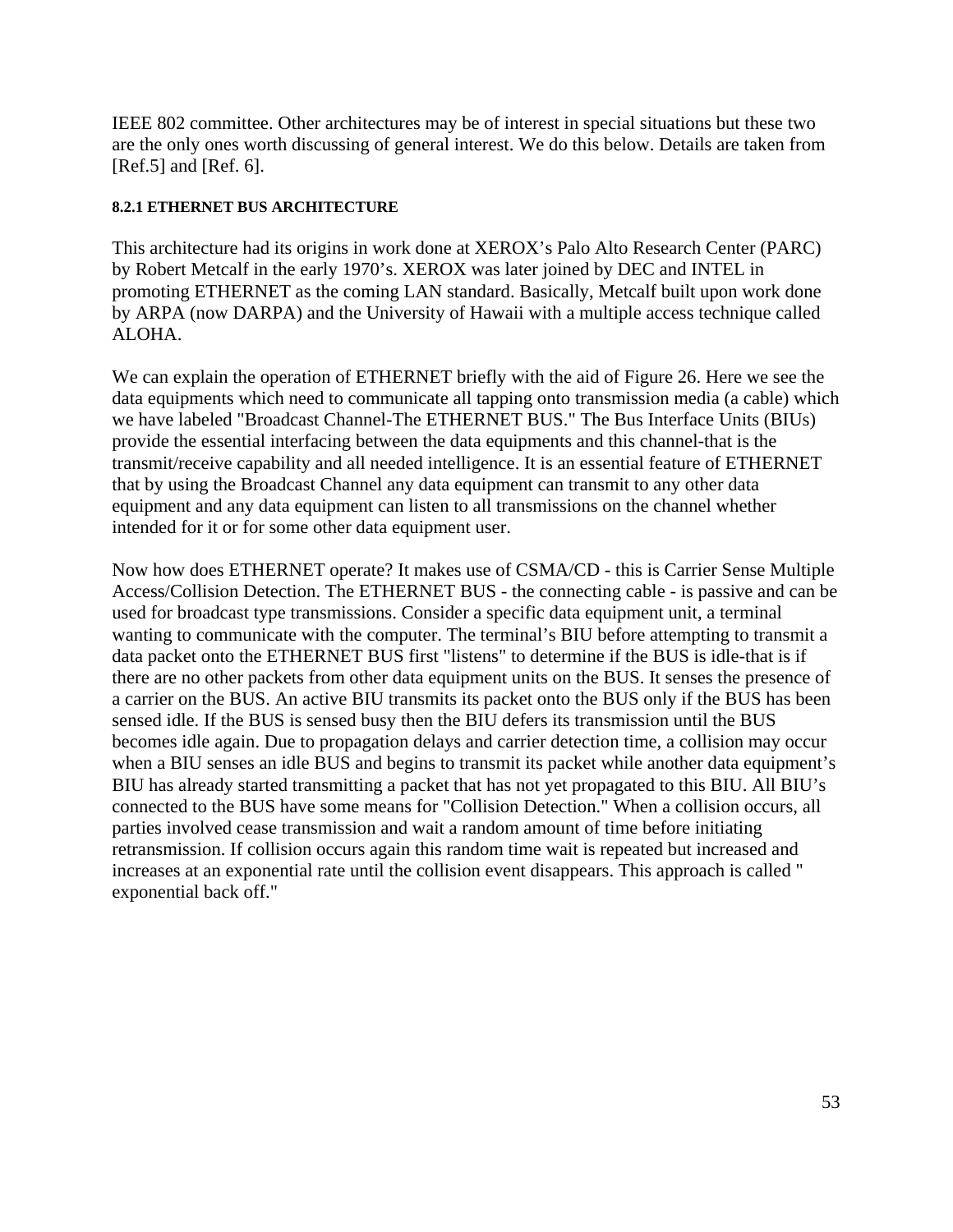IEEE 802 committee. Other architectures may be of interest in special situations but these two are the only ones worth discussing of general interest. We do this below. Details are taken from [Ref.5] and [Ref. 6].

#### 8.2.1 ETHERNET BUS ARCHITECTURE

This architecture had its origins in work done at XEROX's Palo Alto Research Center (PARC) by Robert Metcalf in the early 1970's. XEROX was later joined by DEC and INTEL in promoting ETHERNET as the coming LAN standard. Basically, Metcalf built upon work done by ARPA (now DARPA) and the University of Hawaii with a multiple access technique called ALOHA.

We can explain the operation of ETHERNET briefly with the aid of Figure 26. Here we see the data equipments which need to communicate all tapping onto transmission media (a cable) which we have labeled "Broadcast Channel-The ETHERNET BUS." The Bus Interface Units (BIUs) provide the essential interfacing between the data equipments and this channel-that is the transmit/receive capability and all needed intelligence. It is an essential feature of ETHERNET that by using the Broadcast Channel any data equipment can transmit to any other data equipment and any data equipment can listen to all transmissions on the channel whether intended for it or for some other data equipment user.

Now how does ETHERNET operate? It makes use of CSMA/CD - this is Carrier Sense Multiple Access/Collision Detection. The ETHERNET BUS - the connecting cable - is passive and can be used for broadcast type transmissions. Consider a specific data equipment unit, a terminal wanting to communicate with the computer. The terminal's BIU before attempting to transmit a data packet onto the ETHERNET BUS first "listens" to determine if the BUS is idle-that is if there are no other packets from other data equipment units on the BUS. It senses the presence of a carrier on the BUS. An active BIU transmits its packet onto the BUS only if the BUS has been sensed idle. If the BUS is sensed busy then the BIU defers its transmission until the BUS becomes idle again. Due to propagation delays and carrier detection time, a collision may occur when a BIU senses an idle BUS and begins to transmit its packet while another data equipment's BIU has already started transmitting a packet that has not yet propagated to this BIU. All BIU's connected to the BUS have some means for "Collision Detection." When a collision occurs, all parties involved cease transmission and wait a random amount of time before initiating retransmission. If collision occurs again this random time wait is repeated but increased and increases at an exponential rate until the collision event disappears. This approach is called " exponential back off."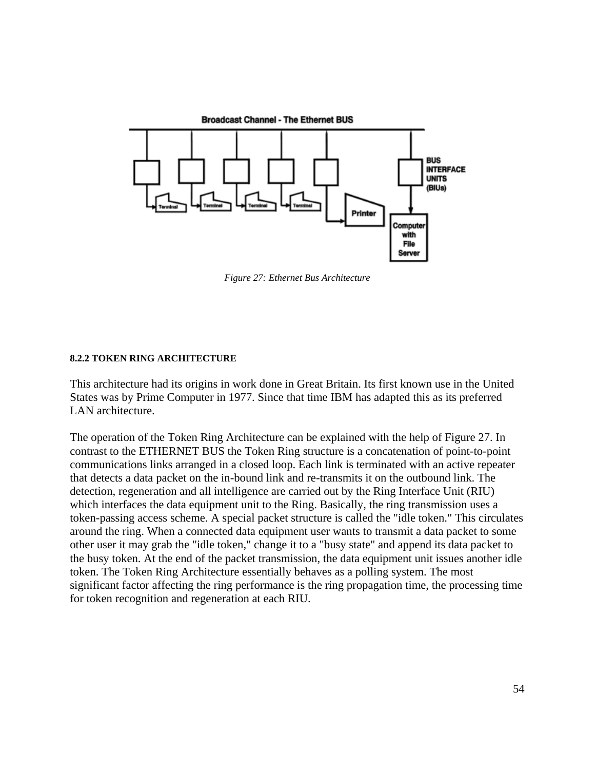Figure 27: Ethernet Bus Architecture

#### 8.2.2 TOKEN RING ARCHITECTURE

This architecture had its origins in work done in Great Britain. Its first known use in the United States was by Prime Computer in 1977. Since that time IBM has adapted this as its preferred LAN architecture.

The operation of the Token Ring Architecture can be explained with the help of Figure 27. In contrast to the ETHERNET BUS the Token Ring structure is a concatenation of point-to-point communications links arranged in a closed loop. Each link is terminated with an active repeater that detects a data packet on the in-bound link and re-transmits it on the outbound link. The detection, regeneration and all intelligence are carried out by the Ring Interface Unit (RIU) which interfaces the data equipment unit to the Ring. Basically, the ring transmission uses a token-passing access scheme. A special packet structure is called the "idle token." This circulates around the ring. When a connected data equipment user wants to transmit a data packet to some other user it may grab the "idle token," change it to a "busy state" and append its data packet to the busy token. At the end of the packet transmission, the data equipment unit issues another idle token. The Token Ring Architecture essentially behaves as a polling system. The most significant factor affecting the ring performance is the ring propagation time, the processing time for token recognition and regeneration at each RIU.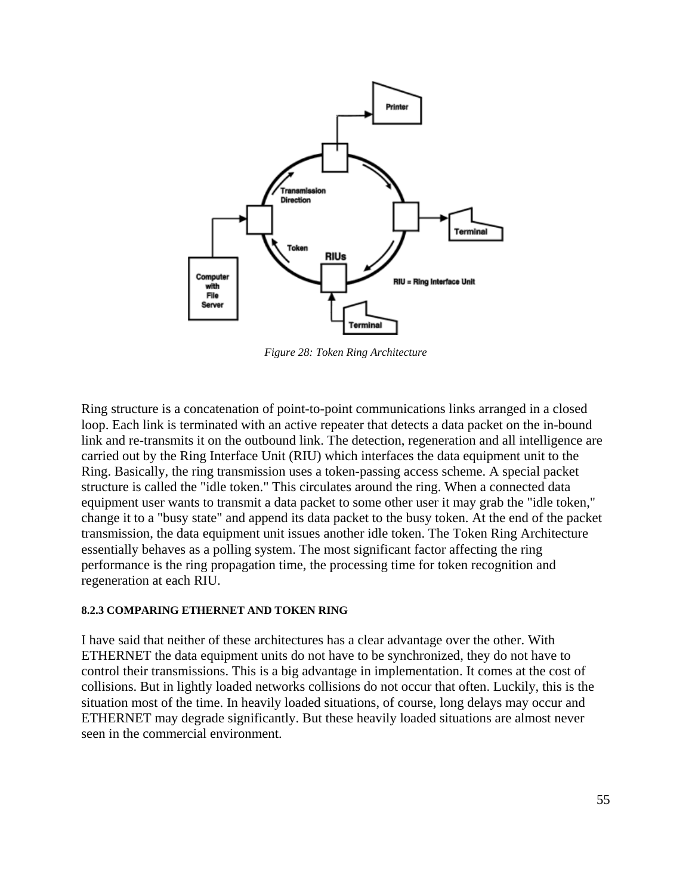*Figure 28: Token Ring Architecture*

Ring structure is a concatenation of point-to-point communications links arranged in a closed loop. Each link is terminated with an active repeater that detects a data packet on the in-bound link and re-transmits it on the outbound link. The detection, regeneration and all intelligence are carried out by the Ring Interface Unit (RIU) which interfaces the data equipment unit to the Ring. Basically, the ring transmission uses a token-passing access scheme. A special packet structure is called the "idle token." This circulates around the ring. When a connected data equipment user wants to transmit a data packet to some other user it may grab the "idle token," change it to a "busy state" and append its data packet to the busy token. At the end of the packet transmission, the data equipment unit issues another idle token. The Token Ring Architecture essentially behaves as a polling system. The most significant factor affecting the ring performance is the ring propagation time, the processing time for token recognition and regeneration at each RIU.

#### 8.2.3 COMPARING ETHERNET AND TOKEN RING

I have said that neither of these architectures has a clear advantage over the other. With ETHERNET the data equipment units do not have to be synchronized, they do not have to control their transmissions. This is a big advantage in implementation. It comes at the cost of collisions. But in lightly loaded networks collisions do not occur that often. Luckily, this is the situation most of the time. In heavily loaded situations, of course, long delays may occur and ETHERNET may degrade significantly. But these heavily loaded situations are almost never seen in the commercial environment.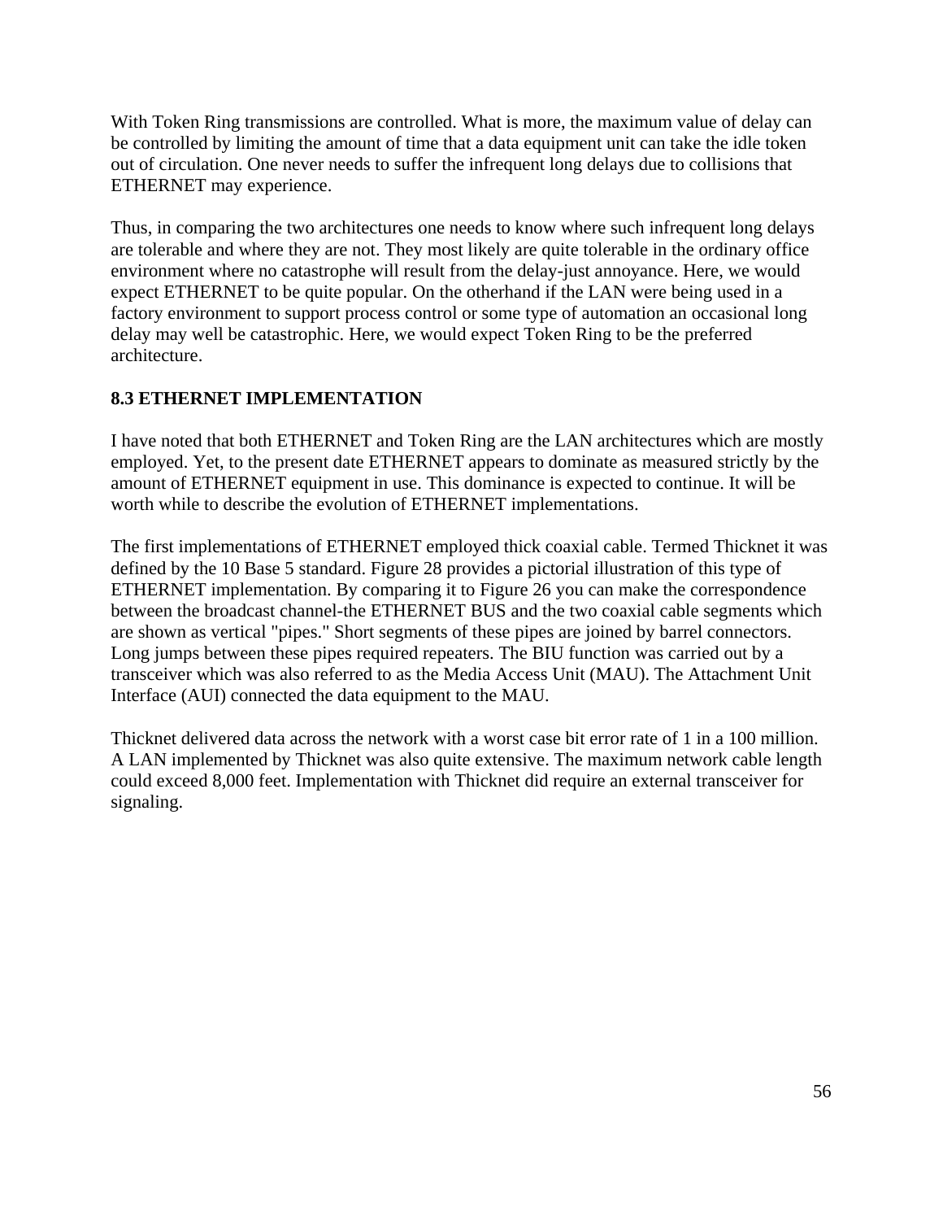With Token Ring transmissions are controlled. What is more, the maximum value of delay can be controlled by limiting the amount of time that a data equipment unit can take the idle token out of circulation. One never needs to suffer the infrequent long delays due to collisions that ETHERNET may experience.

Thus, in comparing the two architectures one needs to know where such infrequent long delays are tolerable and where they are not. They most likely are quite tolerable in the ordinary office environment where no catastrophe will result from the delay-just annoyance. Here, we would expect ETHERNET to be quite popular. On the otherhand if the LAN were being used in a factory environment to support process control or some type of automation an occasional long delay may well be catastrophic. Here, we would expect Token Ring to be the preferred architecture.

### 8.3 ETHERNET IMPLEMENTATION

I have noted that both ETHERNET and Token Ring are the LAN architectures which are mostly employed. Yet, to the present date ETHERNET appears to dominate as measured strictly by the amount of ETHERNET equipment in use. This dominance is expected to continue. It will be worth while to describe the evolution of ETHERNET implementations.

The first implementations of ETHERNET employed thick coaxial cable. Termed Thicknet it was defined by the 10 Base 5 standard. Figure 28 provides a pictorial illustration of this type of ETHERNET implementation. By comparing it to Figure 26 you can make the correspondence between the broadcast channel-the ETHERNET BUS and the two coaxial cable segments which are shown as vertical "pipes." Short segments of these pipes are joined by barrel connectors. Long jumps between these pipes required repeaters. The BIU function was carried out by a transceiver which was also referred to as the Media Access Unit (MAU). The Attachment Unit Interface (AUI) connected the data equipment to the MAU.

Thicknet delivered data across the network with a worst case bit error rate of 1 in a 100 million. A LAN implemented by Thicknet was also quite extensive. The maximum network cable length could exceed 8,000 feet. Implementation with Thicknet did require an external transceiver for signaling.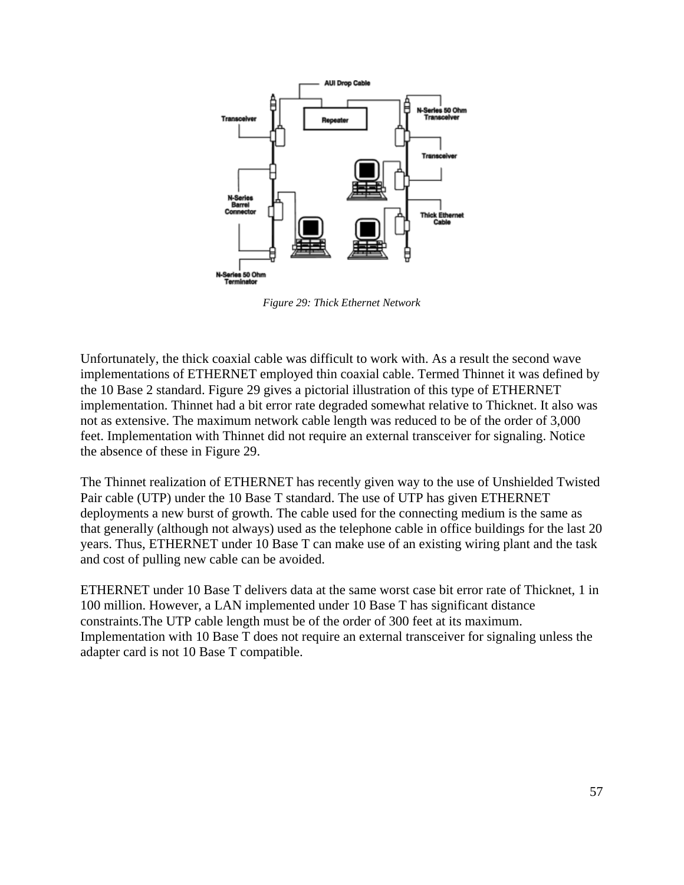*Figure 29: Thick Ethernet Network*

Unfortunately, the thick coaxial cable was difficult to work with. As a result the second wave implementations of ETHERNET employed thin coaxial cable. Termed Thinnet it was defined by the 10 Base 2 standard. Figure 29 gives a pictorial illustration of this type of ETHERNET implementation. Thinnet had a bit error rate degraded somewhat relative to Thicknet. It also was not as extensive. The maximum network cable length was reduced to be of the order of 3,000 feet. Implementation with Thinnet did not require an external transceiver for signaling. Notice the absence of these in Figure 29.

The Thinnet realization of ETHERNET has recently given way to the use of Unshielded Twisted Pair cable (UTP) under the 10 Base T standard. The use of UTP has given ETHERNET deployments a new burst of growth. The cable used for the connecting medium is the same as that generally (although not always) used as the telephone cable in office buildings for the last 20 years. Thus, ETHERNET under 10 Base T can make use of an existing wiring plant and the task and cost of pulling new cable can be avoided.

ETHERNET under 10 Base T delivers data at the same worst case bit error rate of Thicknet, 1 in 100 million. However, a LAN implemented under 10 Base T has significant distance constraints.The UTP cable length must be of the order of 300 feet at its maximum. Implementation with 10 Base T does not require an external transceiver for signaling unless the adapter card is not 10 Base T compatible.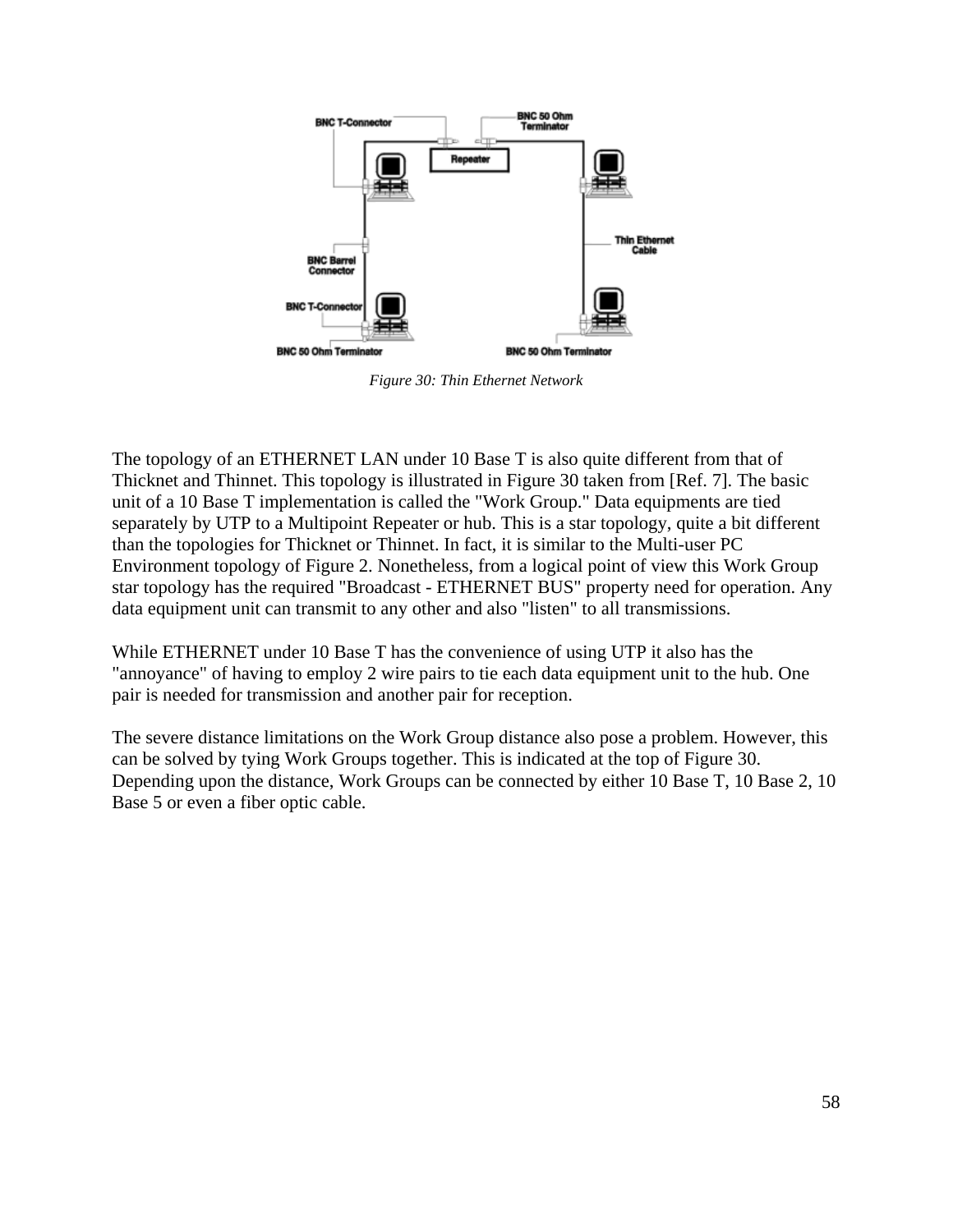*Figure 30: Thin Ethernet Network*

The topology of an ETHERNET LAN under 10 Base T is also quite different from that of Thicknet and Thinnet. This topology is illustrated in Figure 30 taken from [Ref. 7]. The basic unit of a 10 Base T implementation is called the "Work Group." Data equipments are tied separately by UTP to a Multipoint Repeater or hub. This is a star topology, quite a bit different than the topologies for Thicknet or Thinnet. In fact, it is similar to the Multi-user PC Environment topology of Figure 2. Nonetheless, from a logical point of view this Work Group star topology has the required "Broadcast - ETHERNET BUS" property need for operation. Any data equipment unit can transmit to any other and also "listen" to all transmissions.

While ETHERNET under 10 Base T has the convenience of using UTP it also has the "annoyance" of having to employ 2 wire pairs to tie each data equipment unit to the hub. One pair is needed for transmission and another pair for reception.

The severe distance limitations on the Work Group distance also pose a problem. However, this can be solved by tying Work Groups together. This is indicated at the top of Figure 30. Depending upon the distance, Work Groups can be connected by either 10 Base T, 10 Base 2, 10 Base 5 or even a fiber optic cable.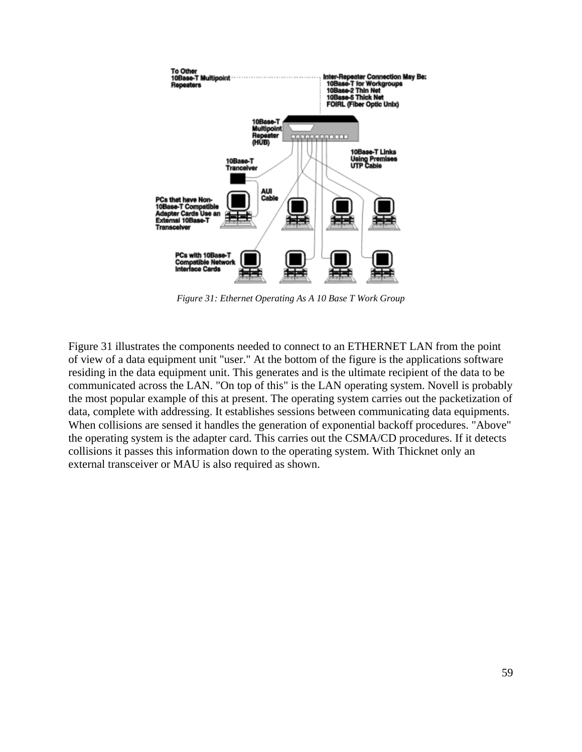Figure 31: Ethernet Operating As A 10 Base T Work Group

Figure 31 illustrates the components needed to connect to an ETHERNET LAN from the point of view of a data equipment unit "user." At the bottom of the figure is the applications software residing in the data equipment unit. This generates and is the ultimate recipient of the data to be communicated across the LAN. "On top of this" is the LAN operating system. Novell is probably the most popular example of this at present. The operating system carries out the packetization of data, complete with addressing. It establishes sessions between communicating data equipments. When collisions are sensed it handles the generation of exponential backoff procedures. "Above" the operating system is the adapter card. This carries out the CSMA/CD procedures. If it detects collisions it passes this information down to the operating system. With Thicknet only an external transceiver or MAU is also required as shown.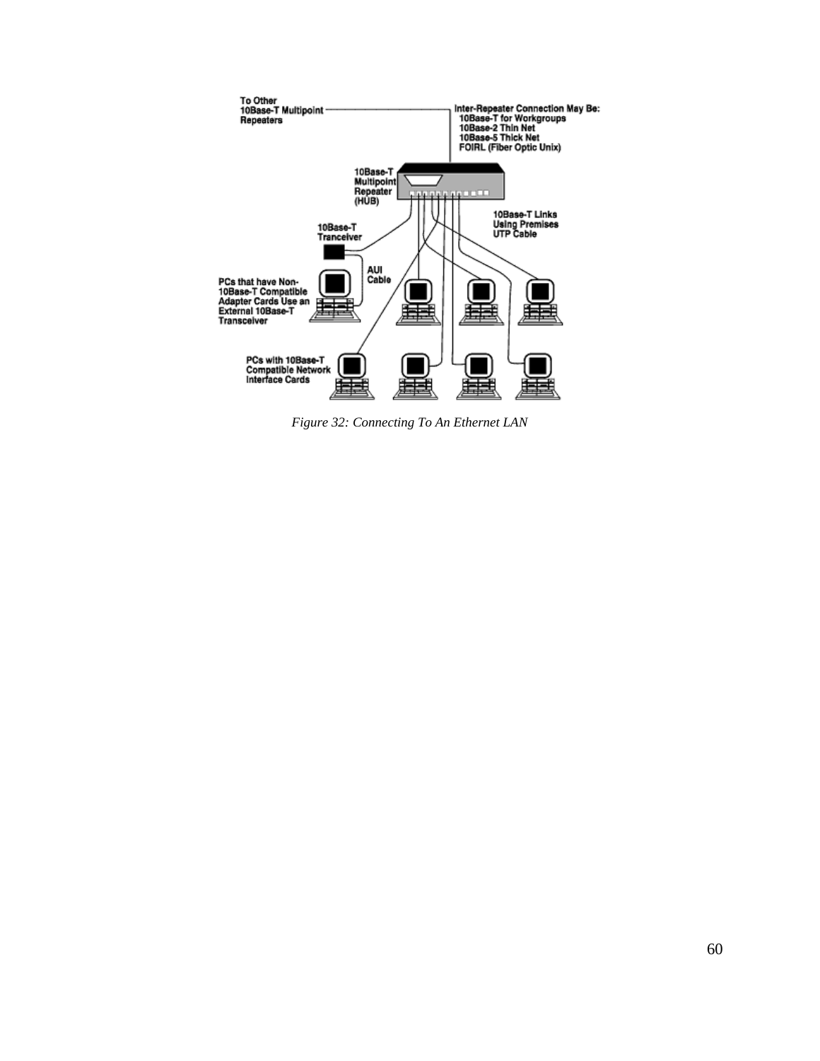*Figure 32: Connecting To An Ethernet LAN*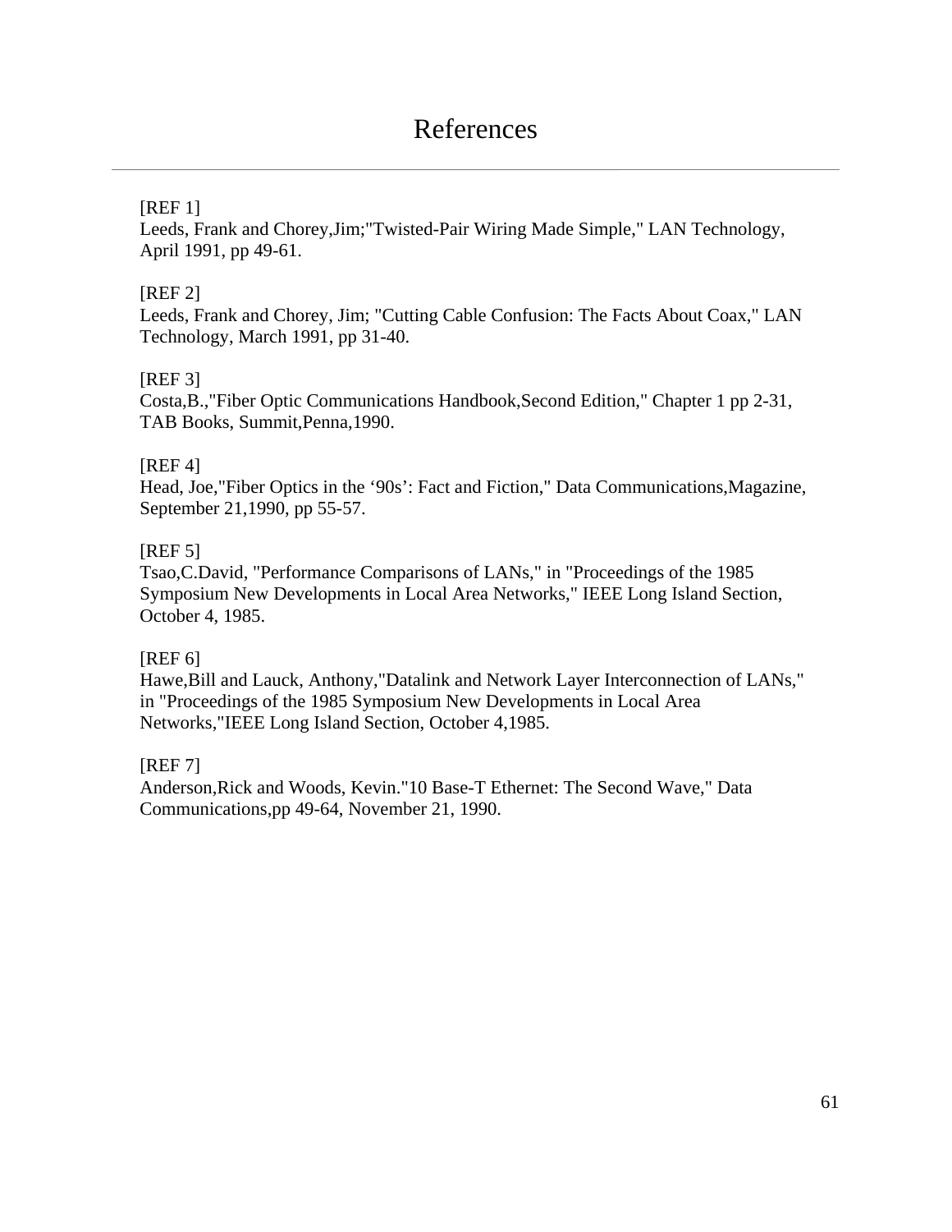# References

---

[REF 1]
Leeds, Frank and Chorey,Jim;"Twisted-Pair Wiring Made Simple," LAN Technology, April 1991, pp 49-61.

[REF 2]
Leeds, Frank and Chorey, Jim; "Cutting Cable Confusion: The Facts About Coax," LAN Technology, March 1991, pp 31-40.

[REF 3]
Costa,B.,"Fiber Optic Communications Handbook,Second Edition," Chapter 1 pp 2-31, TAB Books, Summit,Penna,1990.

[REF 4]
Head, Joe,"Fiber Optics in the ‘90s’: Fact and Fiction," Data Communications,Magazine, September 21,1990, pp 55-57.

[REF 5]
Tsao,C.David, "Performance Comparisons of LANs," in "Proceedings of the 1985 Symposium New Developments in Local Area Networks," IEEE Long Island Section, October 4, 1985.

[REF 6]
Hawe,Bill and Lauck, Anthony,"Datalink and Network Layer Interconnection of LANs," in "Proceedings of the 1985 Symposium New Developments in Local Area Networks,"IEEE Long Island Section, October 4,1985.

[REF 7]
Anderson,Rick and Woods, Kevin."10 Base-T Ethernet: The Second Wave," Data Communications,pp 49-64, November 21, 1990.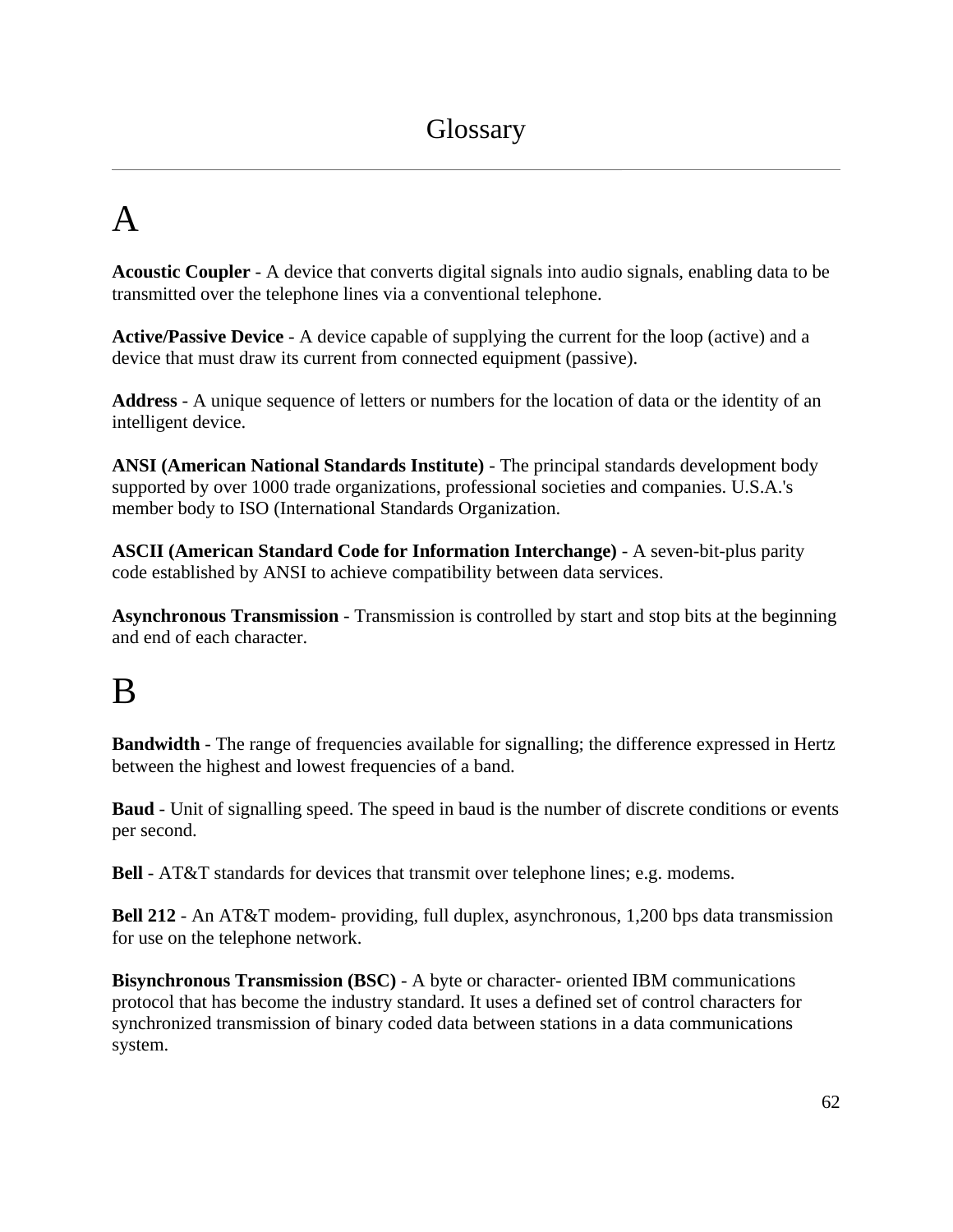# Glossary

---

## A

**Acoustic Coupler** - A device that converts digital signals into audio signals, enabling data to be transmitted over the telephone lines via a conventional telephone.

**Active/Passive Device** - A device capable of supplying the current for the loop (active) and a device that must draw its current from connected equipment (passive).

**Address** - A unique sequence of letters or numbers for the location of data or the identity of an intelligent device.

**ANSI (American National Standards Institute)** - The principal standards development body supported by over 1000 trade organizations, professional societies and companies. U.S.A.'s member body to ISO (International Standards Organization.

**ASCII (American Standard Code for Information Interchange)** - A seven-bit-plus parity code established by ANSI to achieve compatibility between data services.

**Asynchronous Transmission** - Transmission is controlled by start and stop bits at the beginning and end of each character.

## B

**Bandwidth** - The range of frequencies available for signalling; the difference expressed in Hertz between the highest and lowest frequencies of a band.

**Baud** - Unit of signalling speed. The speed in baud is the number of discrete conditions or events per second.

**Bell** - AT&T standards for devices that transmit over telephone lines; e.g. modems.

**Bell 212** - An AT&T modem- providing, full duplex, asynchronous, 1,200 bps data transmission for use on the telephone network.

**Bisynchronous Transmission (BSC)** - A byte or character- oriented IBM communications protocol that has become the industry standard. It uses a defined set of control characters for synchronized transmission of binary coded data between stations in a data communications system.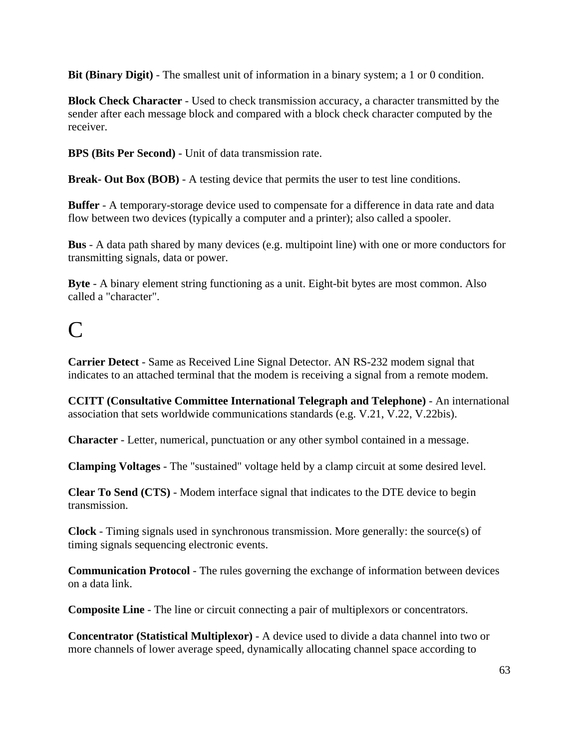**Bit (Binary Digit)** - The smallest unit of information in a binary system; a 1 or 0 condition.

**Block Check Character** - Used to check transmission accuracy, a character transmitted by the sender after each message block and compared with a block check character computed by the receiver.

**BPS (Bits Per Second)** - Unit of data transmission rate.

**Break- Out Box (BOB)** - A testing device that permits the user to test line conditions.

**Buffer** - A temporary-storage device used to compensate for a difference in data rate and data flow between two devices (typically a computer and a printer); also called a spooler.

**Bus** - A data path shared by many devices (e.g. multipoint line) with one or more conductors for transmitting signals, data or power.

**Byte** - A binary element string functioning as a unit. Eight-bit bytes are most common. Also called a "character".

# C

**Carrier Detect** - Same as Received Line Signal Detector. AN RS-232 modem signal that indicates to an attached terminal that the modem is receiving a signal from a remote modem.

**CCITT (Consultative Committee International Telegraph and Telephone)** - An international association that sets worldwide communications standards (e.g. V.21, V.22, V.22bis).

**Character** - Letter, numerical, punctuation or any other symbol contained in a message.

**Clamping Voltages** - The "sustained" voltage held by a clamp circuit at some desired level.

**Clear To Send (CTS)** - Modem interface signal that indicates to the DTE device to begin transmission.

**Clock** - Timing signals used in synchronous transmission. More generally: the source(s) of timing signals sequencing electronic events.

**Communication Protocol** - The rules governing the exchange of information between devices on a data link.

**Composite Line** - The line or circuit connecting a pair of multiplexors or concentrators.

**Concentrator (Statistical Multiplexor)** - A device used to divide a data channel into two or more channels of lower average speed, dynamically allocating channel space according to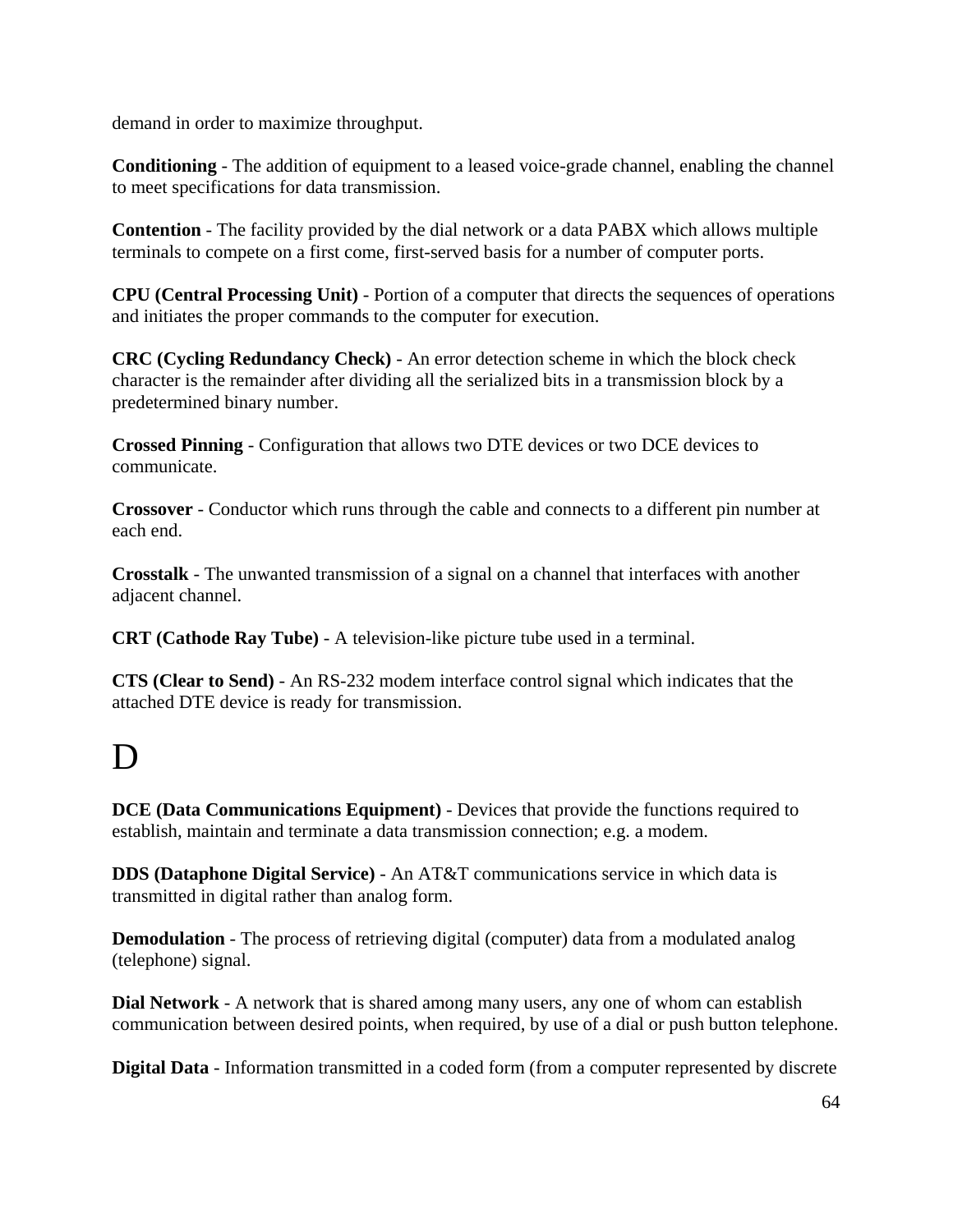demand in order to maximize throughput.

**Conditioning** - The addition of equipment to a leased voice-grade channel, enabling the channel to meet specifications for data transmission.

**Contention** - The facility provided by the dial network or a data PABX which allows multiple terminals to compete on a first come, first-served basis for a number of computer ports.

**CPU (Central Processing Unit)** - Portion of a computer that directs the sequences of operations and initiates the proper commands to the computer for execution.

**CRC (Cycling Redundancy Check)** - An error detection scheme in which the block check character is the remainder after dividing all the serialized bits in a transmission block by a predetermined binary number.

**Crossed Pinning** - Configuration that allows two DTE devices or two DCE devices to communicate.

**Crossover** - Conductor which runs through the cable and connects to a different pin number at each end.

**Crosstalk** - The unwanted transmission of a signal on a channel that interfaces with another adjacent channel.

**CRT (Cathode Ray Tube)** - A television-like picture tube used in a terminal.

**CTS (Clear to Send)** - An RS-232 modem interface control signal which indicates that the attached DTE device is ready for transmission.

# D

**DCE (Data Communications Equipment)** - Devices that provide the functions required to establish, maintain and terminate a data transmission connection; e.g. a modem.

**DDS (Dataphone Digital Service)** - An AT&T communications service in which data is transmitted in digital rather than analog form.

**Demodulation** - The process of retrieving digital (computer) data from a modulated analog (telephone) signal.

**Dial Network** - A network that is shared among many users, any one of whom can establish communication between desired points, when required, by use of a dial or push button telephone.

**Digital Data** - Information transmitted in a coded form (from a computer represented by discrete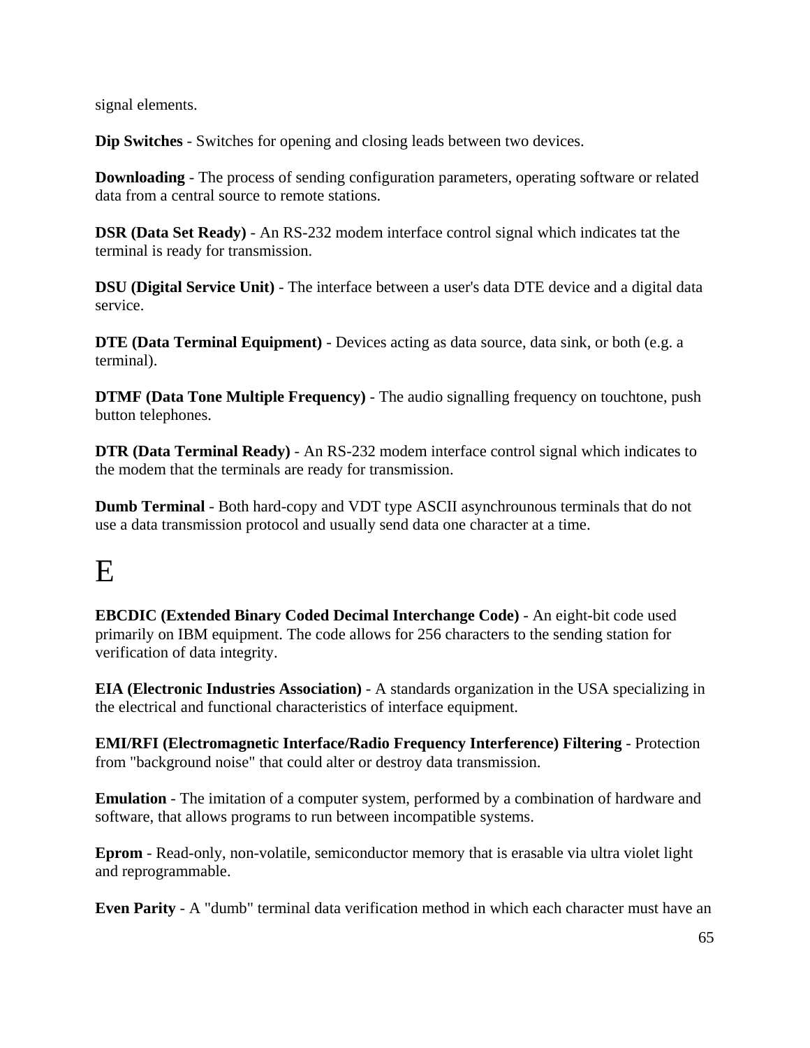signal elements.

**Dip Switches** - Switches for opening and closing leads between two devices.

**Downloading** - The process of sending configuration parameters, operating software or related data from a central source to remote stations.

**DSR (Data Set Ready)** - An RS-232 modem interface control signal which indicates tat the terminal is ready for transmission.

**DSU (Digital Service Unit)** - The interface between a user's data DTE device and a digital data service.

**DTE (Data Terminal Equipment)** - Devices acting as data source, data sink, or both (e.g. a terminal).

**DTMF (Data Tone Multiple Frequency)** - The audio signalling frequency on touchtone, push button telephones.

**DTR (Data Terminal Ready)** - An RS-232 modem interface control signal which indicates to the modem that the terminals are ready for transmission.

**Dumb Terminal** - Both hard-copy and VDT type ASCII asynchrounous terminals that do not use a data transmission protocol and usually send data one character at a time.

# E

**EBCDIC (Extended Binary Coded Decimal Interchange Code)** - An eight-bit code used primarily on IBM equipment. The code allows for 256 characters to the sending station for verification of data integrity.

**EIA (Electronic Industries Association)** - A standards organization in the USA specializing in the electrical and functional characteristics of interface equipment.

**EMI/RFI (Electromagnetic Interface/Radio Frequency Interference) Filtering** - Protection from "background noise" that could alter or destroy data transmission.

**Emulation** - The imitation of a computer system, performed by a combination of hardware and software, that allows programs to run between incompatible systems.

**Eprom** - Read-only, non-volatile, semiconductor memory that is erasable via ultra violet light and reprogrammable.

**Even Parity** - A "dumb" terminal data verification method in which each character must have an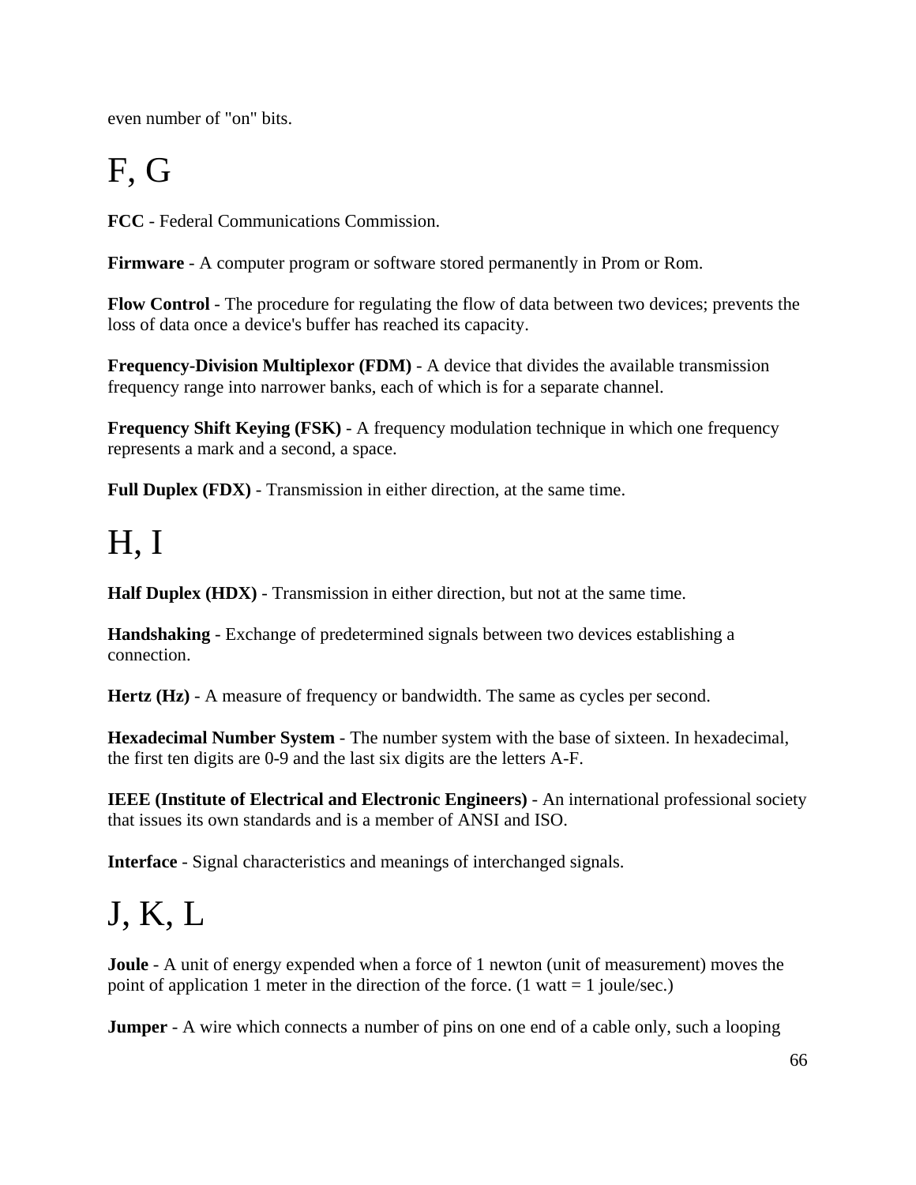even number of "on" bits.

# F, G

**FCC** - Federal Communications Commission.

**Firmware** - A computer program or software stored permanently in Prom or Rom.

**Flow Control** - The procedure for regulating the flow of data between two devices; prevents the loss of data once a device's buffer has reached its capacity.

**Frequency-Division Multiplexor (FDM)** - A device that divides the available transmission frequency range into narrower banks, each of which is for a separate channel.

**Frequency Shift Keying (FSK)** - A frequency modulation technique in which one frequency represents a mark and a second, a space.

**Full Duplex (FDX)** - Transmission in either direction, at the same time.

# H, I

**Half Duplex (HDX)** - Transmission in either direction, but not at the same time.

**Handshaking** - Exchange of predetermined signals between two devices establishing a connection.

**Hertz (Hz)** - A measure of frequency or bandwidth. The same as cycles per second.

**Hexadecimal Number System** - The number system with the base of sixteen. In hexadecimal, the first ten digits are 0-9 and the last six digits are the letters A-F.

**IEEE (Institute of Electrical and Electronic Engineers)** - An international professional society that issues its own standards and is a member of ANSI and ISO.

**Interface** - Signal characteristics and meanings of interchanged signals.

# J, K, L

**Joule** - A unit of energy expended when a force of 1 newton (unit of measurement) moves the point of application 1 meter in the direction of the force. (1 watt = 1 joule/sec.)

**Jumper** - A wire which connects a number of pins on one end of a cable only, such a looping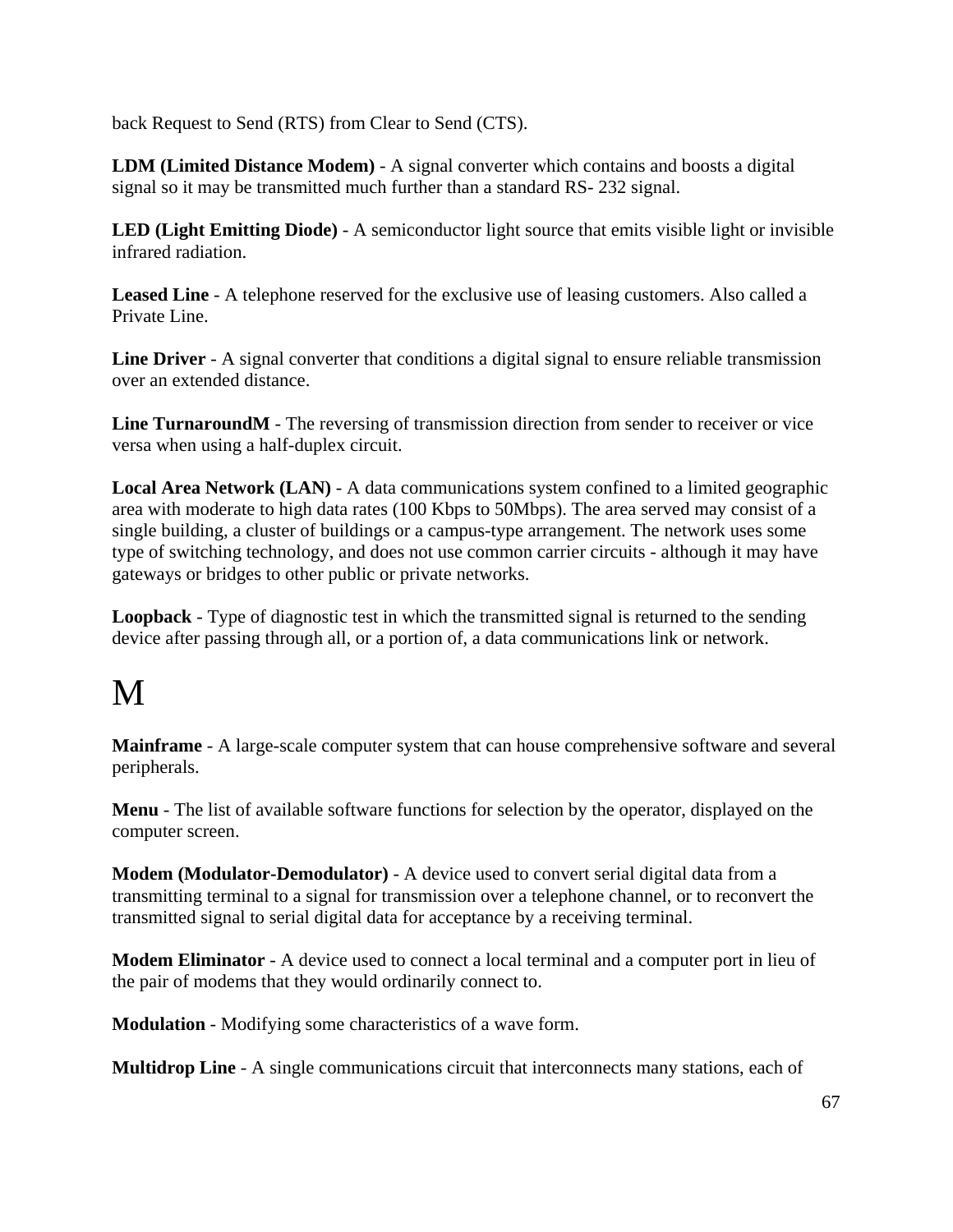back Request to Send (RTS) from Clear to Send (CTS).

**LDM (Limited Distance Modem)** - A signal converter which contains and boosts a digital signal so it may be transmitted much further than a standard RS- 232 signal.

**LED (Light Emitting Diode)** - A semiconductor light source that emits visible light or invisible infrared radiation.

**Leased Line** - A telephone reserved for the exclusive use of leasing customers. Also called a Private Line.

**Line Driver** - A signal converter that conditions a digital signal to ensure reliable transmission over an extended distance.

**Line TurnaroundM** - The reversing of transmission direction from sender to receiver or vice versa when using a half-duplex circuit.

**Local Area Network (LAN)** - A data communications system confined to a limited geographic area with moderate to high data rates (100 Kbps to 50Mbps). The area served may consist of a single building, a cluster of buildings or a campus-type arrangement. The network uses some type of switching technology, and does not use common carrier circuits - although it may have gateways or bridges to other public or private networks.

**Loopback** - Type of diagnostic test in which the transmitted signal is returned to the sending device after passing through all, or a portion of, a data communications link or network.

# M

**Mainframe** - A large-scale computer system that can house comprehensive software and several peripherals.

**Menu** - The list of available software functions for selection by the operator, displayed on the computer screen.

**Modem (Modulator-Demodulator)** - A device used to convert serial digital data from a transmitting terminal to a signal for transmission over a telephone channel, or to reconvert the transmitted signal to serial digital data for acceptance by a receiving terminal.

**Modem Eliminator** - A device used to connect a local terminal and a computer port in lieu of the pair of modems that they would ordinarily connect to.

**Modulation** - Modifying some characteristics of a wave form.

**Multidrop Line** - A single communications circuit that interconnects many stations, each of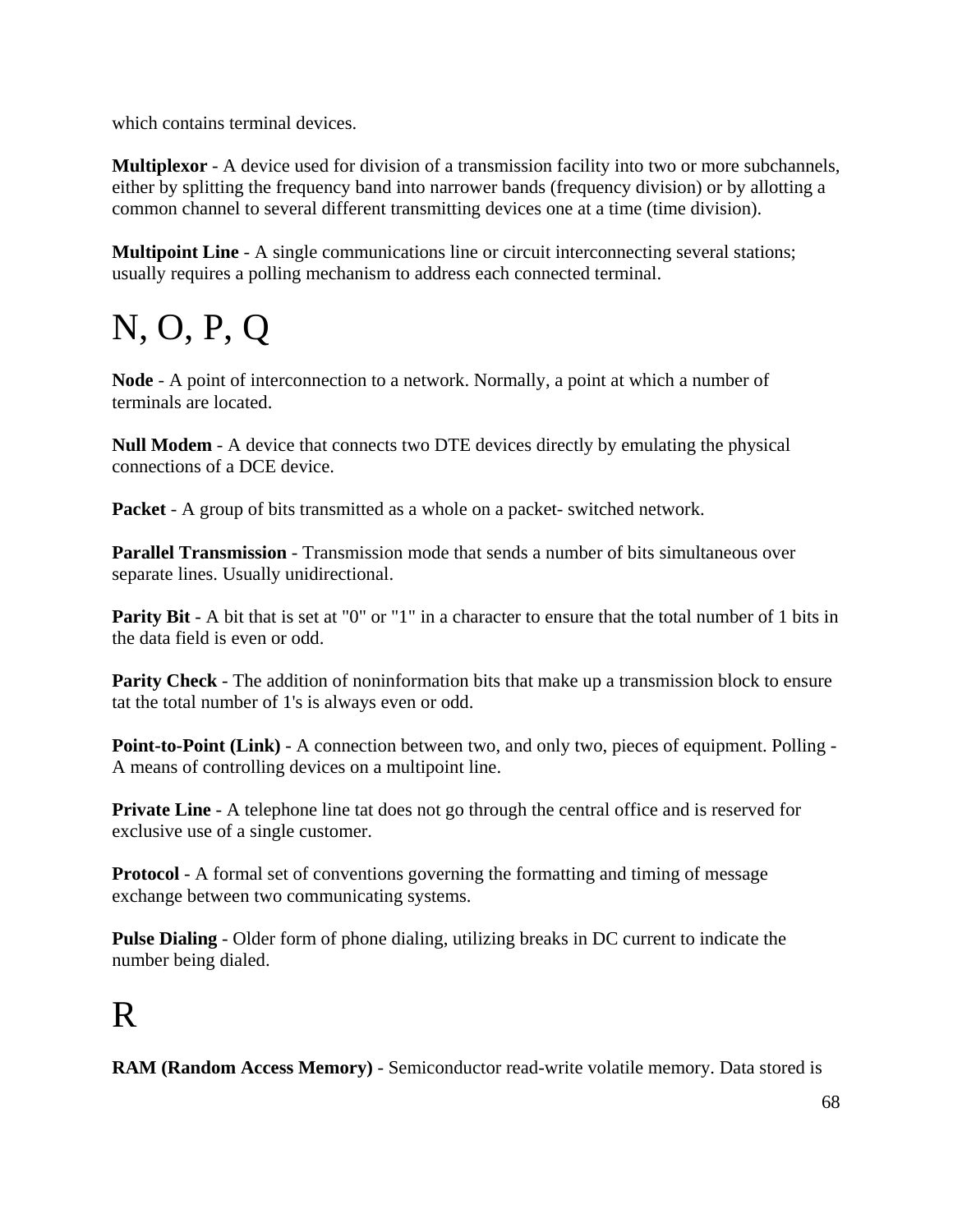which contains terminal devices.

**Multiplexor** - A device used for division of a transmission facility into two or more subchannels, either by splitting the frequency band into narrower bands (frequency division) or by allotting a common channel to several different transmitting devices one at a time (time division).

**Multipoint Line** - A single communications line or circuit interconnecting several stations; usually requires a polling mechanism to address each connected terminal.

# N, O, P, Q

**Node** - A point of interconnection to a network. Normally, a point at which a number of terminals are located.

**Null Modem** - A device that connects two DTE devices directly by emulating the physical connections of a DCE device.

**Packet** - A group of bits transmitted as a whole on a packet- switched network.

**Parallel Transmission** - Transmission mode that sends a number of bits simultaneous over separate lines. Usually unidirectional.

**Parity Bit** - A bit that is set at "0" or "1" in a character to ensure that the total number of 1 bits in the data field is even or odd.

**Parity Check** - The addition of noninformation bits that make up a transmission block to ensure tat the total number of 1's is always even or odd.

**Point-to-Point (Link)** - A connection between two, and only two, pieces of equipment. Polling - A means of controlling devices on a multipoint line.

**Private Line** - A telephone line tat does not go through the central office and is reserved for exclusive use of a single customer.

**Protocol** - A formal set of conventions governing the formatting and timing of message exchange between two communicating systems.

**Pulse Dialing** - Older form of phone dialing, utilizing breaks in DC current to indicate the number being dialed.

# R

**RAM (Random Access Memory)** - Semiconductor read-write volatile memory. Data stored is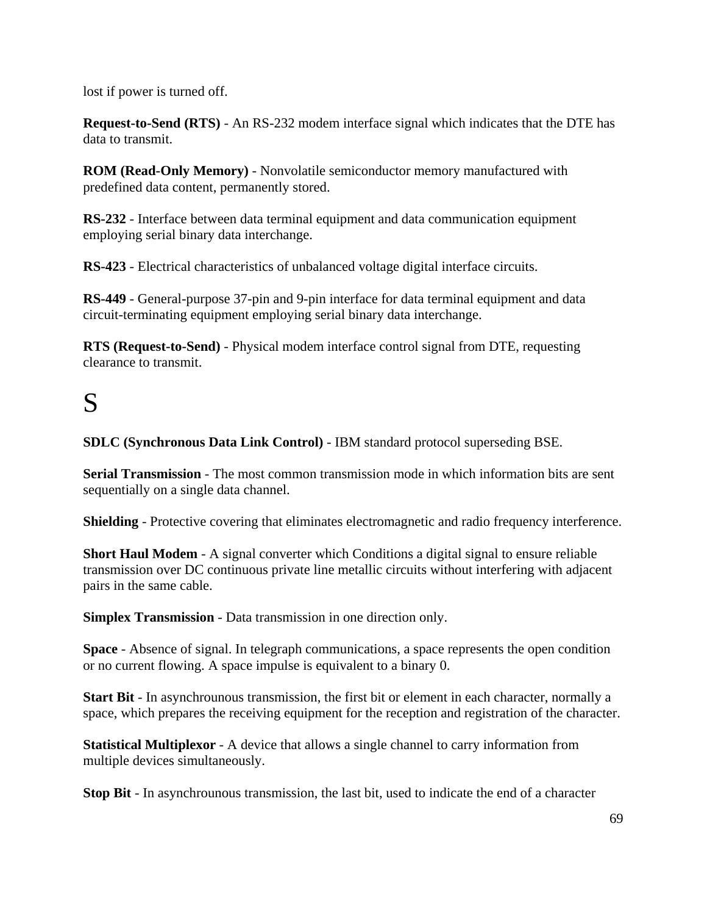lost if power is turned off.

**Request-to-Send (RTS)** - An RS-232 modem interface signal which indicates that the DTE has data to transmit.

**ROM (Read-Only Memory)** - Nonvolatile semiconductor memory manufactured with predefined data content, permanently stored.

**RS-232** - Interface between data terminal equipment and data communication equipment employing serial binary data interchange.

**RS-423** - Electrical characteristics of unbalanced voltage digital interface circuits.

**RS-449** - General-purpose 37-pin and 9-pin interface for data terminal equipment and data circuit-terminating equipment employing serial binary data interchange.

**RTS (Request-to-Send)** - Physical modem interface control signal from DTE, requesting clearance to transmit.

# S

**SDLC (Synchronous Data Link Control)** - IBM standard protocol superseding BSE.

**Serial Transmission** - The most common transmission mode in which information bits are sent sequentially on a single data channel.

**Shielding** - Protective covering that eliminates electromagnetic and radio frequency interference.

**Short Haul Modem** - A signal converter which Conditions a digital signal to ensure reliable transmission over DC continuous private line metallic circuits without interfering with adjacent pairs in the same cable.

**Simplex Transmission** - Data transmission in one direction only.

**Space** - Absence of signal. In telegraph communications, a space represents the open condition or no current flowing. A space impulse is equivalent to a binary 0.

**Start Bit** - In asynchrounous transmission, the first bit or element in each character, normally a space, which prepares the receiving equipment for the reception and registration of the character.

**Statistical Multiplexor** - A device that allows a single channel to carry information from multiple devices simultaneously.

**Stop Bit** - In asynchrounous transmission, the last bit, used to indicate the end of a character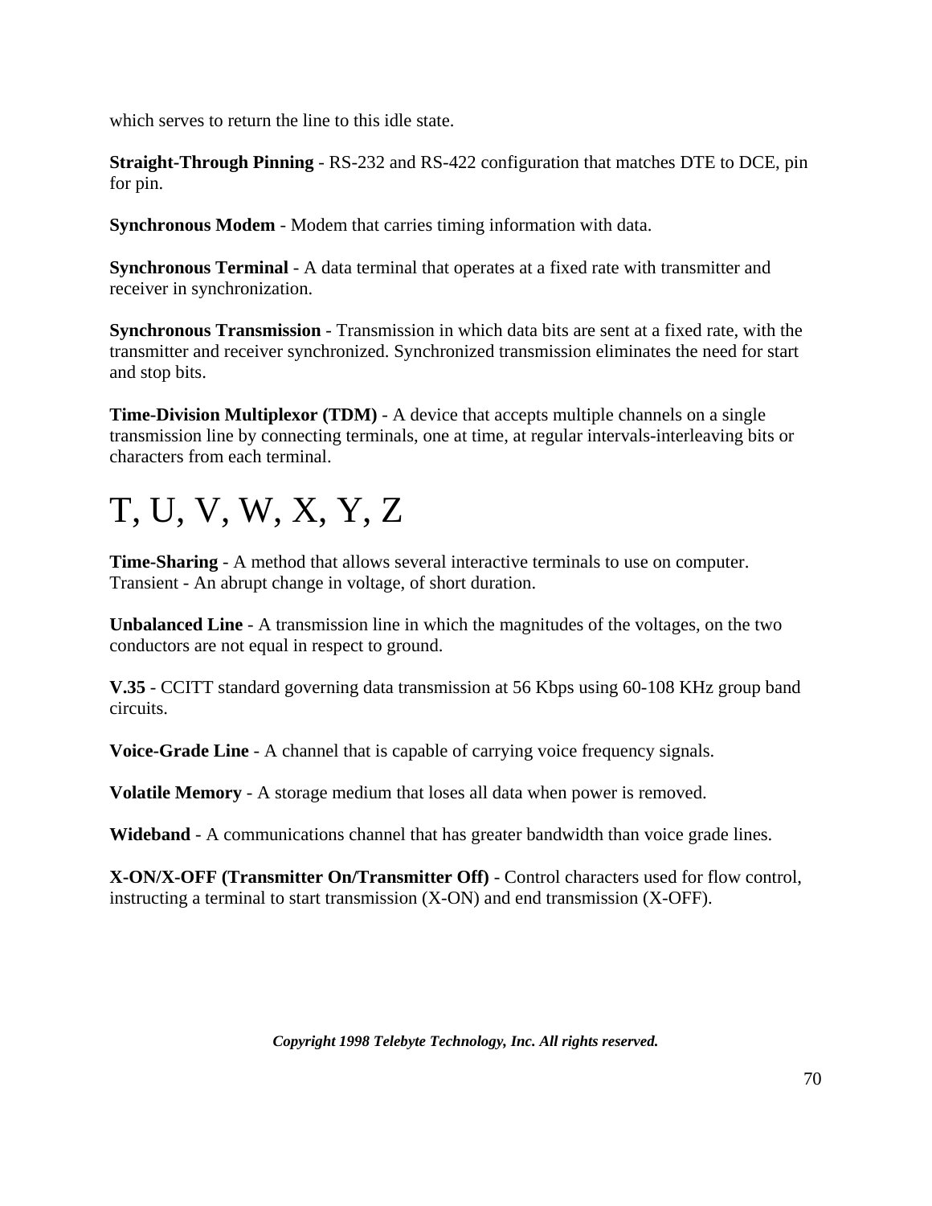which serves to return the line to this idle state.

**Straight-Through Pinning** - RS-232 and RS-422 configuration that matches DTE to DCE, pin for pin.

**Synchronous Modem** - Modem that carries timing information with data.

**Synchronous Terminal** - A data terminal that operates at a fixed rate with transmitter and receiver in synchronization.

**Synchronous Transmission** - Transmission in which data bits are sent at a fixed rate, with the transmitter and receiver synchronized. Synchronized transmission eliminates the need for start and stop bits.

**Time-Division Multiplexor (TDM)** - A device that accepts multiple channels on a single transmission line by connecting terminals, one at time, at regular intervals-interleaving bits or characters from each terminal.

# T, U, V, W, X, Y, Z

**Time-Sharing** - A method that allows several interactive terminals to use on computer.
Transient - An abrupt change in voltage, of short duration.

**Unbalanced Line** - A transmission line in which the magnitudes of the voltages, on the two conductors are not equal in respect to ground.

**V.35** - CCITT standard governing data transmission at 56 Kbps using 60-108 KHz group band circuits.

**Voice-Grade Line** - A channel that is capable of carrying voice frequency signals.

**Volatile Memory** - A storage medium that loses all data when power is removed.

**Wideband** - A communications channel that has greater bandwidth than voice grade lines.

**X-ON/X-OFF (Transmitter On/Transmitter Off)** - Control characters used for flow control, instructing a terminal to start transmission (X-ON) and end transmission (X-OFF).

***Copyright 1998 Telebyte Technology, Inc. All rights reserved.***